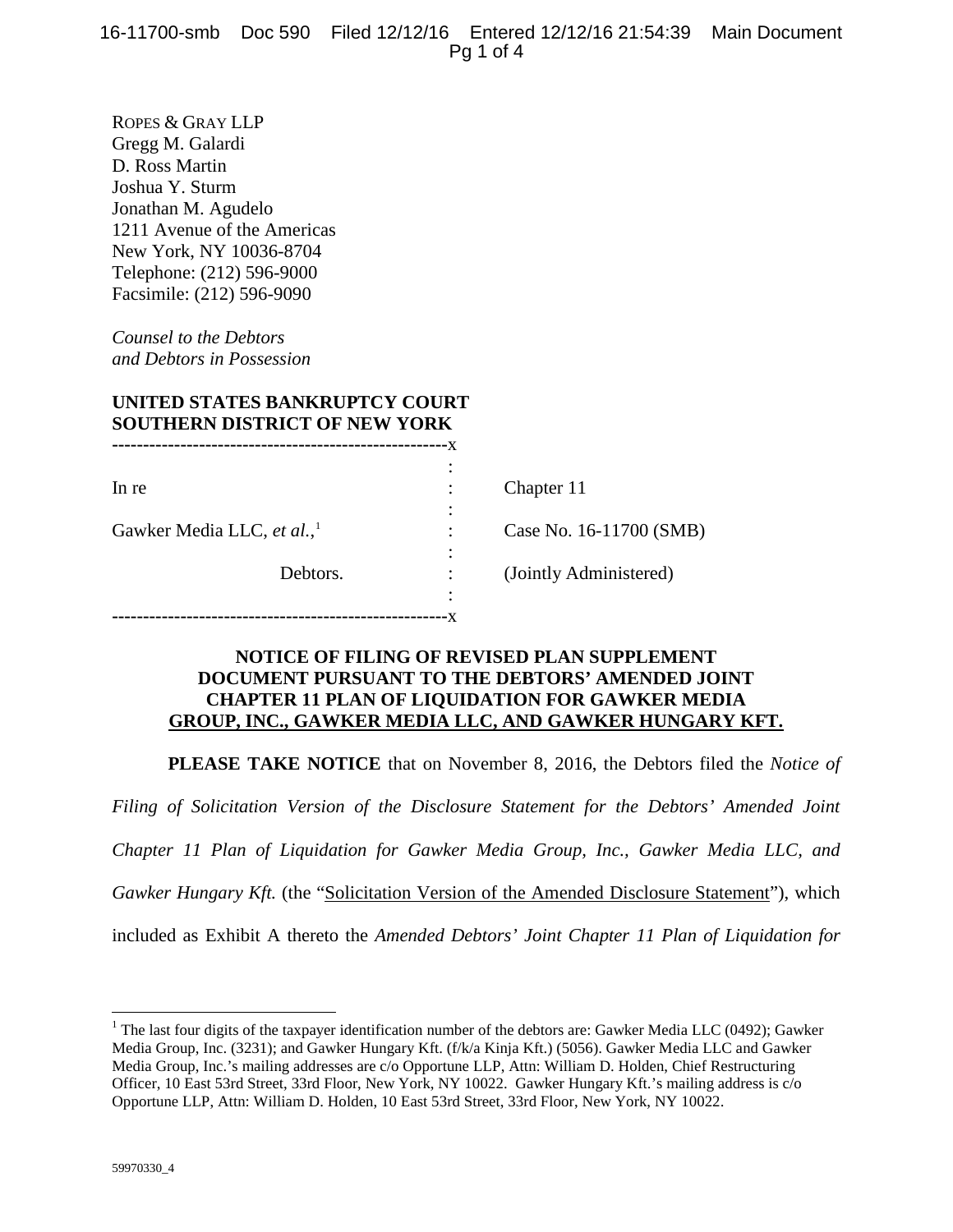ROPES & GRAY LLP
Gregg M. Galardi
D. Ross Martin
Joshua Y. Sturm
Jonathan M. Agudelo
1211 Avenue of the Americas
New York, NY 10036-8704
Telephone: (212) 596-9000
Facsimile: (212) 596-9090

*Counsel to the Debtors*
*and Debtors in Possession*

**UNITED STATES BANKRUPTCY COURT**
**SOUTHERN DISTRICT OF NEW YORK**

| | | |
|---|---|---|
| In re | : | Chapter 11 |
| Gawker Media LLC, *et al.*,[1] | : | Case No. 16-11700 (SMB) |
| Debtors. | : | (Jointly Administered) |

**NOTICE OF FILING OF REVISED PLAN SUPPLEMENT DOCUMENT PURSUANT TO THE DEBTORS' AMENDED JOINT CHAPTER 11 PLAN OF LIQUIDATION FOR GAWKER MEDIA GROUP, INC., GAWKER MEDIA LLC, AND GAWKER HUNGARY KFT.**

**PLEASE TAKE NOTICE** that on November 8, 2016, the Debtors filed the *Notice of Filing of Solicitation Version of the Disclosure Statement for the Debtors' Amended Joint Chapter 11 Plan of Liquidation for Gawker Media Group, Inc., Gawker Media LLC, and Gawker Hungary Kft.* (the "Solicitation Version of the Amended Disclosure Statement"), which included as Exhibit A thereto the *Amended Debtors' Joint Chapter 11 Plan of Liquidation for*

[1] The last four digits of the taxpayer identification number of the debtors are: Gawker Media LLC (0492); Gawker Media Group, Inc. (3231); and Gawker Hungary Kft. (f/k/a Kinja Kft.) (5056). Gawker Media LLC and Gawker Media Group, Inc.'s mailing addresses are c/o Opportune LLP, Attn: William D. Holden, Chief Restructuring Officer, 10 East 53rd Street, 33rd Floor, New York, NY 10022. Gawker Hungary Kft.'s mailing address is c/o Opportune LLP, Attn: William D. Holden, 10 East 53rd Street, 33rd Floor, New York, NY 10022.

59970330_4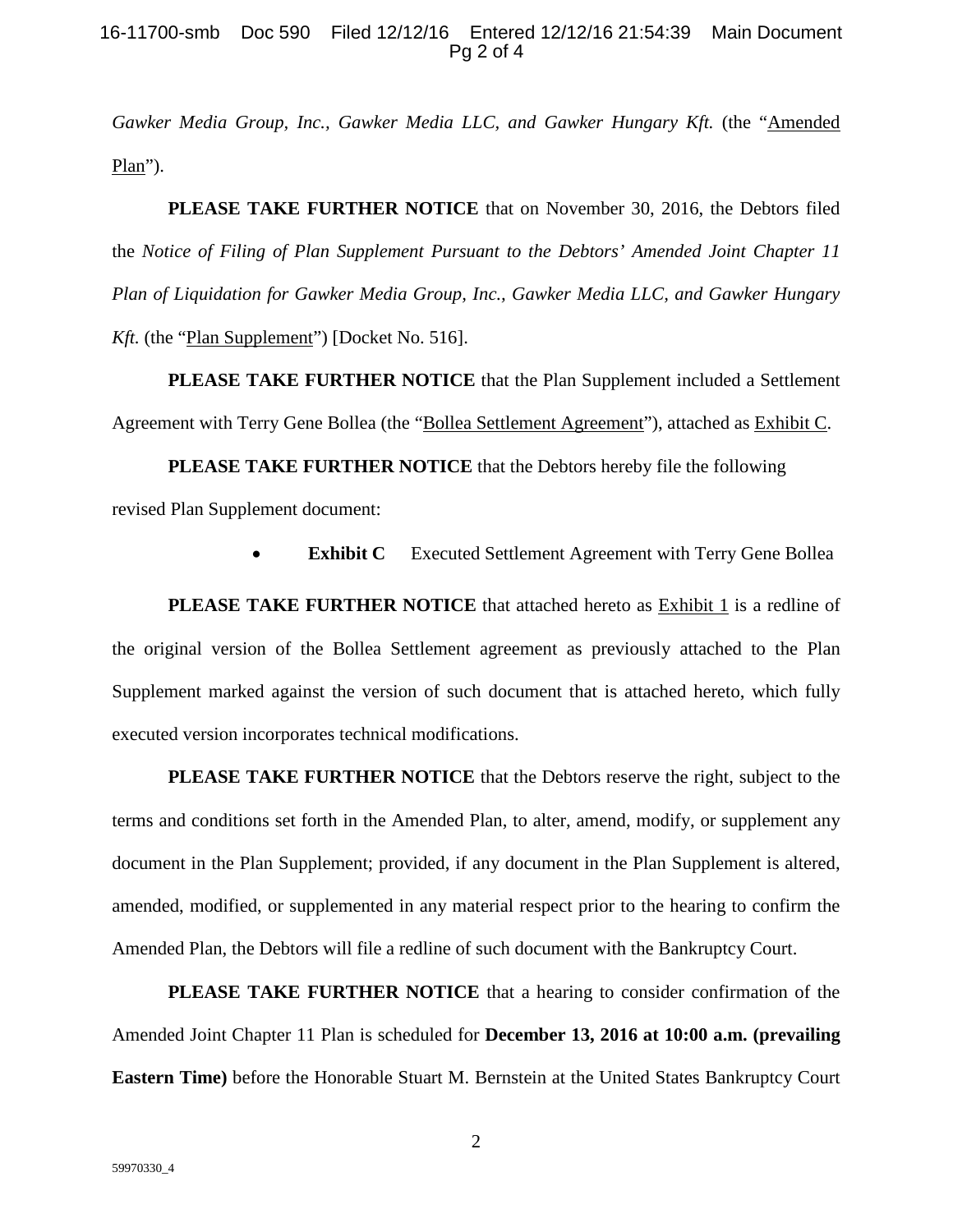*Gawker Media Group, Inc., Gawker Media LLC, and Gawker Hungary Kft.* (the "Amended Plan").

**PLEASE TAKE FURTHER NOTICE** that on November 30, 2016, the Debtors filed the *Notice of Filing of Plan Supplement Pursuant to the Debtors' Amended Joint Chapter 11 Plan of Liquidation for Gawker Media Group, Inc., Gawker Media LLC, and Gawker Hungary Kft.* (the "Plan Supplement") [Docket No. 516].

**PLEASE TAKE FURTHER NOTICE** that the Plan Supplement included a Settlement Agreement with Terry Gene Bollea (the "Bollea Settlement Agreement"), attached as Exhibit C.

**PLEASE TAKE FURTHER NOTICE** that the Debtors hereby file the following revised Plan Supplement document:

- **Exhibit C** Executed Settlement Agreement with Terry Gene Bollea

**PLEASE TAKE FURTHER NOTICE** that attached hereto as Exhibit 1 is a redline of the original version of the Bollea Settlement agreement as previously attached to the Plan Supplement marked against the version of such document that is attached hereto, which fully executed version incorporates technical modifications.

**PLEASE TAKE FURTHER NOTICE** that the Debtors reserve the right, subject to the terms and conditions set forth in the Amended Plan, to alter, amend, modify, or supplement any document in the Plan Supplement; provided, if any document in the Plan Supplement is altered, amended, modified, or supplemented in any material respect prior to the hearing to confirm the Amended Plan, the Debtors will file a redline of such document with the Bankruptcy Court.

**PLEASE TAKE FURTHER NOTICE** that a hearing to consider confirmation of the Amended Joint Chapter 11 Plan is scheduled for **December 13, 2016 at 10:00 a.m. (prevailing Eastern Time)** before the Honorable Stuart M. Bernstein at the United States Bankruptcy Court

59970330_4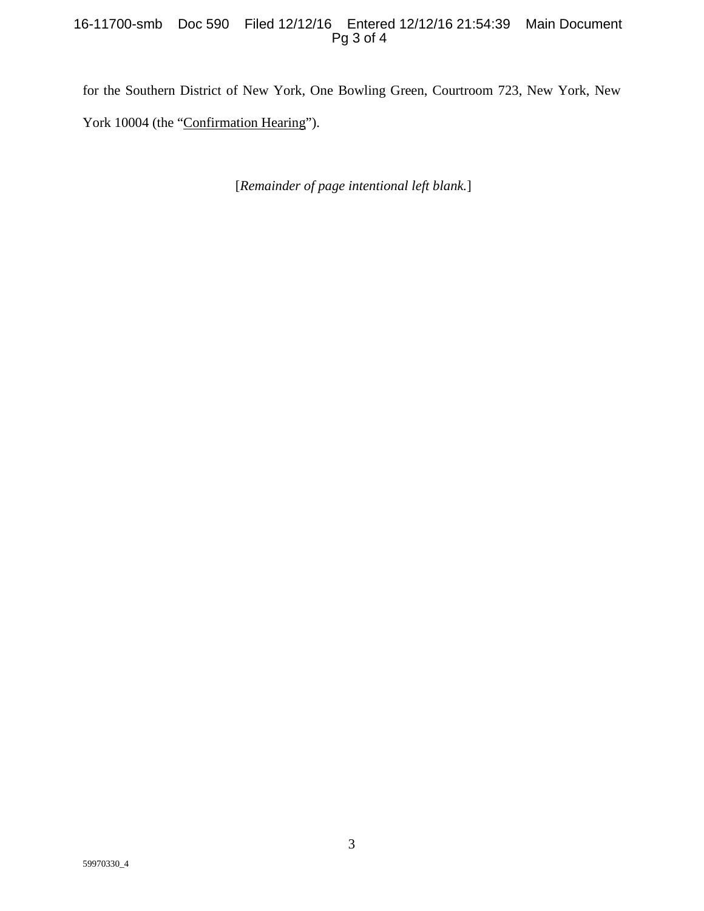for the Southern District of New York, One Bowling Green, Courtroom 723, New York, New York 10004 (the "Confirmation Hearing").

[*Remainder of page intentional left blank.*]

59970330_4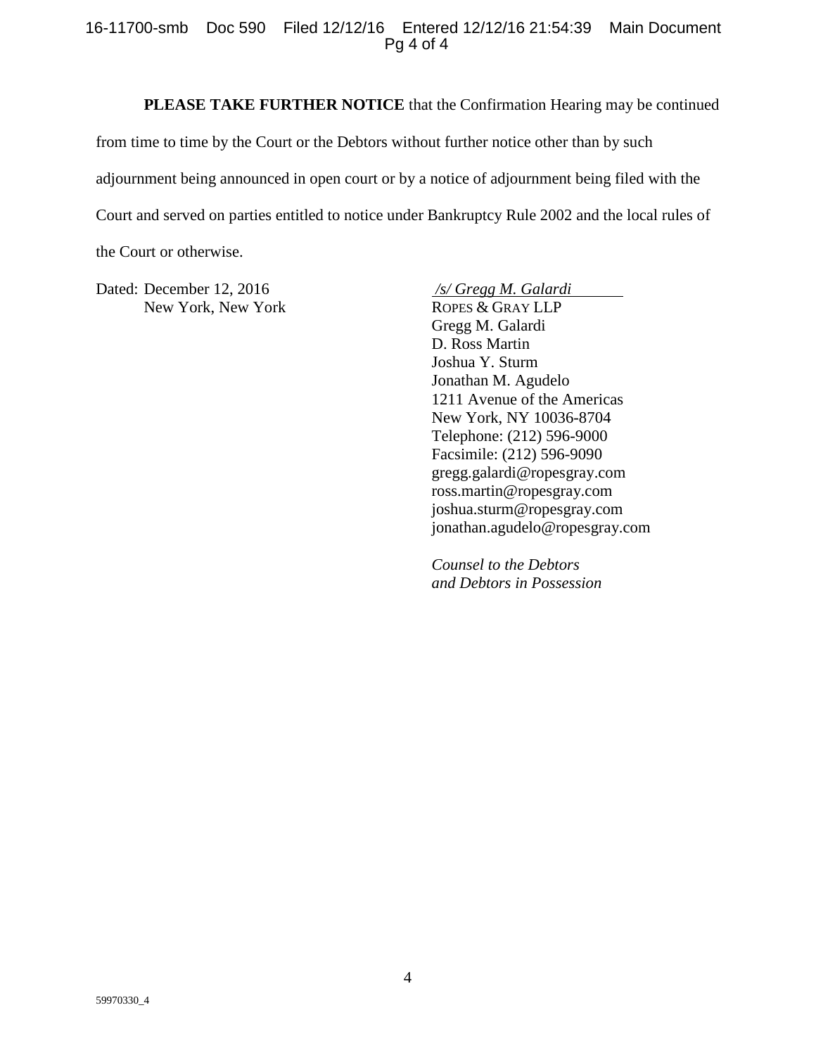**PLEASE TAKE FURTHER NOTICE** that the Confirmation Hearing may be continued from time to time by the Court or the Debtors without further notice other than by such adjournment being announced in open court or by a notice of adjournment being filed with the Court and served on parties entitled to notice under Bankruptcy Rule 2002 and the local rules of the Court or otherwise.

Dated: December 12, 2016
New York, New York

*/s/ Gregg M. Galardi*
ROPES & GRAY LLP
Gregg M. Galardi
D. Ross Martin
Joshua Y. Sturm
Jonathan M. Agudelo
1211 Avenue of the Americas
New York, NY 10036-8704
Telephone: (212) 596-9000
Facsimile: (212) 596-9090
gregg.galardi@ropesgray.com
ross.martin@ropesgray.com
joshua.sturm@ropesgray.com
jonathan.agudelo@ropesgray.com

*Counsel to the Debtors and Debtors in Possession*

59970330_4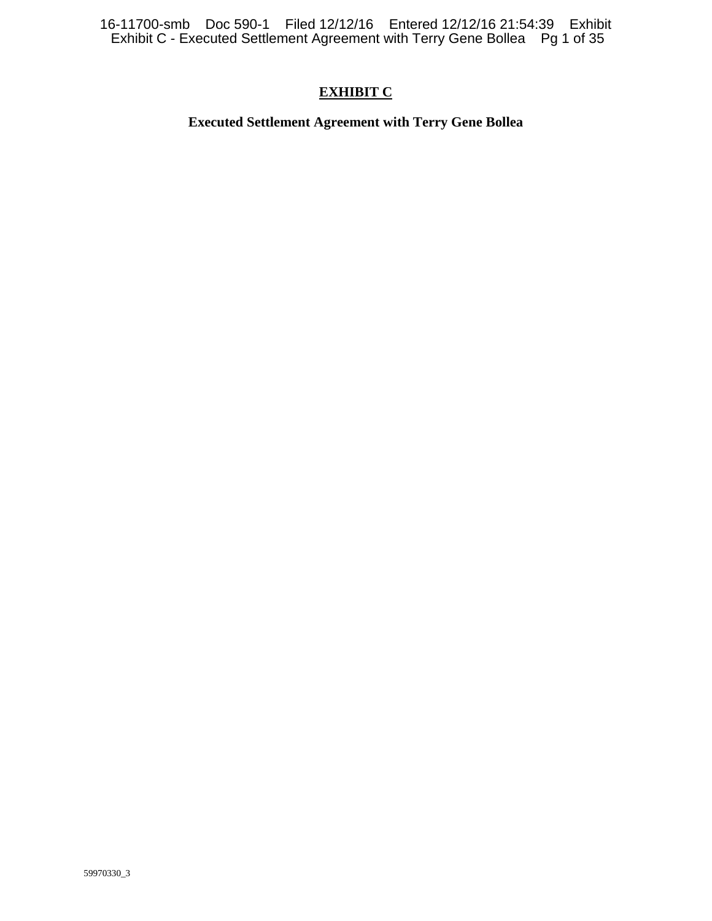# EXHIBIT C

**Executed Settlement Agreement with Terry Gene Bollea**

59970330_3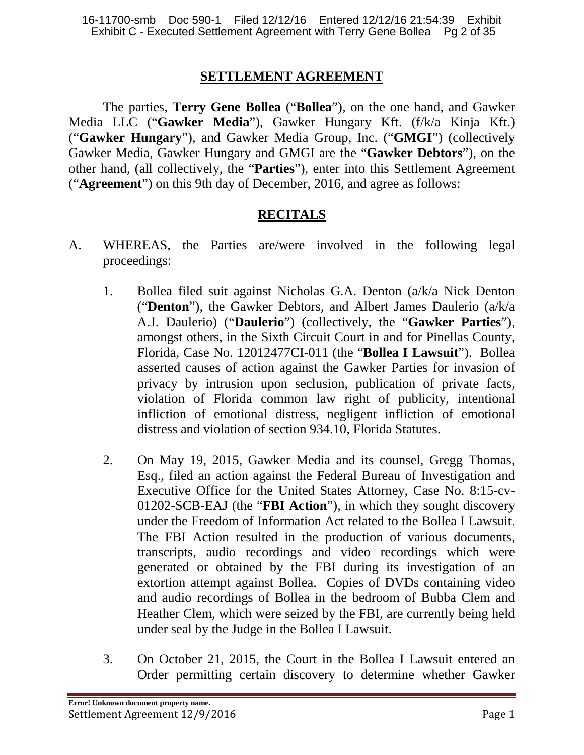## SETTLEMENT AGREEMENT

The parties, **Terry Gene Bollea** ("**Bollea**"), on the one hand, and Gawker Media LLC ("**Gawker Media**"), Gawker Hungary Kft. (f/k/a Kinja Kft.) ("**Gawker Hungary**"), and Gawker Media Group, Inc. ("**GMGI**") (collectively Gawker Media, Gawker Hungary and GMGI are the "**Gawker Debtors**"), on the other hand, (all collectively, the "**Parties**"), enter into this Settlement Agreement ("**Agreement**") on this 9th day of December, 2016, and agree as follows:

## RECITALS

A. WHEREAS, the Parties are/were involved in the following legal proceedings:

1. Bollea filed suit against Nicholas G.A. Denton (a/k/a Nick Denton ("**Denton**"), the Gawker Debtors, and Albert James Daulerio (a/k/a A.J. Daulerio) ("**Daulerio**") (collectively, the "**Gawker Parties**"), amongst others, in the Sixth Circuit Court in and for Pinellas County, Florida, Case No. 12012477CI-011 (the "**Bollea I Lawsuit**"). Bollea asserted causes of action against the Gawker Parties for invasion of privacy by intrusion upon seclusion, publication of private facts, violation of Florida common law right of publicity, intentional infliction of emotional distress, negligent infliction of emotional distress and violation of section 934.10, Florida Statutes.

2. On May 19, 2015, Gawker Media and its counsel, Gregg Thomas, Esq., filed an action against the Federal Bureau of Investigation and Executive Office for the United States Attorney, Case No. 8:15-cv-01202-SCB-EAJ (the "**FBI Action**"), in which they sought discovery under the Freedom of Information Act related to the Bollea I Lawsuit. The FBI Action resulted in the production of various documents, transcripts, audio recordings and video recordings which were generated or obtained by the FBI during its investigation of an extortion attempt against Bollea. Copies of DVDs containing video and audio recordings of Bollea in the bedroom of Bubba Clem and Heather Clem, which were seized by the FBI, are currently being held under seal by the Judge in the Bollea I Lawsuit.

3. On October 21, 2015, the Court in the Bollea I Lawsuit entered an Order permitting certain discovery to determine whether Gawker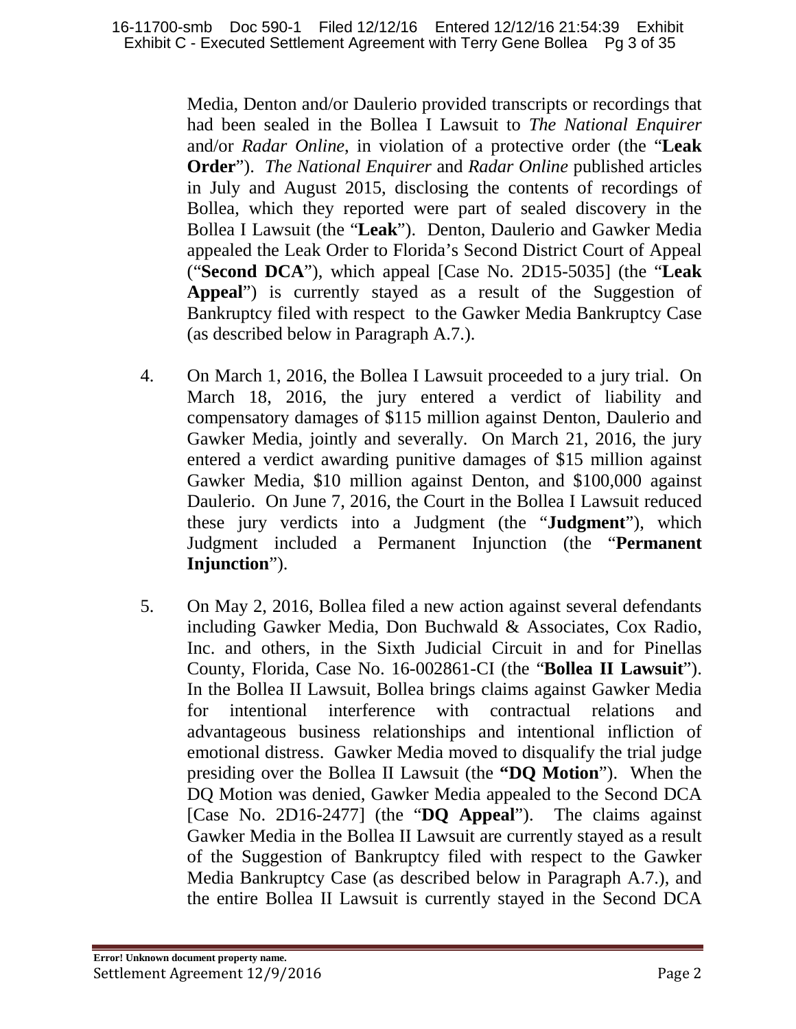Media, Denton and/or Daulerio provided transcripts or recordings that had been sealed in the Bollea I Lawsuit to *The National Enquirer* and/or *Radar Online*, in violation of a protective order (the "**Leak Order**"). *The National Enquirer* and *Radar Online* published articles in July and August 2015, disclosing the contents of recordings of Bollea, which they reported were part of sealed discovery in the Bollea I Lawsuit (the "**Leak**"). Denton, Daulerio and Gawker Media appealed the Leak Order to Florida's Second District Court of Appeal ("**Second DCA**"), which appeal [Case No. 2D15-5035] (the "**Leak Appeal**") is currently stayed as a result of the Suggestion of Bankruptcy filed with respect to the Gawker Media Bankruptcy Case (as described below in Paragraph A.7.).

4. On March 1, 2016, the Bollea I Lawsuit proceeded to a jury trial. On March 18, 2016, the jury entered a verdict of liability and compensatory damages of $115 million against Denton, Daulerio and Gawker Media, jointly and severally. On March 21, 2016, the jury entered a verdict awarding punitive damages of $15 million against Gawker Media, $10 million against Denton, and $100,000 against Daulerio. On June 7, 2016, the Court in the Bollea I Lawsuit reduced these jury verdicts into a Judgment (the "**Judgment**"), which Judgment included a Permanent Injunction (the "**Permanent Injunction**").

5. On May 2, 2016, Bollea filed a new action against several defendants including Gawker Media, Don Buchwald & Associates, Cox Radio, Inc. and others, in the Sixth Judicial Circuit in and for Pinellas County, Florida, Case No. 16-002861-CI (the "**Bollea II Lawsuit**"). In the Bollea II Lawsuit, Bollea brings claims against Gawker Media for intentional interference with contractual relations and advantageous business relationships and intentional infliction of emotional distress. Gawker Media moved to disqualify the trial judge presiding over the Bollea II Lawsuit (the **"DQ Motion**"). When the DQ Motion was denied, Gawker Media appealed to the Second DCA [Case No. 2D16-2477] (the "**DQ Appeal**"). The claims against Gawker Media in the Bollea II Lawsuit are currently stayed as a result of the Suggestion of Bankruptcy filed with respect to the Gawker Media Bankruptcy Case (as described below in Paragraph A.7.), and the entire Bollea II Lawsuit is currently stayed in the Second DCA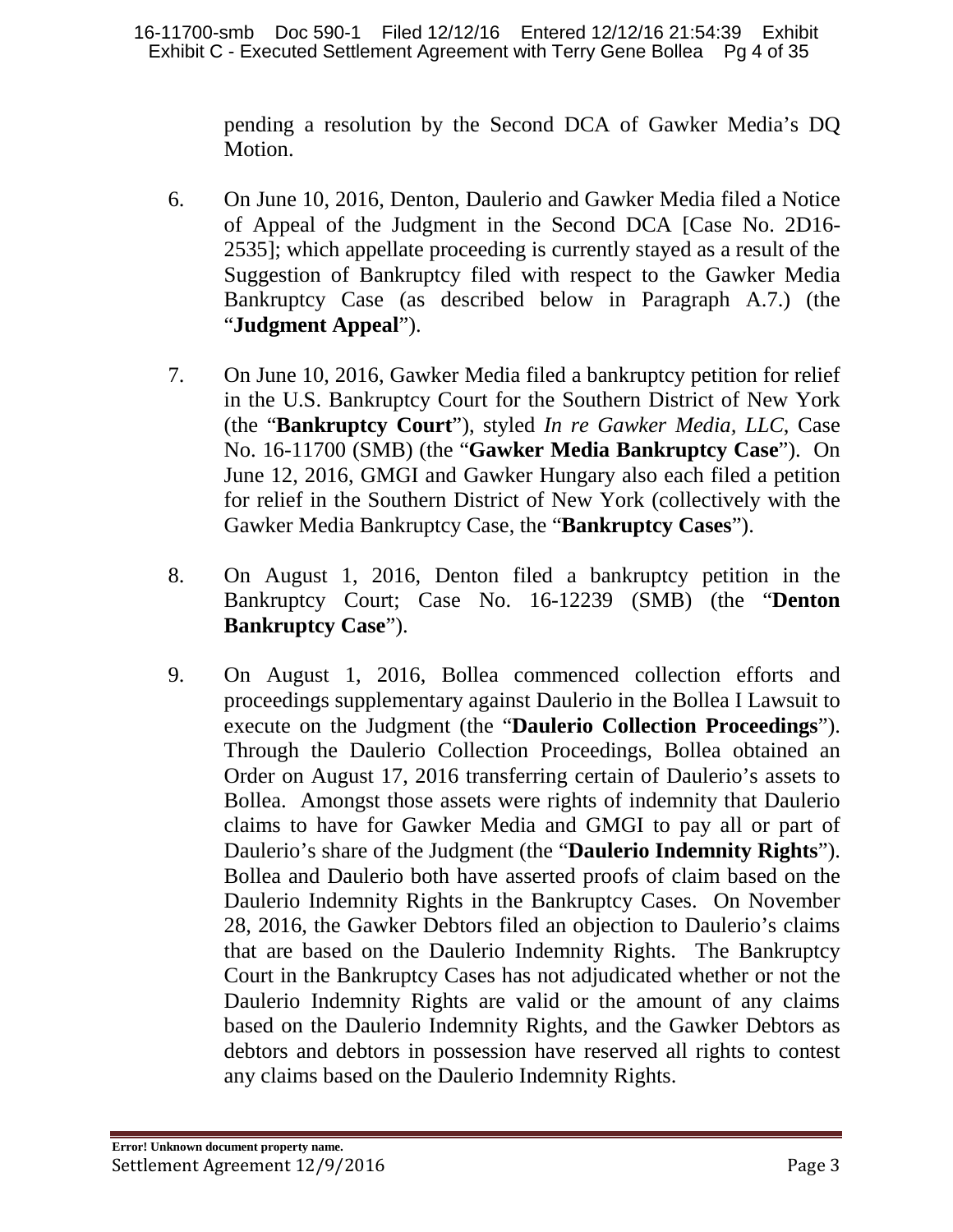pending a resolution by the Second DCA of Gawker Media's DQ Motion.

6. On June 10, 2016, Denton, Daulerio and Gawker Media filed a Notice of Appeal of the Judgment in the Second DCA [Case No. 2D16-2535]; which appellate proceeding is currently stayed as a result of the Suggestion of Bankruptcy filed with respect to the Gawker Media Bankruptcy Case (as described below in Paragraph A.7.) (the "**Judgment Appeal**").

7. On June 10, 2016, Gawker Media filed a bankruptcy petition for relief in the U.S. Bankruptcy Court for the Southern District of New York (the "**Bankruptcy Court**"), styled *In re Gawker Media, LLC*, Case No. 16-11700 (SMB) (the "**Gawker Media Bankruptcy Case**"). On June 12, 2016, GMGI and Gawker Hungary also each filed a petition for relief in the Southern District of New York (collectively with the Gawker Media Bankruptcy Case, the "**Bankruptcy Cases**").

8. On August 1, 2016, Denton filed a bankruptcy petition in the Bankruptcy Court; Case No. 16-12239 (SMB) (the "**Denton Bankruptcy Case**").

9. On August 1, 2016, Bollea commenced collection efforts and proceedings supplementary against Daulerio in the Bollea I Lawsuit to execute on the Judgment (the "**Daulerio Collection Proceedings**"). Through the Daulerio Collection Proceedings, Bollea obtained an Order on August 17, 2016 transferring certain of Daulerio's assets to Bollea. Amongst those assets were rights of indemnity that Daulerio claims to have for Gawker Media and GMGI to pay all or part of Daulerio's share of the Judgment (the "**Daulerio Indemnity Rights**"). Bollea and Daulerio both have asserted proofs of claim based on the Daulerio Indemnity Rights in the Bankruptcy Cases. On November 28, 2016, the Gawker Debtors filed an objection to Daulerio's claims that are based on the Daulerio Indemnity Rights. The Bankruptcy Court in the Bankruptcy Cases has not adjudicated whether or not the Daulerio Indemnity Rights are valid or the amount of any claims based on the Daulerio Indemnity Rights, and the Gawker Debtors as debtors and debtors in possession have reserved all rights to contest any claims based on the Daulerio Indemnity Rights.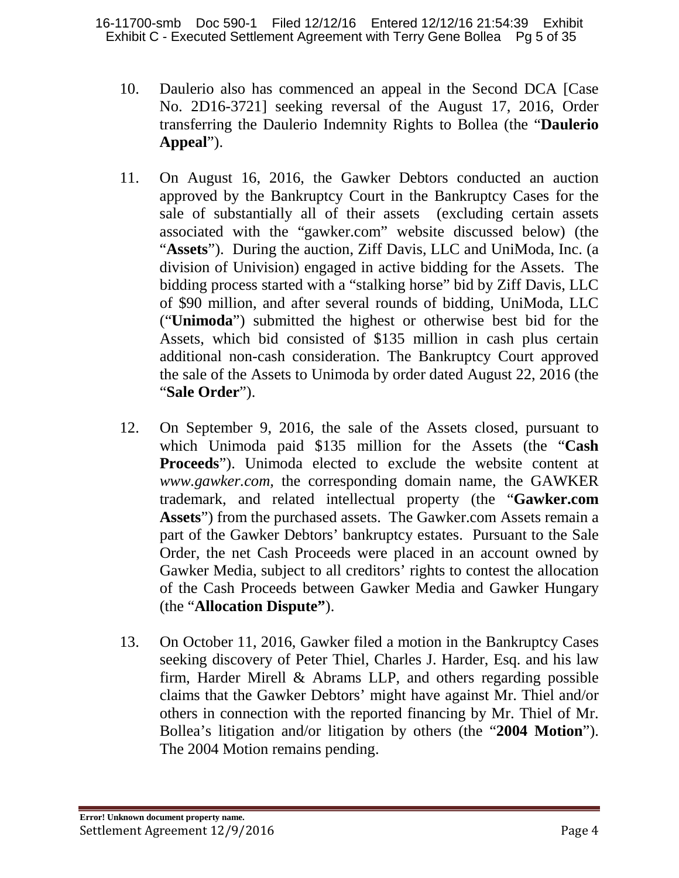10. Daulerio also has commenced an appeal in the Second DCA [Case No. 2D16-3721] seeking reversal of the August 17, 2016, Order transferring the Daulerio Indemnity Rights to Bollea (the "**Daulerio Appeal**").

11. On August 16, 2016, the Gawker Debtors conducted an auction approved by the Bankruptcy Court in the Bankruptcy Cases for the sale of substantially all of their assets (excluding certain assets associated with the "gawker.com" website discussed below) (the "**Assets**"). During the auction, Ziff Davis, LLC and UniModa, Inc. (a division of Univision) engaged in active bidding for the Assets. The bidding process started with a "stalking horse" bid by Ziff Davis, LLC of $90 million, and after several rounds of bidding, UniModa, LLC ("**Unimoda**") submitted the highest or otherwise best bid for the Assets, which bid consisted of $135 million in cash plus certain additional non-cash consideration. The Bankruptcy Court approved the sale of the Assets to Unimoda by order dated August 22, 2016 (the "**Sale Order**").

12. On September 9, 2016, the sale of the Assets closed, pursuant to which Unimoda paid $135 million for the Assets (the "**Cash Proceeds**"). Unimoda elected to exclude the website content at *www.gawker.com*, the corresponding domain name, the GAWKER trademark, and related intellectual property (the "**Gawker.com Assets**") from the purchased assets. The Gawker.com Assets remain a part of the Gawker Debtors' bankruptcy estates. Pursuant to the Sale Order, the net Cash Proceeds were placed in an account owned by Gawker Media, subject to all creditors' rights to contest the allocation of the Cash Proceeds between Gawker Media and Gawker Hungary (the "**Allocation Dispute"**).

13. On October 11, 2016, Gawker filed a motion in the Bankruptcy Cases seeking discovery of Peter Thiel, Charles J. Harder, Esq. and his law firm, Harder Mirell & Abrams LLP, and others regarding possible claims that the Gawker Debtors' might have against Mr. Thiel and/or others in connection with the reported financing by Mr. Thiel of Mr. Bollea's litigation and/or litigation by others (the "**2004 Motion**"). The 2004 Motion remains pending.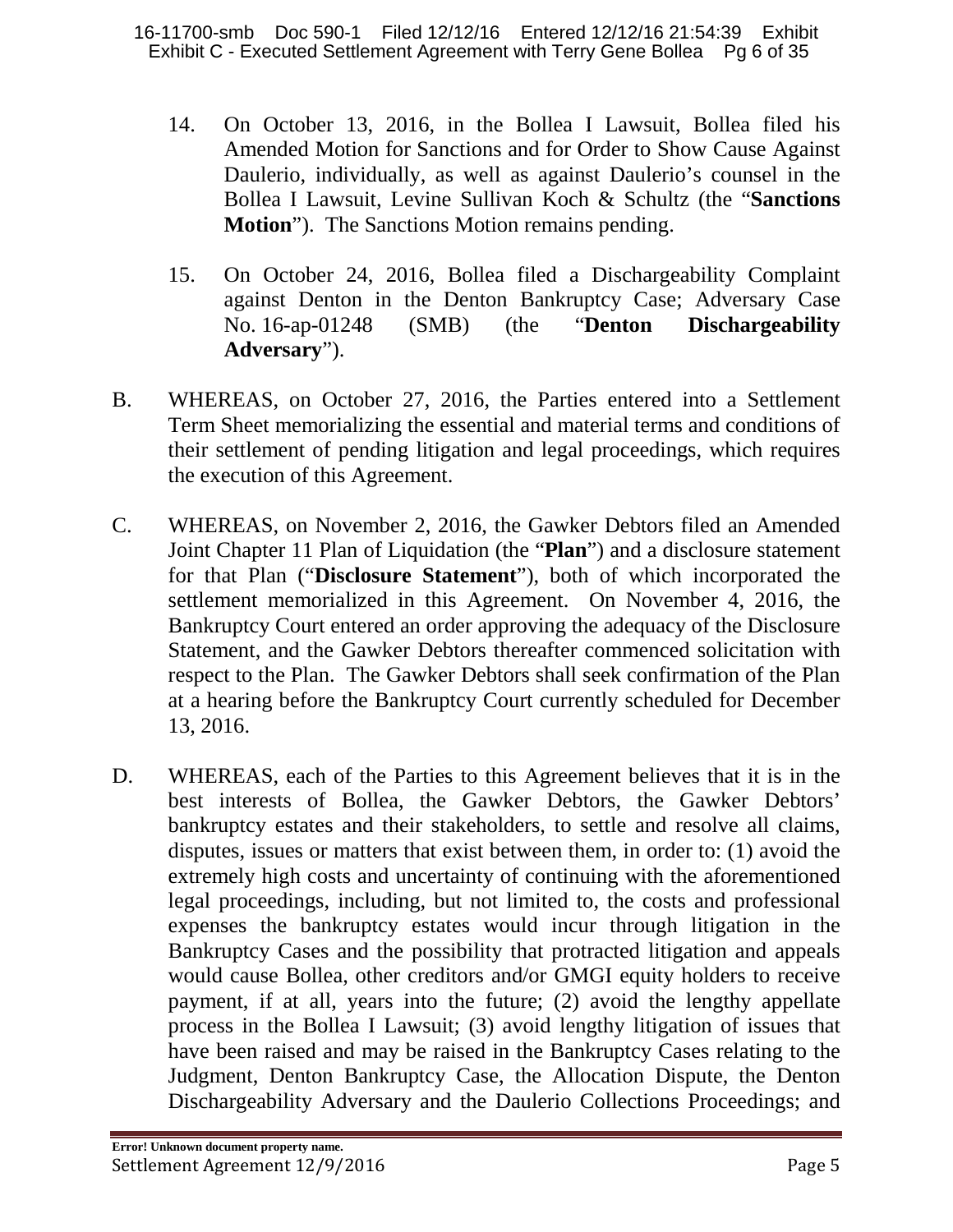14. On October 13, 2016, in the Bollea I Lawsuit, Bollea filed his Amended Motion for Sanctions and for Order to Show Cause Against Daulerio, individually, as well as against Daulerio's counsel in the Bollea I Lawsuit, Levine Sullivan Koch & Schultz (the "**Sanctions Motion**"). The Sanctions Motion remains pending.

15. On October 24, 2016, Bollea filed a Dischargeability Complaint against Denton in the Denton Bankruptcy Case; Adversary Case No. 16-ap-01248 (SMB) (the "**Denton Dischargeability Adversary**").

B. WHEREAS, on October 27, 2016, the Parties entered into a Settlement Term Sheet memorializing the essential and material terms and conditions of their settlement of pending litigation and legal proceedings, which requires the execution of this Agreement.

C. WHEREAS, on November 2, 2016, the Gawker Debtors filed an Amended Joint Chapter 11 Plan of Liquidation (the "**Plan**") and a disclosure statement for that Plan ("**Disclosure Statement**"), both of which incorporated the settlement memorialized in this Agreement. On November 4, 2016, the Bankruptcy Court entered an order approving the adequacy of the Disclosure Statement, and the Gawker Debtors thereafter commenced solicitation with respect to the Plan. The Gawker Debtors shall seek confirmation of the Plan at a hearing before the Bankruptcy Court currently scheduled for December 13, 2016.

D. WHEREAS, each of the Parties to this Agreement believes that it is in the best interests of Bollea, the Gawker Debtors, the Gawker Debtors' bankruptcy estates and their stakeholders, to settle and resolve all claims, disputes, issues or matters that exist between them, in order to: (1) avoid the extremely high costs and uncertainty of continuing with the aforementioned legal proceedings, including, but not limited to, the costs and professional expenses the bankruptcy estates would incur through litigation in the Bankruptcy Cases and the possibility that protracted litigation and appeals would cause Bollea, other creditors and/or GMGI equity holders to receive payment, if at all, years into the future; (2) avoid the lengthy appellate process in the Bollea I Lawsuit; (3) avoid lengthy litigation of issues that have been raised and may be raised in the Bankruptcy Cases relating to the Judgment, Denton Bankruptcy Case, the Allocation Dispute, the Denton Dischargeability Adversary and the Daulerio Collections Proceedings; and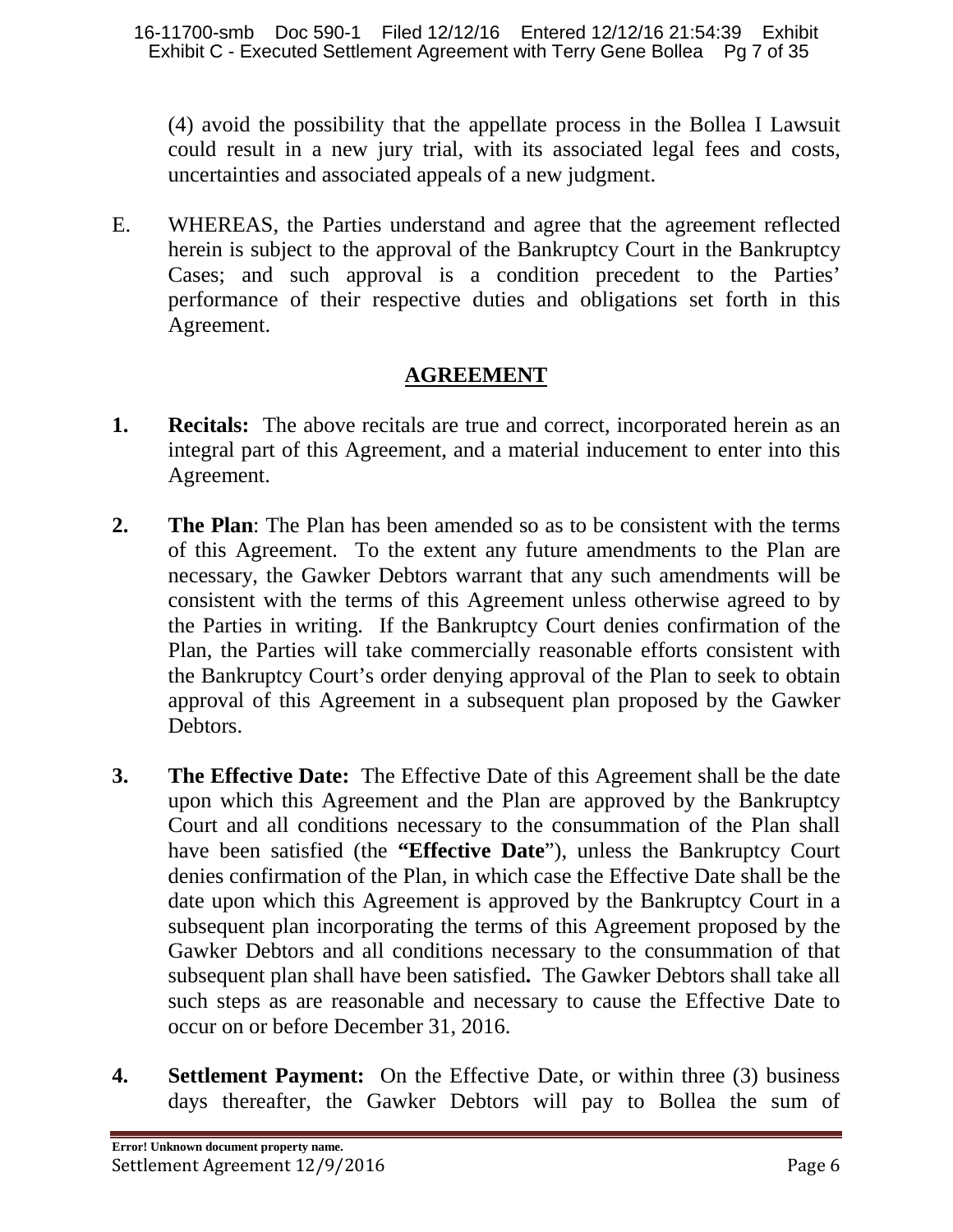(4) avoid the possibility that the appellate process in the Bollea I Lawsuit could result in a new jury trial, with its associated legal fees and costs, uncertainties and associated appeals of a new judgment.

E. WHEREAS, the Parties understand and agree that the agreement reflected herein is subject to the approval of the Bankruptcy Court in the Bankruptcy Cases; and such approval is a condition precedent to the Parties' performance of their respective duties and obligations set forth in this Agreement.

## AGREEMENT

**1. Recitals:** The above recitals are true and correct, incorporated herein as an integral part of this Agreement, and a material inducement to enter into this Agreement.

**2. The Plan**: The Plan has been amended so as to be consistent with the terms of this Agreement. To the extent any future amendments to the Plan are necessary, the Gawker Debtors warrant that any such amendments will be consistent with the terms of this Agreement unless otherwise agreed to by the Parties in writing. If the Bankruptcy Court denies confirmation of the Plan, the Parties will take commercially reasonable efforts consistent with the Bankruptcy Court's order denying approval of the Plan to seek to obtain approval of this Agreement in a subsequent plan proposed by the Gawker Debtors.

**3. The Effective Date:** The Effective Date of this Agreement shall be the date upon which this Agreement and the Plan are approved by the Bankruptcy Court and all conditions necessary to the consummation of the Plan shall have been satisfied (the **"Effective Date"**), unless the Bankruptcy Court denies confirmation of the Plan, in which case the Effective Date shall be the date upon which this Agreement is approved by the Bankruptcy Court in a subsequent plan incorporating the terms of this Agreement proposed by the Gawker Debtors and all conditions necessary to the consummation of that subsequent plan shall have been satisfied**.** The Gawker Debtors shall take all such steps as are reasonable and necessary to cause the Effective Date to occur on or before December 31, 2016.

**4. Settlement Payment:** On the Effective Date, or within three (3) business days thereafter, the Gawker Debtors will pay to Bollea the sum of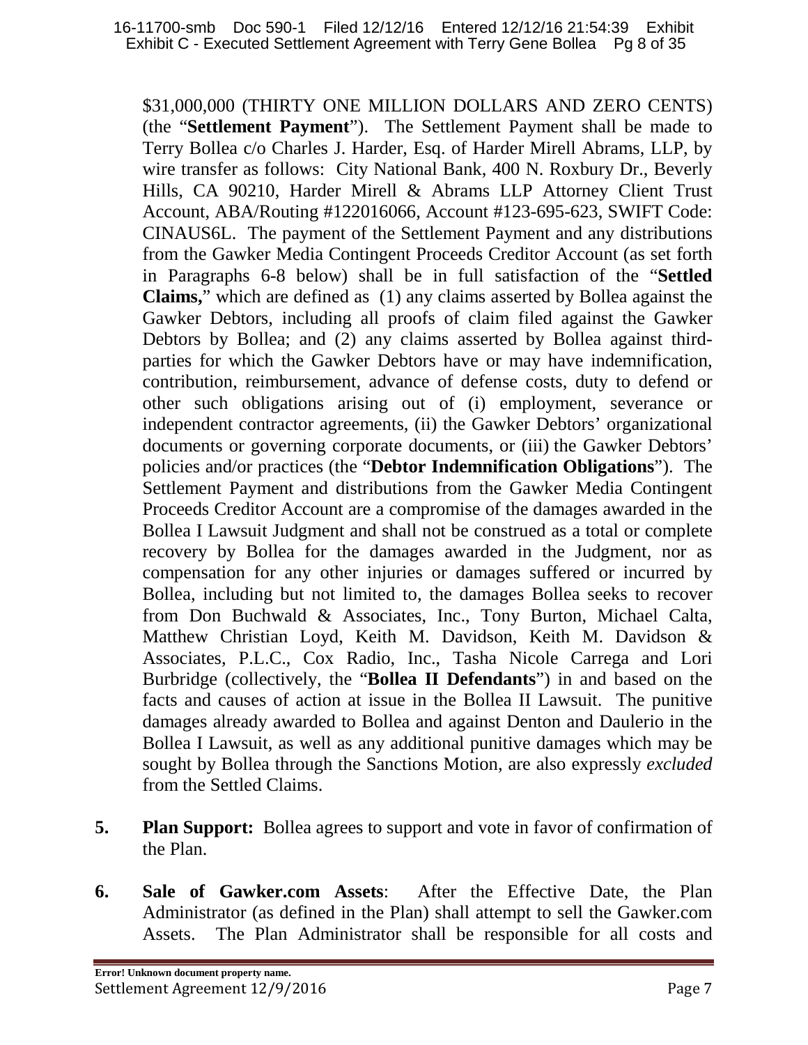$31,000,000 (THIRTY ONE MILLION DOLLARS AND ZERO CENTS) (the "**Settlement Payment**"). The Settlement Payment shall be made to Terry Bollea c/o Charles J. Harder, Esq. of Harder Mirell Abrams, LLP, by wire transfer as follows: City National Bank, 400 N. Roxbury Dr., Beverly Hills, CA 90210, Harder Mirell & Abrams LLP Attorney Client Trust Account, ABA/Routing #122016066, Account #123-695-623, SWIFT Code: CINAUS6L. The payment of the Settlement Payment and any distributions from the Gawker Media Contingent Proceeds Creditor Account (as set forth in Paragraphs 6-8 below) shall be in full satisfaction of the "**Settled Claims,**" which are defined as (1) any claims asserted by Bollea against the Gawker Debtors, including all proofs of claim filed against the Gawker Debtors by Bollea; and (2) any claims asserted by Bollea against third-parties for which the Gawker Debtors have or may have indemnification, contribution, reimbursement, advance of defense costs, duty to defend or other such obligations arising out of (i) employment, severance or independent contractor agreements, (ii) the Gawker Debtors' organizational documents or governing corporate documents, or (iii) the Gawker Debtors' policies and/or practices (the "**Debtor Indemnification Obligations**"). The Settlement Payment and distributions from the Gawker Media Contingent Proceeds Creditor Account are a compromise of the damages awarded in the Bollea I Lawsuit Judgment and shall not be construed as a total or complete recovery by Bollea for the damages awarded in the Judgment, nor as compensation for any other injuries or damages suffered or incurred by Bollea, including but not limited to, the damages Bollea seeks to recover from Don Buchwald & Associates, Inc., Tony Burton, Michael Calta, Matthew Christian Loyd, Keith M. Davidson, Keith M. Davidson & Associates, P.L.C., Cox Radio, Inc., Tasha Nicole Carrega and Lori Burbridge (collectively, the "**Bollea II Defendants**") in and based on the facts and causes of action at issue in the Bollea II Lawsuit. The punitive damages already awarded to Bollea and against Denton and Daulerio in the Bollea I Lawsuit, as well as any additional punitive damages which may be sought by Bollea through the Sanctions Motion, are also expressly *excluded* from the Settled Claims.

**5. Plan Support:** Bollea agrees to support and vote in favor of confirmation of the Plan.

**6. Sale of Gawker.com Assets**: After the Effective Date, the Plan Administrator (as defined in the Plan) shall attempt to sell the Gawker.com Assets. The Plan Administrator shall be responsible for all costs and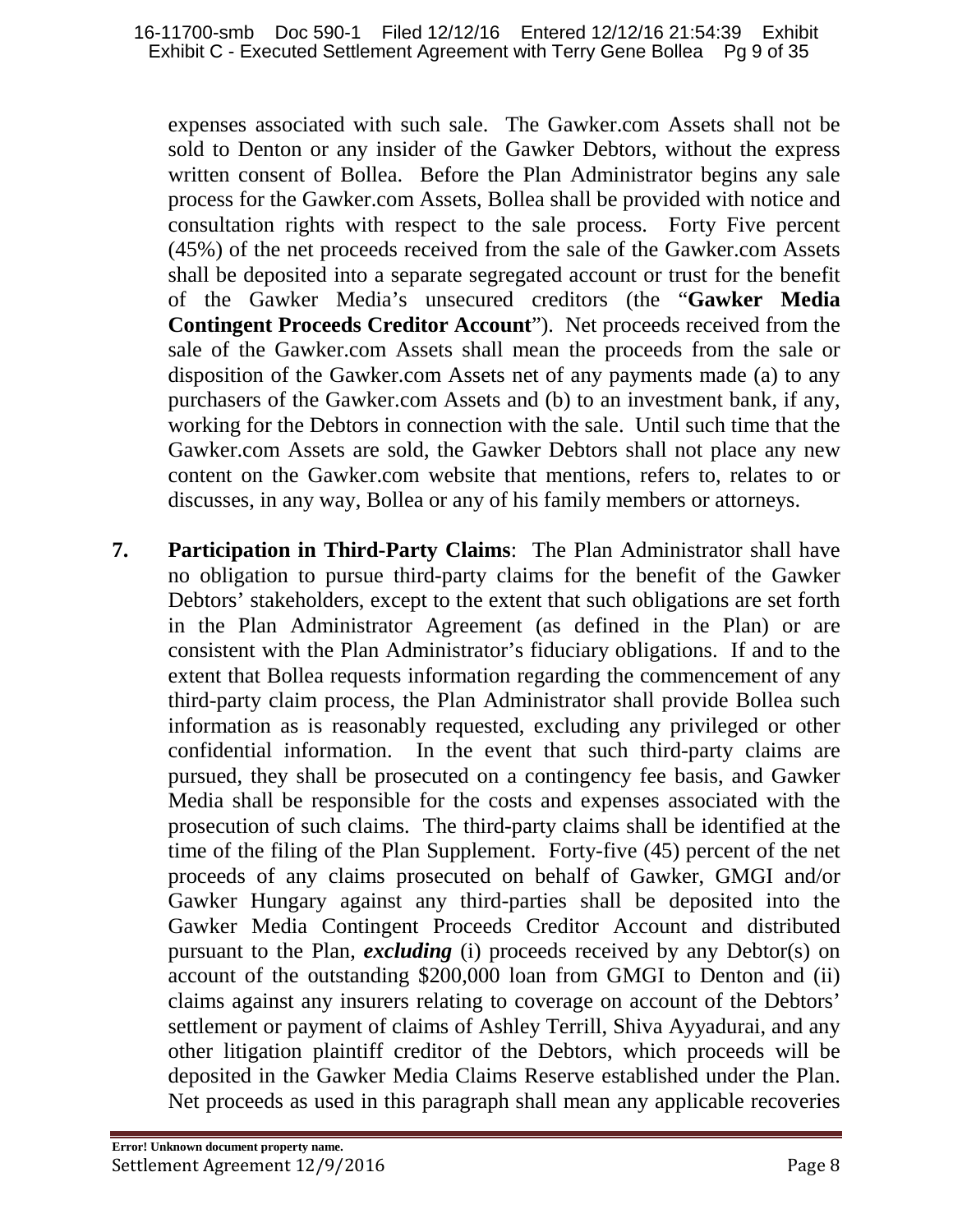expenses associated with such sale. The Gawker.com Assets shall not be sold to Denton or any insider of the Gawker Debtors, without the express written consent of Bollea. Before the Plan Administrator begins any sale process for the Gawker.com Assets, Bollea shall be provided with notice and consultation rights with respect to the sale process. Forty Five percent (45%) of the net proceeds received from the sale of the Gawker.com Assets shall be deposited into a separate segregated account or trust for the benefit of the Gawker Media's unsecured creditors (the "**Gawker Media Contingent Proceeds Creditor Account**"). Net proceeds received from the sale of the Gawker.com Assets shall mean the proceeds from the sale or disposition of the Gawker.com Assets net of any payments made (a) to any purchasers of the Gawker.com Assets and (b) to an investment bank, if any, working for the Debtors in connection with the sale. Until such time that the Gawker.com Assets are sold, the Gawker Debtors shall not place any new content on the Gawker.com website that mentions, refers to, relates to or discusses, in any way, Bollea or any of his family members or attorneys.

**7. Participation in Third-Party Claims**: The Plan Administrator shall have no obligation to pursue third-party claims for the benefit of the Gawker Debtors' stakeholders, except to the extent that such obligations are set forth in the Plan Administrator Agreement (as defined in the Plan) or are consistent with the Plan Administrator's fiduciary obligations. If and to the extent that Bollea requests information regarding the commencement of any third-party claim process, the Plan Administrator shall provide Bollea such information as is reasonably requested, excluding any privileged or other confidential information. In the event that such third-party claims are pursued, they shall be prosecuted on a contingency fee basis, and Gawker Media shall be responsible for the costs and expenses associated with the prosecution of such claims. The third-party claims shall be identified at the time of the filing of the Plan Supplement. Forty-five (45) percent of the net proceeds of any claims prosecuted on behalf of Gawker, GMGI and/or Gawker Hungary against any third-parties shall be deposited into the Gawker Media Contingent Proceeds Creditor Account and distributed pursuant to the Plan, ***excluding*** (i) proceeds received by any Debtor(s) on account of the outstanding $200,000 loan from GMGI to Denton and (ii) claims against any insurers relating to coverage on account of the Debtors' settlement or payment of claims of Ashley Terrill, Shiva Ayyadurai, and any other litigation plaintiff creditor of the Debtors, which proceeds will be deposited in the Gawker Media Claims Reserve established under the Plan. Net proceeds as used in this paragraph shall mean any applicable recoveries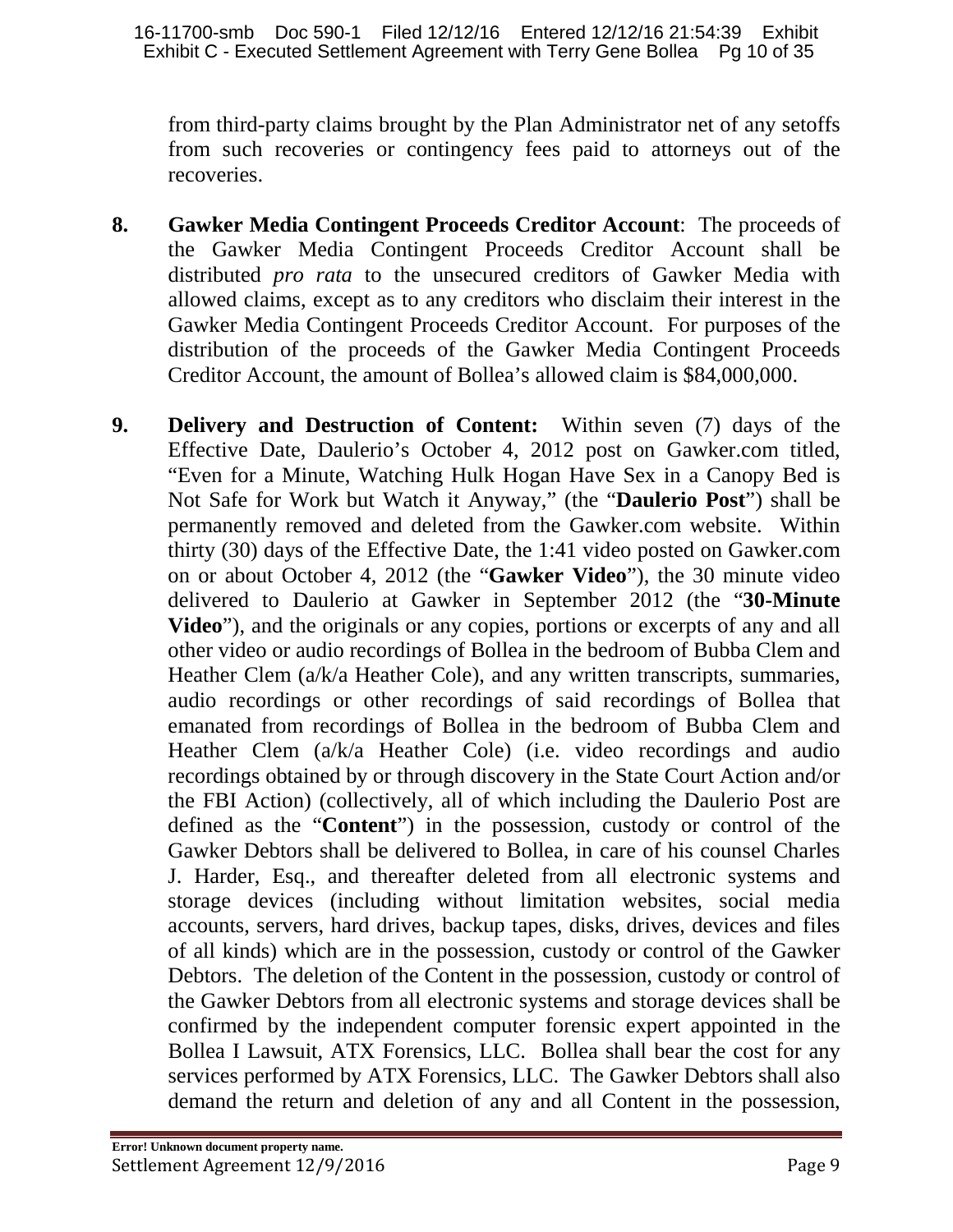from third-party claims brought by the Plan Administrator net of any setoffs from such recoveries or contingency fees paid to attorneys out of the recoveries.

**8. Gawker Media Contingent Proceeds Creditor Account**: The proceeds of the Gawker Media Contingent Proceeds Creditor Account shall be distributed *pro rata* to the unsecured creditors of Gawker Media with allowed claims, except as to any creditors who disclaim their interest in the Gawker Media Contingent Proceeds Creditor Account. For purposes of the distribution of the proceeds of the Gawker Media Contingent Proceeds Creditor Account, the amount of Bollea's allowed claim is $84,000,000.

**9. Delivery and Destruction of Content:** Within seven (7) days of the Effective Date, Daulerio's October 4, 2012 post on Gawker.com titled, "Even for a Minute, Watching Hulk Hogan Have Sex in a Canopy Bed is Not Safe for Work but Watch it Anyway," (the "**Daulerio Post**") shall be permanently removed and deleted from the Gawker.com website. Within thirty (30) days of the Effective Date, the 1:41 video posted on Gawker.com on or about October 4, 2012 (the "**Gawker Video**"), the 30 minute video delivered to Daulerio at Gawker in September 2012 (the "**30-Minute Video**"), and the originals or any copies, portions or excerpts of any and all other video or audio recordings of Bollea in the bedroom of Bubba Clem and Heather Clem (a/k/a Heather Cole), and any written transcripts, summaries, audio recordings or other recordings of said recordings of Bollea that emanated from recordings of Bollea in the bedroom of Bubba Clem and Heather Clem (a/k/a Heather Cole) (i.e. video recordings and audio recordings obtained by or through discovery in the State Court Action and/or the FBI Action) (collectively, all of which including the Daulerio Post are defined as the "**Content**") in the possession, custody or control of the Gawker Debtors shall be delivered to Bollea, in care of his counsel Charles J. Harder, Esq., and thereafter deleted from all electronic systems and storage devices (including without limitation websites, social media accounts, servers, hard drives, backup tapes, disks, drives, devices and files of all kinds) which are in the possession, custody or control of the Gawker Debtors. The deletion of the Content in the possession, custody or control of the Gawker Debtors from all electronic systems and storage devices shall be confirmed by the independent computer forensic expert appointed in the Bollea I Lawsuit, ATX Forensics, LLC. Bollea shall bear the cost for any services performed by ATX Forensics, LLC. The Gawker Debtors shall also demand the return and deletion of any and all Content in the possession,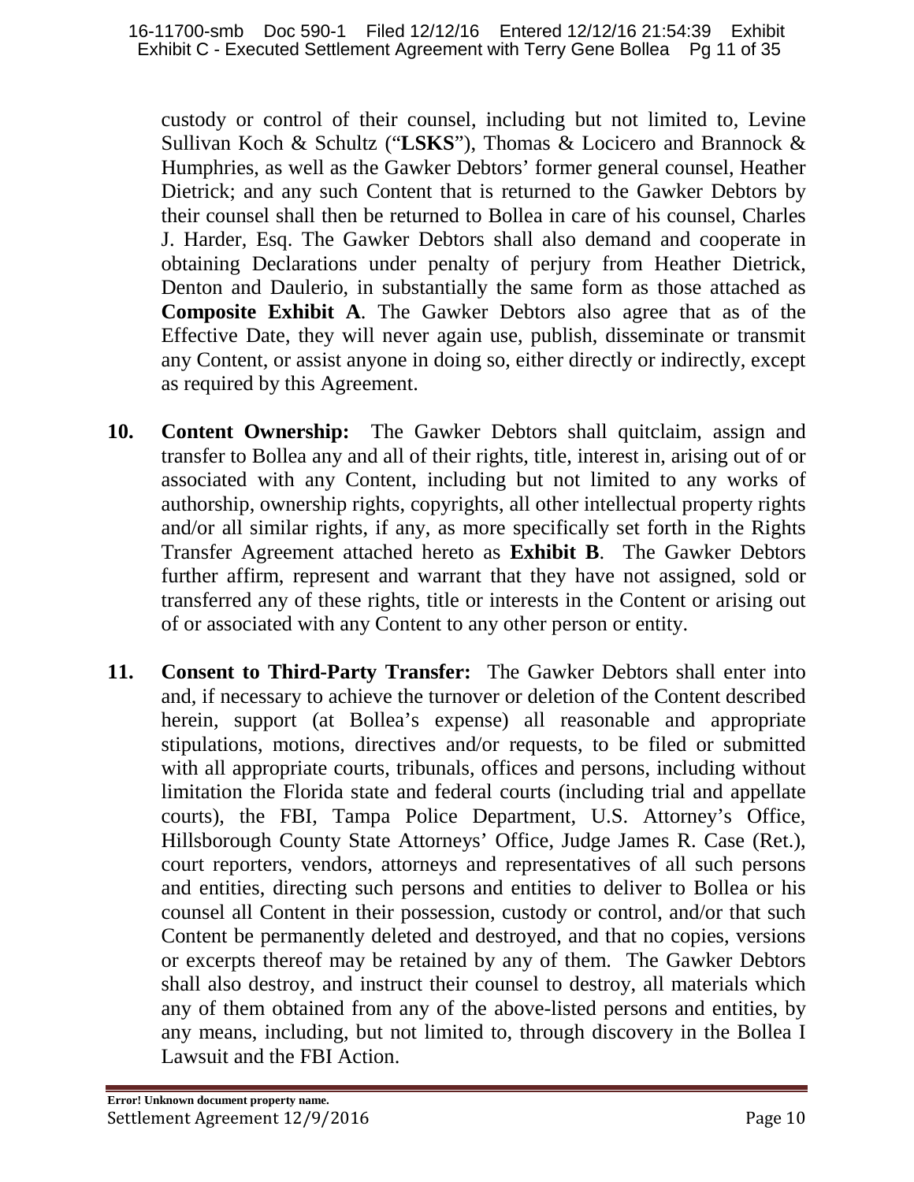custody or control of their counsel, including but not limited to, Levine Sullivan Koch & Schultz ("**LSKS**"), Thomas & Locicero and Brannock & Humphries, as well as the Gawker Debtors' former general counsel, Heather Dietrick; and any such Content that is returned to the Gawker Debtors by their counsel shall then be returned to Bollea in care of his counsel, Charles J. Harder, Esq. The Gawker Debtors shall also demand and cooperate in obtaining Declarations under penalty of perjury from Heather Dietrick, Denton and Daulerio, in substantially the same form as those attached as **Composite Exhibit A**. The Gawker Debtors also agree that as of the Effective Date, they will never again use, publish, disseminate or transmit any Content, or assist anyone in doing so, either directly or indirectly, except as required by this Agreement.

**10. Content Ownership:** The Gawker Debtors shall quitclaim, assign and transfer to Bollea any and all of their rights, title, interest in, arising out of or associated with any Content, including but not limited to any works of authorship, ownership rights, copyrights, all other intellectual property rights and/or all similar rights, if any, as more specifically set forth in the Rights Transfer Agreement attached hereto as **Exhibit B**. The Gawker Debtors further affirm, represent and warrant that they have not assigned, sold or transferred any of these rights, title or interests in the Content or arising out of or associated with any Content to any other person or entity.

**11. Consent to Third-Party Transfer:** The Gawker Debtors shall enter into and, if necessary to achieve the turnover or deletion of the Content described herein, support (at Bollea's expense) all reasonable and appropriate stipulations, motions, directives and/or requests, to be filed or submitted with all appropriate courts, tribunals, offices and persons, including without limitation the Florida state and federal courts (including trial and appellate courts), the FBI, Tampa Police Department, U.S. Attorney's Office, Hillsborough County State Attorneys' Office, Judge James R. Case (Ret.), court reporters, vendors, attorneys and representatives of all such persons and entities, directing such persons and entities to deliver to Bollea or his counsel all Content in their possession, custody or control, and/or that such Content be permanently deleted and destroyed, and that no copies, versions or excerpts thereof may be retained by any of them. The Gawker Debtors shall also destroy, and instruct their counsel to destroy, all materials which any of them obtained from any of the above-listed persons and entities, by any means, including, but not limited to, through discovery in the Bollea I Lawsuit and the FBI Action.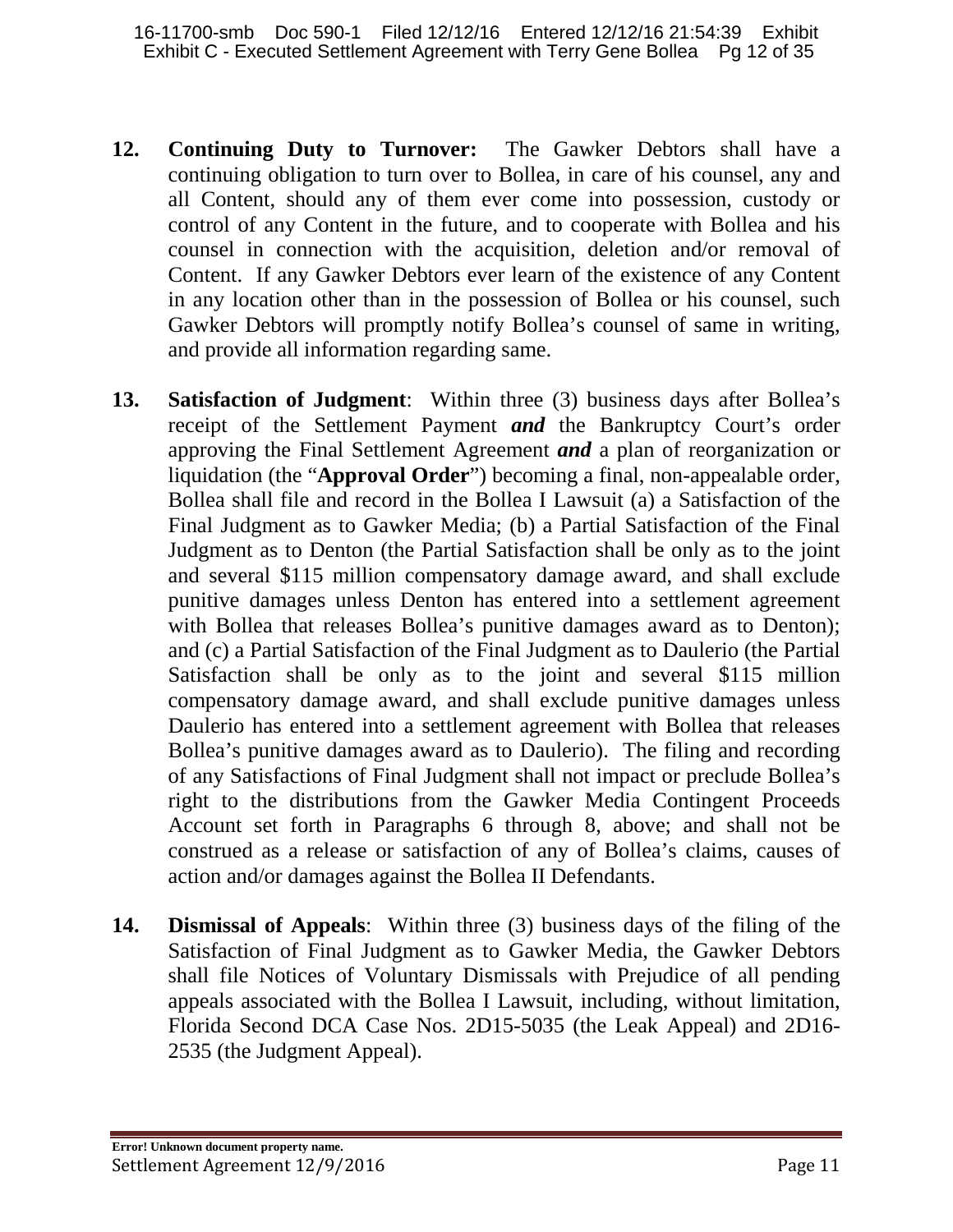**12. Continuing Duty to Turnover:** The Gawker Debtors shall have a continuing obligation to turn over to Bollea, in care of his counsel, any and all Content, should any of them ever come into possession, custody or control of any Content in the future, and to cooperate with Bollea and his counsel in connection with the acquisition, deletion and/or removal of Content. If any Gawker Debtors ever learn of the existence of any Content in any location other than in the possession of Bollea or his counsel, such Gawker Debtors will promptly notify Bollea's counsel of same in writing, and provide all information regarding same.

**13. Satisfaction of Judgment**: Within three (3) business days after Bollea's receipt of the Settlement Payment ***and*** the Bankruptcy Court's order approving the Final Settlement Agreement ***and*** a plan of reorganization or liquidation (the "**Approval Order**") becoming a final, non-appealable order, Bollea shall file and record in the Bollea I Lawsuit (a) a Satisfaction of the Final Judgment as to Gawker Media; (b) a Partial Satisfaction of the Final Judgment as to Denton (the Partial Satisfaction shall be only as to the joint and several \$115 million compensatory damage award, and shall exclude punitive damages unless Denton has entered into a settlement agreement with Bollea that releases Bollea's punitive damages award as to Denton); and (c) a Partial Satisfaction of the Final Judgment as to Daulerio (the Partial Satisfaction shall be only as to the joint and several \$115 million compensatory damage award, and shall exclude punitive damages unless Daulerio has entered into a settlement agreement with Bollea that releases Bollea's punitive damages award as to Daulerio). The filing and recording of any Satisfactions of Final Judgment shall not impact or preclude Bollea's right to the distributions from the Gawker Media Contingent Proceeds Account set forth in Paragraphs 6 through 8, above; and shall not be construed as a release or satisfaction of any of Bollea's claims, causes of action and/or damages against the Bollea II Defendants.

**14. Dismissal of Appeals**: Within three (3) business days of the filing of the Satisfaction of Final Judgment as to Gawker Media, the Gawker Debtors shall file Notices of Voluntary Dismissals with Prejudice of all pending appeals associated with the Bollea I Lawsuit, including, without limitation, Florida Second DCA Case Nos. 2D15-5035 (the Leak Appeal) and 2D16-2535 (the Judgment Appeal).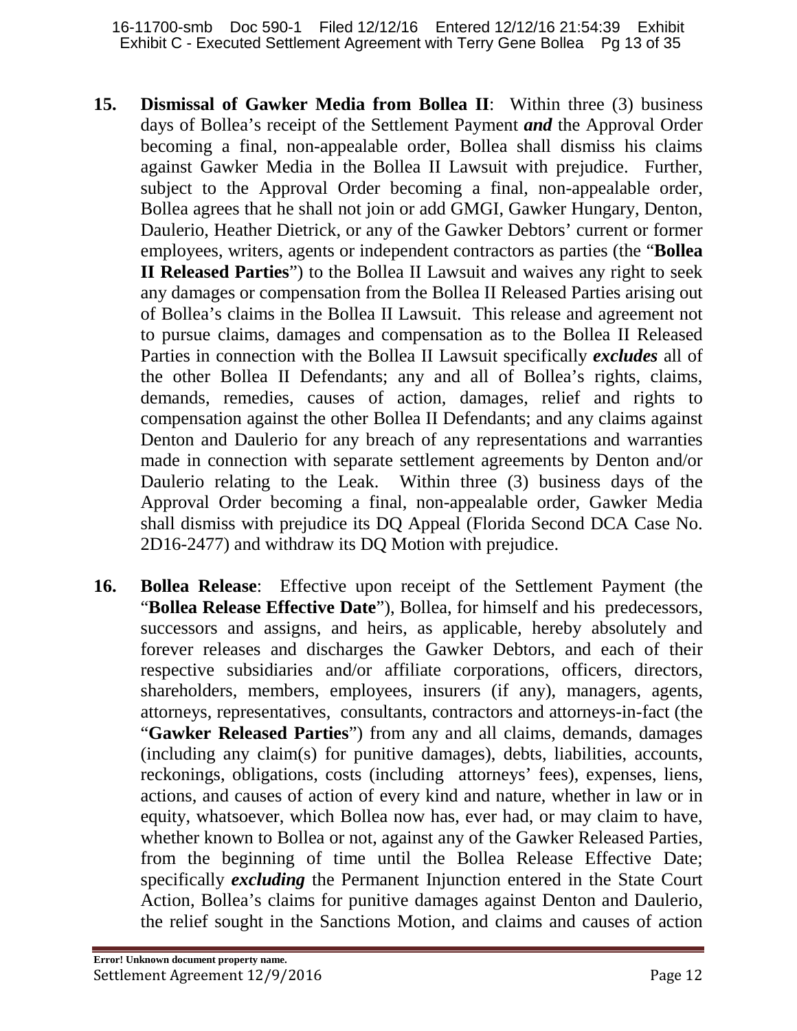**15. Dismissal of Gawker Media from Bollea II**: Within three (3) business days of Bollea's receipt of the Settlement Payment ***and*** the Approval Order becoming a final, non-appealable order, Bollea shall dismiss his claims against Gawker Media in the Bollea II Lawsuit with prejudice. Further, subject to the Approval Order becoming a final, non-appealable order, Bollea agrees that he shall not join or add GMGI, Gawker Hungary, Denton, Daulerio, Heather Dietrick, or any of the Gawker Debtors' current or former employees, writers, agents or independent contractors as parties (the "**Bollea II Released Parties**") to the Bollea II Lawsuit and waives any right to seek any damages or compensation from the Bollea II Released Parties arising out of Bollea's claims in the Bollea II Lawsuit. This release and agreement not to pursue claims, damages and compensation as to the Bollea II Released Parties in connection with the Bollea II Lawsuit specifically ***excludes*** all of the other Bollea II Defendants; any and all of Bollea's rights, claims, demands, remedies, causes of action, damages, relief and rights to compensation against the other Bollea II Defendants; and any claims against Denton and Daulerio for any breach of any representations and warranties made in connection with separate settlement agreements by Denton and/or Daulerio relating to the Leak. Within three (3) business days of the Approval Order becoming a final, non-appealable order, Gawker Media shall dismiss with prejudice its DQ Appeal (Florida Second DCA Case No. 2D16-2477) and withdraw its DQ Motion with prejudice.

**16. Bollea Release**: Effective upon receipt of the Settlement Payment (the "**Bollea Release Effective Date**"), Bollea, for himself and his predecessors, successors and assigns, and heirs, as applicable, hereby absolutely and forever releases and discharges the Gawker Debtors, and each of their respective subsidiaries and/or affiliate corporations, officers, directors, shareholders, members, employees, insurers (if any), managers, agents, attorneys, representatives, consultants, contractors and attorneys-in-fact (the "**Gawker Released Parties**") from any and all claims, demands, damages (including any claim(s) for punitive damages), debts, liabilities, accounts, reckonings, obligations, costs (including attorneys' fees), expenses, liens, actions, and causes of action of every kind and nature, whether in law or in equity, whatsoever, which Bollea now has, ever had, or may claim to have, whether known to Bollea or not, against any of the Gawker Released Parties, from the beginning of time until the Bollea Release Effective Date; specifically ***excluding*** the Permanent Injunction entered in the State Court Action, Bollea's claims for punitive damages against Denton and Daulerio, the relief sought in the Sanctions Motion, and claims and causes of action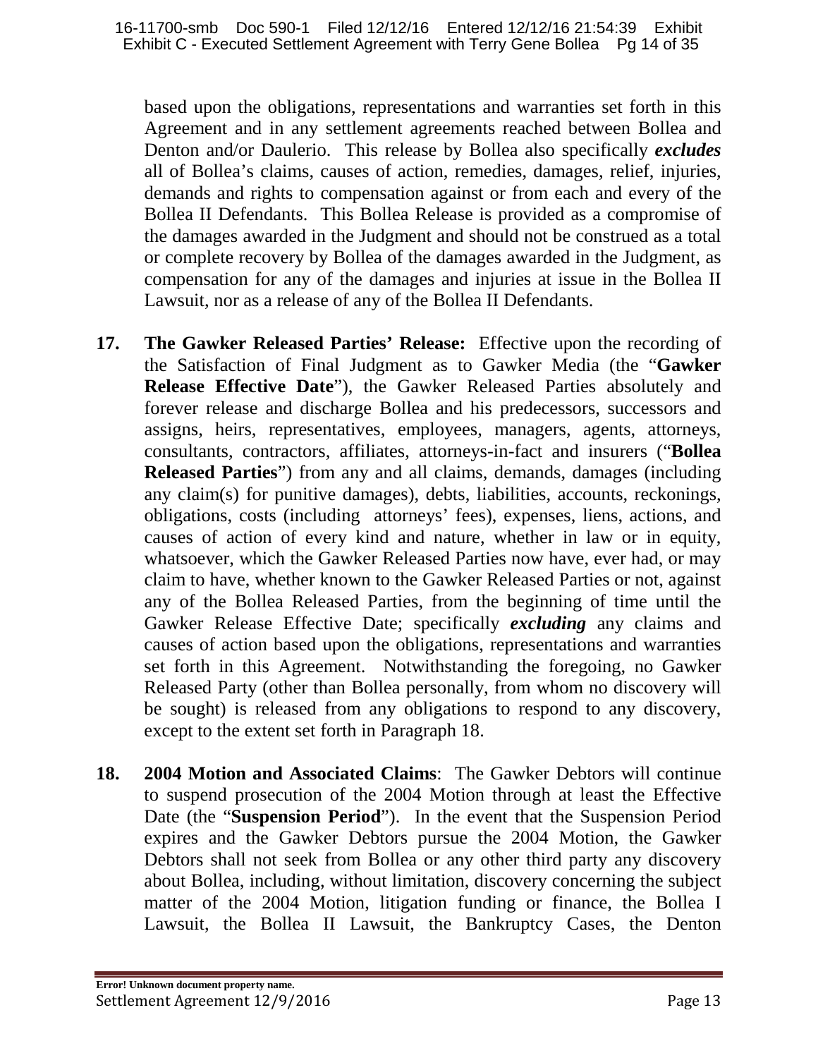based upon the obligations, representations and warranties set forth in this Agreement and in any settlement agreements reached between Bollea and Denton and/or Daulerio. This release by Bollea also specifically ***excludes*** all of Bollea's claims, causes of action, remedies, damages, relief, injuries, demands and rights to compensation against or from each and every of the Bollea II Defendants. This Bollea Release is provided as a compromise of the damages awarded in the Judgment and should not be construed as a total or complete recovery by Bollea of the damages awarded in the Judgment, as compensation for any of the damages and injuries at issue in the Bollea II Lawsuit, nor as a release of any of the Bollea II Defendants.

17. **The Gawker Released Parties' Release:** Effective upon the recording of the Satisfaction of Final Judgment as to Gawker Media (the "**Gawker Release Effective Date**"), the Gawker Released Parties absolutely and forever release and discharge Bollea and his predecessors, successors and assigns, heirs, representatives, employees, managers, agents, attorneys, consultants, contractors, affiliates, attorneys-in-fact and insurers ("**Bollea Released Parties**") from any and all claims, demands, damages (including any claim(s) for punitive damages), debts, liabilities, accounts, reckonings, obligations, costs (including attorneys' fees), expenses, liens, actions, and causes of action of every kind and nature, whether in law or in equity, whatsoever, which the Gawker Released Parties now have, ever had, or may claim to have, whether known to the Gawker Released Parties or not, against any of the Bollea Released Parties, from the beginning of time until the Gawker Release Effective Date; specifically ***excluding*** any claims and causes of action based upon the obligations, representations and warranties set forth in this Agreement. Notwithstanding the foregoing, no Gawker Released Party (other than Bollea personally, from whom no discovery will be sought) is released from any obligations to respond to any discovery, except to the extent set forth in Paragraph 18.

18. **2004 Motion and Associated Claims**: The Gawker Debtors will continue to suspend prosecution of the 2004 Motion through at least the Effective Date (the "**Suspension Period**"). In the event that the Suspension Period expires and the Gawker Debtors pursue the 2004 Motion, the Gawker Debtors shall not seek from Bollea or any other third party any discovery about Bollea, including, without limitation, discovery concerning the subject matter of the 2004 Motion, litigation funding or finance, the Bollea I Lawsuit, the Bollea II Lawsuit, the Bankruptcy Cases, the Denton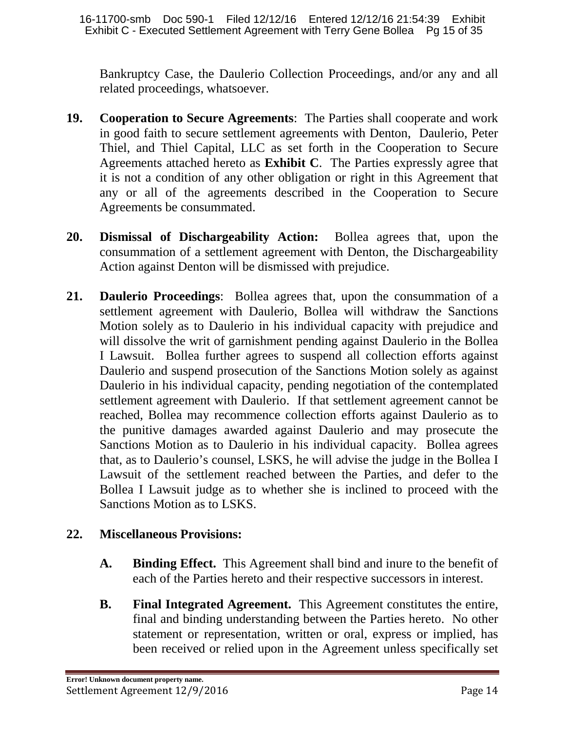Bankruptcy Case, the Daulerio Collection Proceedings, and/or any and all related proceedings, whatsoever.

**19. Cooperation to Secure Agreements**: The Parties shall cooperate and work in good faith to secure settlement agreements with Denton, Daulerio, Peter Thiel, and Thiel Capital, LLC as set forth in the Cooperation to Secure Agreements attached hereto as **Exhibit C**. The Parties expressly agree that it is not a condition of any other obligation or right in this Agreement that any or all of the agreements described in the Cooperation to Secure Agreements be consummated.

**20. Dismissal of Dischargeability Action:** Bollea agrees that, upon the consummation of a settlement agreement with Denton, the Dischargeability Action against Denton will be dismissed with prejudice.

**21. Daulerio Proceedings**: Bollea agrees that, upon the consummation of a settlement agreement with Daulerio, Bollea will withdraw the Sanctions Motion solely as to Daulerio in his individual capacity with prejudice and will dissolve the writ of garnishment pending against Daulerio in the Bollea I Lawsuit. Bollea further agrees to suspend all collection efforts against Daulerio and suspend prosecution of the Sanctions Motion solely as against Daulerio in his individual capacity, pending negotiation of the contemplated settlement agreement with Daulerio. If that settlement agreement cannot be reached, Bollea may recommence collection efforts against Daulerio as to the punitive damages awarded against Daulerio and may prosecute the Sanctions Motion as to Daulerio in his individual capacity. Bollea agrees that, as to Daulerio's counsel, LSKS, he will advise the judge in the Bollea I Lawsuit of the settlement reached between the Parties, and defer to the Bollea I Lawsuit judge as to whether she is inclined to proceed with the Sanctions Motion as to LSKS.

**22. Miscellaneous Provisions:**

**A. Binding Effect.** This Agreement shall bind and inure to the benefit of each of the Parties hereto and their respective successors in interest.

**B. Final Integrated Agreement.** This Agreement constitutes the entire, final and binding understanding between the Parties hereto. No other statement or representation, written or oral, express or implied, has been received or relied upon in the Agreement unless specifically set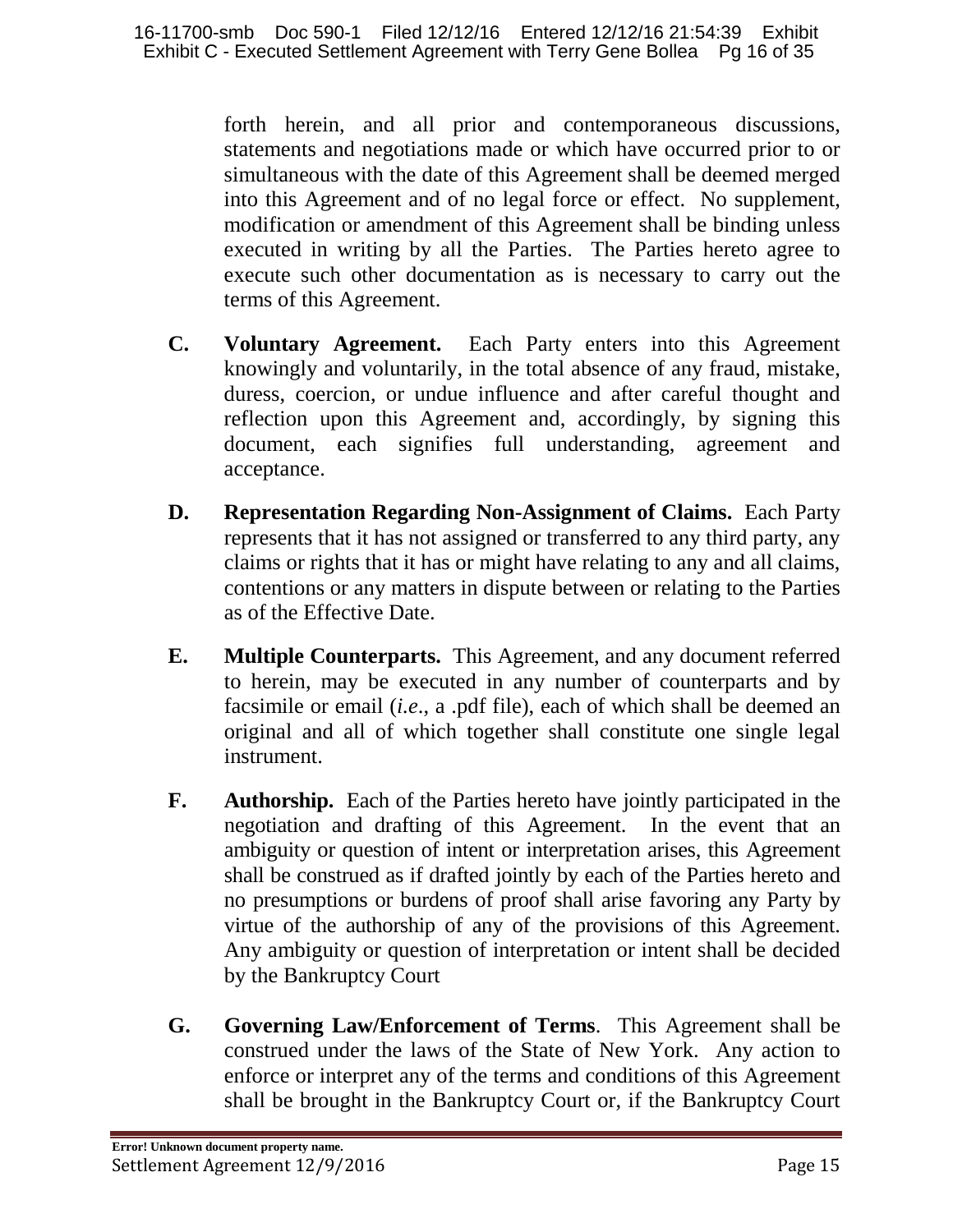forth herein, and all prior and contemporaneous discussions, statements and negotiations made or which have occurred prior to or simultaneous with the date of this Agreement shall be deemed merged into this Agreement and of no legal force or effect. No supplement, modification or amendment of this Agreement shall be binding unless executed in writing by all the Parties. The Parties hereto agree to execute such other documentation as is necessary to carry out the terms of this Agreement.

**C. Voluntary Agreement.** Each Party enters into this Agreement knowingly and voluntarily, in the total absence of any fraud, mistake, duress, coercion, or undue influence and after careful thought and reflection upon this Agreement and, accordingly, by signing this document, each signifies full understanding, agreement and acceptance.

**D. Representation Regarding Non-Assignment of Claims.** Each Party represents that it has not assigned or transferred to any third party, any claims or rights that it has or might have relating to any and all claims, contentions or any matters in dispute between or relating to the Parties as of the Effective Date.

**E. Multiple Counterparts.** This Agreement, and any document referred to herein, may be executed in any number of counterparts and by facsimile or email (*i.e*., a .pdf file), each of which shall be deemed an original and all of which together shall constitute one single legal instrument.

**F. Authorship.** Each of the Parties hereto have jointly participated in the negotiation and drafting of this Agreement. In the event that an ambiguity or question of intent or interpretation arises, this Agreement shall be construed as if drafted jointly by each of the Parties hereto and no presumptions or burdens of proof shall arise favoring any Party by virtue of the authorship of any of the provisions of this Agreement. Any ambiguity or question of interpretation or intent shall be decided by the Bankruptcy Court

**G. Governing Law/Enforcement of Terms**. This Agreement shall be construed under the laws of the State of New York. Any action to enforce or interpret any of the terms and conditions of this Agreement shall be brought in the Bankruptcy Court or, if the Bankruptcy Court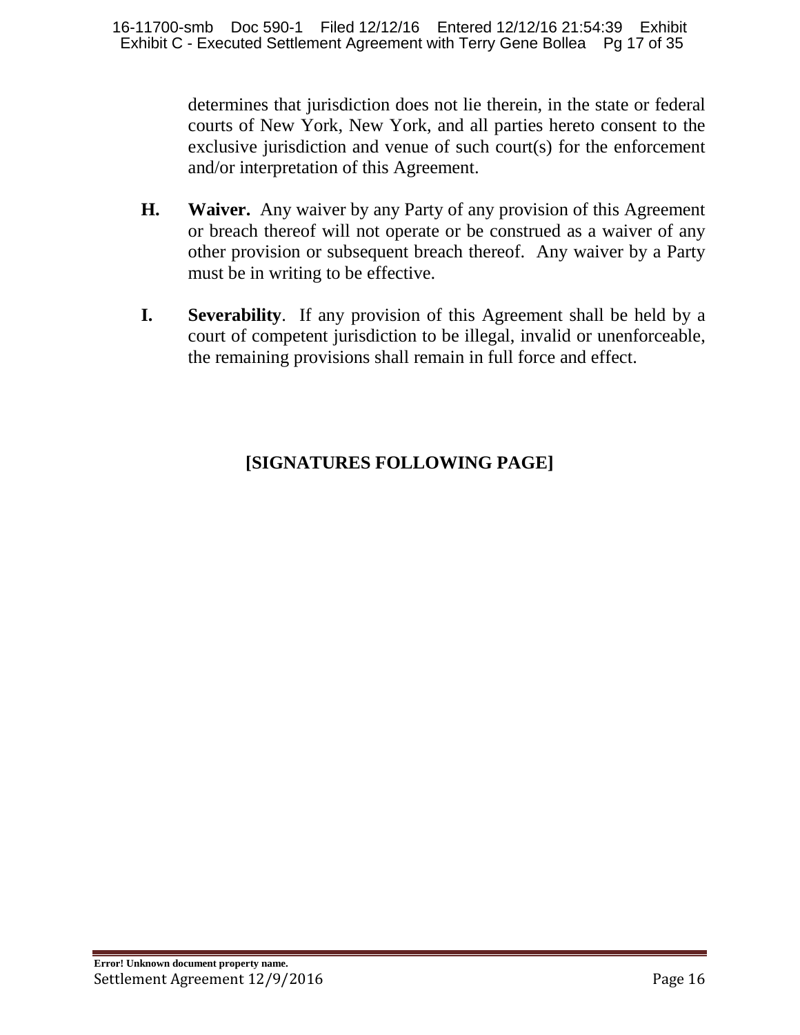determines that jurisdiction does not lie therein, in the state or federal courts of New York, New York, and all parties hereto consent to the exclusive jurisdiction and venue of such court(s) for the enforcement and/or interpretation of this Agreement.

**H. Waiver.** Any waiver by any Party of any provision of this Agreement or breach thereof will not operate or be construed as a waiver of any other provision or subsequent breach thereof. Any waiver by a Party must be in writing to be effective.

**I. Severability**. If any provision of this Agreement shall be held by a court of competent jurisdiction to be illegal, invalid or unenforceable, the remaining provisions shall remain in full force and effect.

**[SIGNATURES FOLLOWING PAGE]**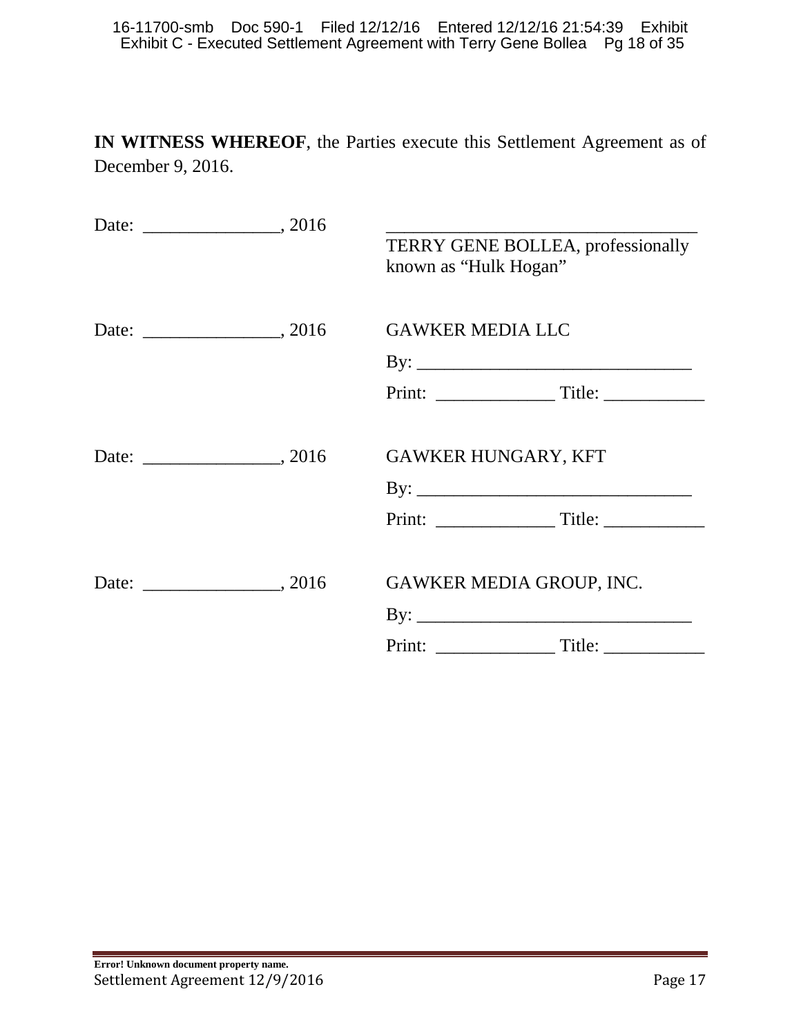**IN WITNESS WHEREOF**, the Parties execute this Settlement Agreement as of December 9, 2016.

Date: _______________, 2016

__________________________________
TERRY GENE BOLLEA, professionally known as "Hulk Hogan"

Date: _______________, 2016

GAWKER MEDIA LLC

By: ______________________________

Print: _____________ Title: ___________

Date: _______________, 2016

GAWKER HUNGARY, KFT

By: ______________________________

Print: _____________ Title: ___________

Date: _______________, 2016

GAWKER MEDIA GROUP, INC.

By: ______________________________

Print: _____________ Title: ___________

**Error! Unknown document property name.**
Settlement Agreement 12/9/2016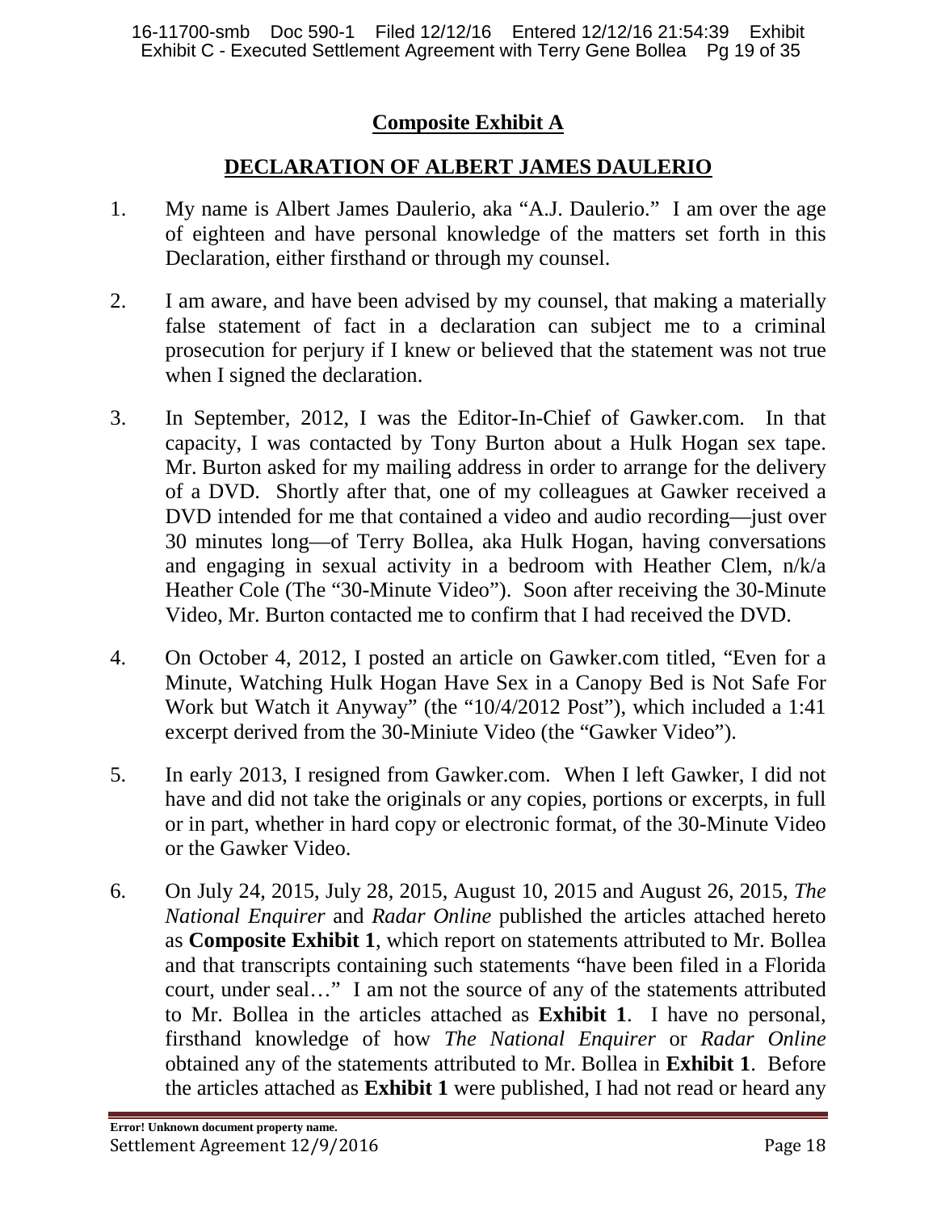## Composite Exhibit A

## DECLARATION OF ALBERT JAMES DAULERIO

1. My name is Albert James Daulerio, aka "A.J. Daulerio." I am over the age of eighteen and have personal knowledge of the matters set forth in this Declaration, either firsthand or through my counsel.

2. I am aware, and have been advised by my counsel, that making a materially false statement of fact in a declaration can subject me to a criminal prosecution for perjury if I knew or believed that the statement was not true when I signed the declaration.

3. In September, 2012, I was the Editor-In-Chief of Gawker.com. In that capacity, I was contacted by Tony Burton about a Hulk Hogan sex tape. Mr. Burton asked for my mailing address in order to arrange for the delivery of a DVD. Shortly after that, one of my colleagues at Gawker received a DVD intended for me that contained a video and audio recording—just over 30 minutes long—of Terry Bollea, aka Hulk Hogan, having conversations and engaging in sexual activity in a bedroom with Heather Clem, n/k/a Heather Cole (The "30-Minute Video"). Soon after receiving the 30-Minute Video, Mr. Burton contacted me to confirm that I had received the DVD.

4. On October 4, 2012, I posted an article on Gawker.com titled, "Even for a Minute, Watching Hulk Hogan Have Sex in a Canopy Bed is Not Safe For Work but Watch it Anyway" (the "10/4/2012 Post"), which included a 1:41 excerpt derived from the 30-Miniute Video (the "Gawker Video").

5. In early 2013, I resigned from Gawker.com. When I left Gawker, I did not have and did not take the originals or any copies, portions or excerpts, in full or in part, whether in hard copy or electronic format, of the 30-Minute Video or the Gawker Video.

6. On July 24, 2015, July 28, 2015, August 10, 2015 and August 26, 2015, *The National Enquirer* and *Radar Online* published the articles attached hereto as **Composite Exhibit 1**, which report on statements attributed to Mr. Bollea and that transcripts containing such statements "have been filed in a Florida court, under seal…" I am not the source of any of the statements attributed to Mr. Bollea in the articles attached as **Exhibit 1**. I have no personal, firsthand knowledge of how *The National Enquirer* or *Radar Online* obtained any of the statements attributed to Mr. Bollea in **Exhibit 1**. Before the articles attached as **Exhibit 1** were published, I had not read or heard any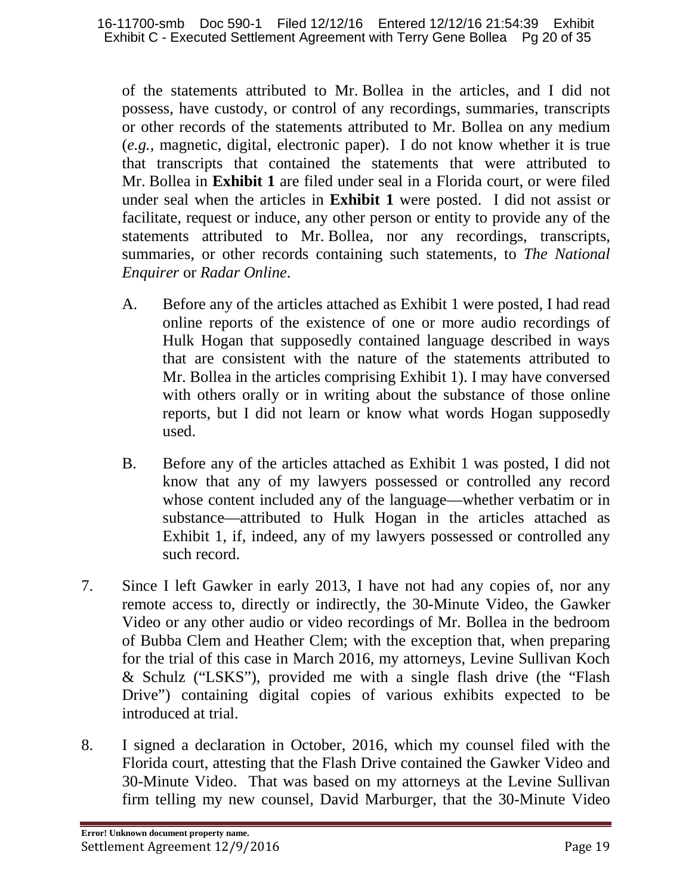of the statements attributed to Mr. Bollea in the articles, and I did not possess, have custody, or control of any recordings, summaries, transcripts or other records of the statements attributed to Mr. Bollea on any medium (*e.g.*, magnetic, digital, electronic paper). I do not know whether it is true that transcripts that contained the statements that were attributed to Mr. Bollea in **Exhibit 1** are filed under seal in a Florida court, or were filed under seal when the articles in **Exhibit 1** were posted. I did not assist or facilitate, request or induce, any other person or entity to provide any of the statements attributed to Mr. Bollea, nor any recordings, transcripts, summaries, or other records containing such statements, to *The National Enquirer* or *Radar Online*.

A. Before any of the articles attached as Exhibit 1 were posted, I had read online reports of the existence of one or more audio recordings of Hulk Hogan that supposedly contained language described in ways that are consistent with the nature of the statements attributed to Mr. Bollea in the articles comprising Exhibit 1). I may have conversed with others orally or in writing about the substance of those online reports, but I did not learn or know what words Hogan supposedly used.

B. Before any of the articles attached as Exhibit 1 was posted, I did not know that any of my lawyers possessed or controlled any record whose content included any of the language—whether verbatim or in substance—attributed to Hulk Hogan in the articles attached as Exhibit 1, if, indeed, any of my lawyers possessed or controlled any such record.

7. Since I left Gawker in early 2013, I have not had any copies of, nor any remote access to, directly or indirectly, the 30-Minute Video, the Gawker Video or any other audio or video recordings of Mr. Bollea in the bedroom of Bubba Clem and Heather Clem; with the exception that, when preparing for the trial of this case in March 2016, my attorneys, Levine Sullivan Koch & Schulz ("LSKS"), provided me with a single flash drive (the "Flash Drive") containing digital copies of various exhibits expected to be introduced at trial.

8. I signed a declaration in October, 2016, which my counsel filed with the Florida court, attesting that the Flash Drive contained the Gawker Video and 30-Minute Video. That was based on my attorneys at the Levine Sullivan firm telling my new counsel, David Marburger, that the 30-Minute Video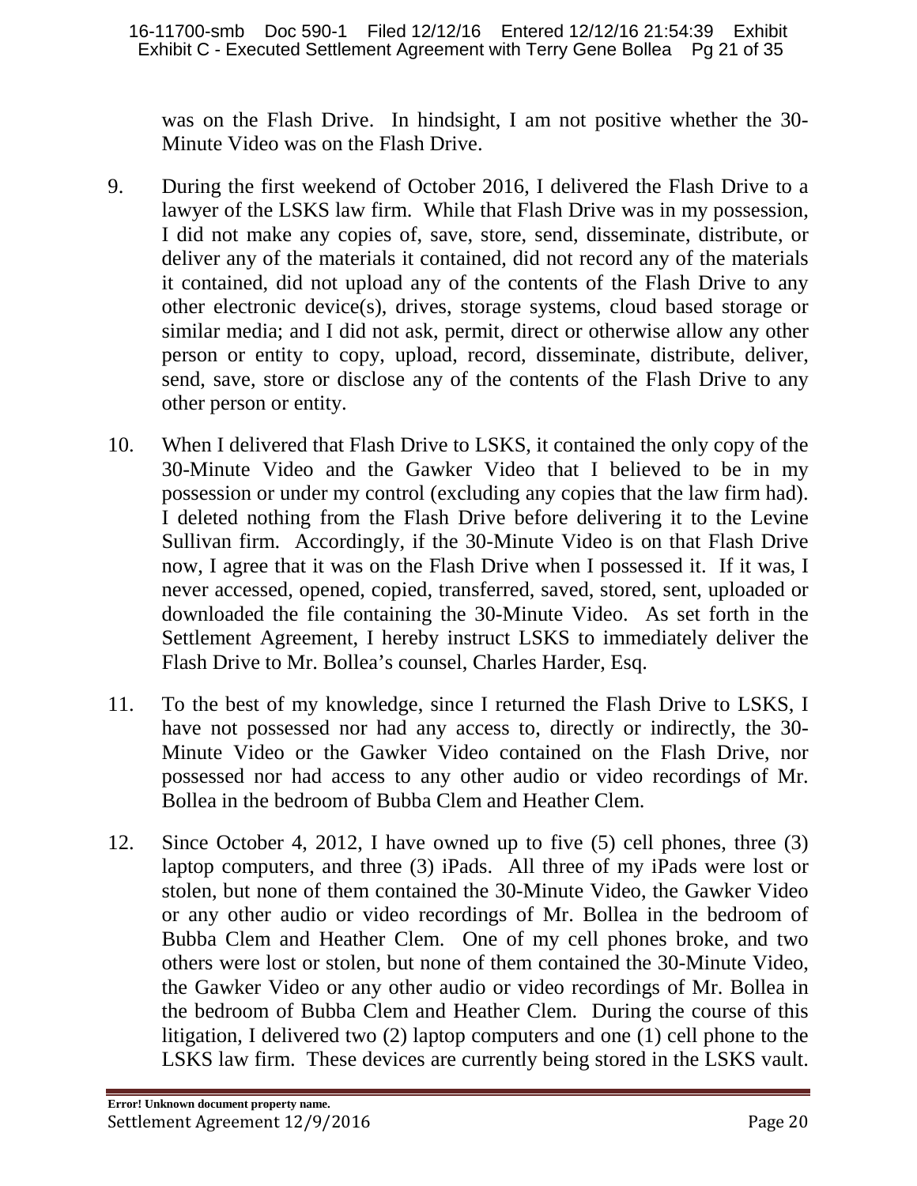was on the Flash Drive. In hindsight, I am not positive whether the 30-Minute Video was on the Flash Drive.

9. During the first weekend of October 2016, I delivered the Flash Drive to a lawyer of the LSKS law firm. While that Flash Drive was in my possession, I did not make any copies of, save, store, send, disseminate, distribute, or deliver any of the materials it contained, did not record any of the materials it contained, did not upload any of the contents of the Flash Drive to any other electronic device(s), drives, storage systems, cloud based storage or similar media; and I did not ask, permit, direct or otherwise allow any other person or entity to copy, upload, record, disseminate, distribute, deliver, send, save, store or disclose any of the contents of the Flash Drive to any other person or entity.

10. When I delivered that Flash Drive to LSKS, it contained the only copy of the 30-Minute Video and the Gawker Video that I believed to be in my possession or under my control (excluding any copies that the law firm had). I deleted nothing from the Flash Drive before delivering it to the Levine Sullivan firm. Accordingly, if the 30-Minute Video is on that Flash Drive now, I agree that it was on the Flash Drive when I possessed it. If it was, I never accessed, opened, copied, transferred, saved, stored, sent, uploaded or downloaded the file containing the 30-Minute Video. As set forth in the Settlement Agreement, I hereby instruct LSKS to immediately deliver the Flash Drive to Mr. Bollea's counsel, Charles Harder, Esq.

11. To the best of my knowledge, since I returned the Flash Drive to LSKS, I have not possessed nor had any access to, directly or indirectly, the 30-Minute Video or the Gawker Video contained on the Flash Drive, nor possessed nor had access to any other audio or video recordings of Mr. Bollea in the bedroom of Bubba Clem and Heather Clem.

12. Since October 4, 2012, I have owned up to five (5) cell phones, three (3) laptop computers, and three (3) iPads. All three of my iPads were lost or stolen, but none of them contained the 30-Minute Video, the Gawker Video or any other audio or video recordings of Mr. Bollea in the bedroom of Bubba Clem and Heather Clem. One of my cell phones broke, and two others were lost or stolen, but none of them contained the 30-Minute Video, the Gawker Video or any other audio or video recordings of Mr. Bollea in the bedroom of Bubba Clem and Heather Clem. During the course of this litigation, I delivered two (2) laptop computers and one (1) cell phone to the LSKS law firm. These devices are currently being stored in the LSKS vault.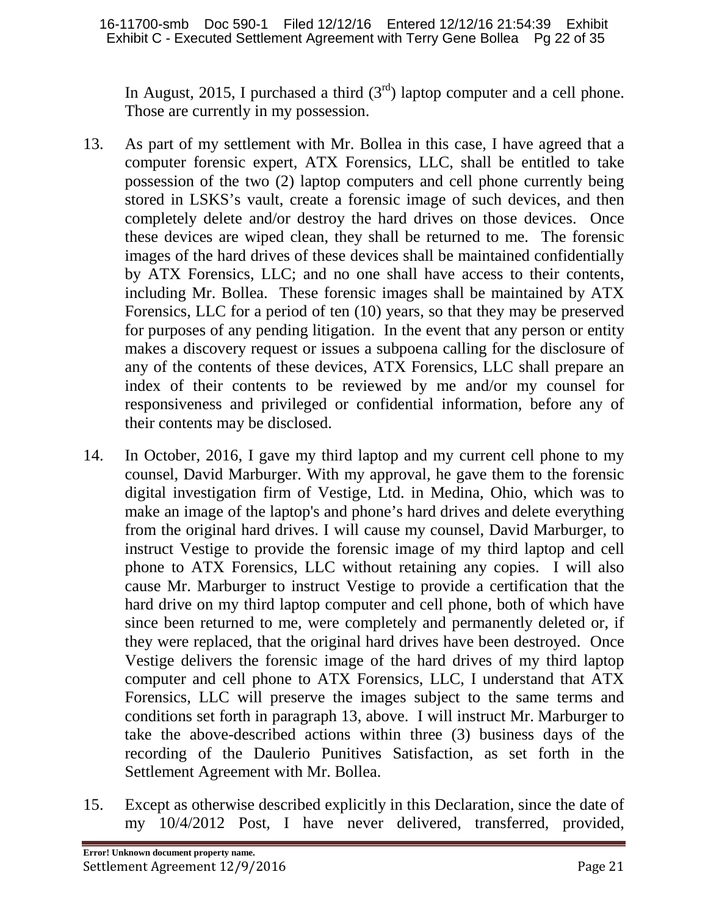In August, 2015, I purchased a third (3rd) laptop computer and a cell phone. Those are currently in my possession.

13. As part of my settlement with Mr. Bollea in this case, I have agreed that a computer forensic expert, ATX Forensics, LLC, shall be entitled to take possession of the two (2) laptop computers and cell phone currently being stored in LSKS's vault, create a forensic image of such devices, and then completely delete and/or destroy the hard drives on those devices. Once these devices are wiped clean, they shall be returned to me. The forensic images of the hard drives of these devices shall be maintained confidentially by ATX Forensics, LLC; and no one shall have access to their contents, including Mr. Bollea. These forensic images shall be maintained by ATX Forensics, LLC for a period of ten (10) years, so that they may be preserved for purposes of any pending litigation. In the event that any person or entity makes a discovery request or issues a subpoena calling for the disclosure of any of the contents of these devices, ATX Forensics, LLC shall prepare an index of their contents to be reviewed by me and/or my counsel for responsiveness and privileged or confidential information, before any of their contents may be disclosed.

14. In October, 2016, I gave my third laptop and my current cell phone to my counsel, David Marburger. With my approval, he gave them to the forensic digital investigation firm of Vestige, Ltd. in Medina, Ohio, which was to make an image of the laptop's and phone's hard drives and delete everything from the original hard drives. I will cause my counsel, David Marburger, to instruct Vestige to provide the forensic image of my third laptop and cell phone to ATX Forensics, LLC without retaining any copies. I will also cause Mr. Marburger to instruct Vestige to provide a certification that the hard drive on my third laptop computer and cell phone, both of which have since been returned to me, were completely and permanently deleted or, if they were replaced, that the original hard drives have been destroyed. Once Vestige delivers the forensic image of the hard drives of my third laptop computer and cell phone to ATX Forensics, LLC, I understand that ATX Forensics, LLC will preserve the images subject to the same terms and conditions set forth in paragraph 13, above. I will instruct Mr. Marburger to take the above-described actions within three (3) business days of the recording of the Daulerio Punitives Satisfaction, as set forth in the Settlement Agreement with Mr. Bollea.

15. Except as otherwise described explicitly in this Declaration, since the date of my 10/4/2012 Post, I have never delivered, transferred, provided,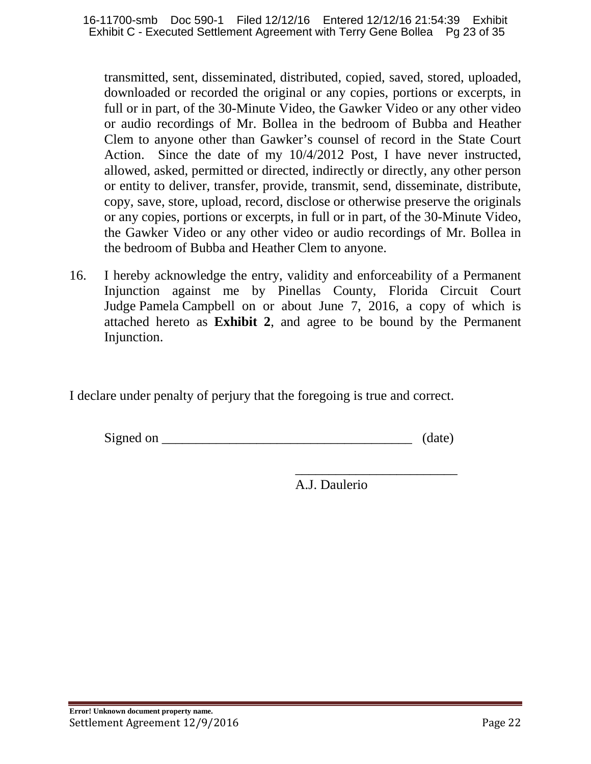transmitted, sent, disseminated, distributed, copied, saved, stored, uploaded, downloaded or recorded the original or any copies, portions or excerpts, in full or in part, of the 30-Minute Video, the Gawker Video or any other video or audio recordings of Mr. Bollea in the bedroom of Bubba and Heather Clem to anyone other than Gawker's counsel of record in the State Court Action. Since the date of my 10/4/2012 Post, I have never instructed, allowed, asked, permitted or directed, indirectly or directly, any other person or entity to deliver, transfer, provide, transmit, send, disseminate, distribute, copy, save, store, upload, record, disclose or otherwise preserve the originals or any copies, portions or excerpts, in full or in part, of the 30-Minute Video, the Gawker Video or any other video or audio recordings of Mr. Bollea in the bedroom of Bubba and Heather Clem to anyone.

16. I hereby acknowledge the entry, validity and enforceability of a Permanent Injunction against me by Pinellas County, Florida Circuit Court Judge Pamela Campbell on or about June 7, 2016, a copy of which is attached hereto as **Exhibit 2**, and agree to be bound by the Permanent Injunction.

I declare under penalty of perjury that the foregoing is true and correct.

Signed on ______________________________________ (date)

________________________

A.J. Daulerio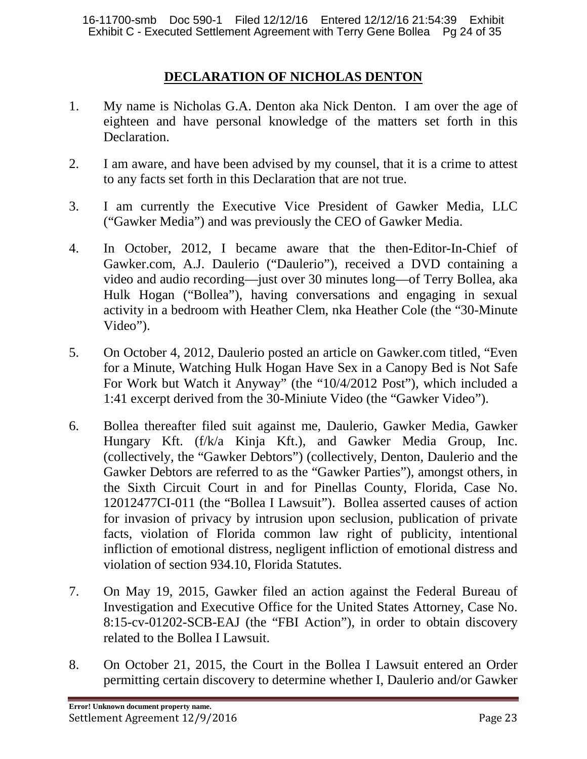## DECLARATION OF NICHOLAS DENTON

1. My name is Nicholas G.A. Denton aka Nick Denton. I am over the age of eighteen and have personal knowledge of the matters set forth in this Declaration.

2. I am aware, and have been advised by my counsel, that it is a crime to attest to any facts set forth in this Declaration that are not true.

3. I am currently the Executive Vice President of Gawker Media, LLC ("Gawker Media") and was previously the CEO of Gawker Media.

4. In October, 2012, I became aware that the then-Editor-In-Chief of Gawker.com, A.J. Daulerio ("Daulerio"), received a DVD containing a video and audio recording—just over 30 minutes long—of Terry Bollea, aka Hulk Hogan ("Bollea"), having conversations and engaging in sexual activity in a bedroom with Heather Clem, nka Heather Cole (the "30-Minute Video").

5. On October 4, 2012, Daulerio posted an article on Gawker.com titled, "Even for a Minute, Watching Hulk Hogan Have Sex in a Canopy Bed is Not Safe For Work but Watch it Anyway" (the "10/4/2012 Post"), which included a 1:41 excerpt derived from the 30-Miniute Video (the "Gawker Video").

6. Bollea thereafter filed suit against me, Daulerio, Gawker Media, Gawker Hungary Kft. (f/k/a Kinja Kft.), and Gawker Media Group, Inc. (collectively, the "Gawker Debtors") (collectively, Denton, Daulerio and the Gawker Debtors are referred to as the "Gawker Parties"), amongst others, in the Sixth Circuit Court in and for Pinellas County, Florida, Case No. 12012477CI-011 (the "Bollea I Lawsuit"). Bollea asserted causes of action for invasion of privacy by intrusion upon seclusion, publication of private facts, violation of Florida common law right of publicity, intentional infliction of emotional distress, negligent infliction of emotional distress and violation of section 934.10, Florida Statutes.

7. On May 19, 2015, Gawker filed an action against the Federal Bureau of Investigation and Executive Office for the United States Attorney, Case No. 8:15-cv-01202-SCB-EAJ (the "FBI Action"), in order to obtain discovery related to the Bollea I Lawsuit.

8. On October 21, 2015, the Court in the Bollea I Lawsuit entered an Order permitting certain discovery to determine whether I, Daulerio and/or Gawker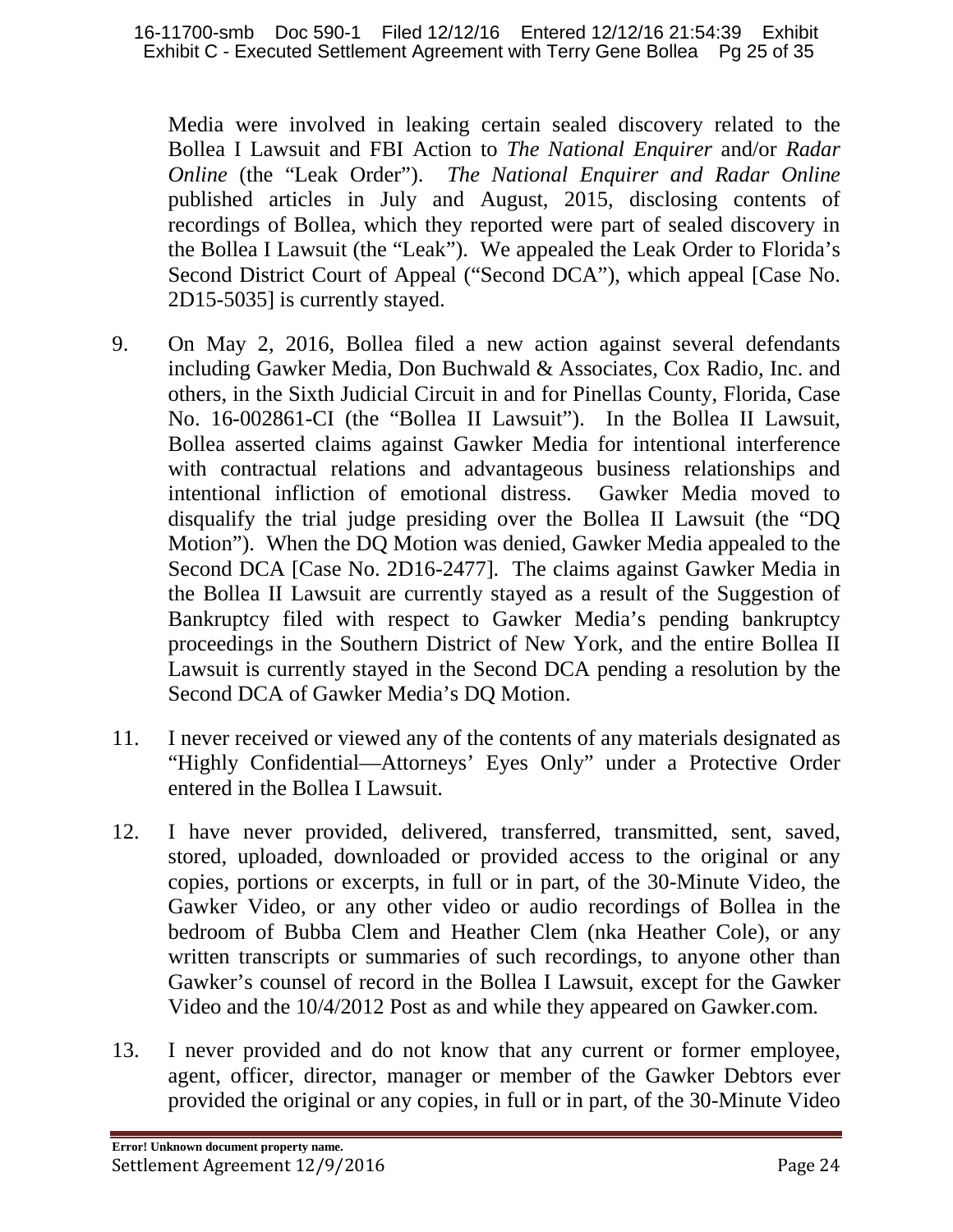Media were involved in leaking certain sealed discovery related to the Bollea I Lawsuit and FBI Action to *The National Enquirer* and/or *Radar Online* (the "Leak Order"). *The National Enquirer and Radar Online* published articles in July and August, 2015, disclosing contents of recordings of Bollea, which they reported were part of sealed discovery in the Bollea I Lawsuit (the "Leak"). We appealed the Leak Order to Florida's Second District Court of Appeal ("Second DCA"), which appeal [Case No. 2D15-5035] is currently stayed.

9. On May 2, 2016, Bollea filed a new action against several defendants including Gawker Media, Don Buchwald & Associates, Cox Radio, Inc. and others, in the Sixth Judicial Circuit in and for Pinellas County, Florida, Case No. 16-002861-CI (the "Bollea II Lawsuit"). In the Bollea II Lawsuit, Bollea asserted claims against Gawker Media for intentional interference with contractual relations and advantageous business relationships and intentional infliction of emotional distress. Gawker Media moved to disqualify the trial judge presiding over the Bollea II Lawsuit (the "DQ Motion"). When the DQ Motion was denied, Gawker Media appealed to the Second DCA [Case No. 2D16-2477]. The claims against Gawker Media in the Bollea II Lawsuit are currently stayed as a result of the Suggestion of Bankruptcy filed with respect to Gawker Media's pending bankruptcy proceedings in the Southern District of New York, and the entire Bollea II Lawsuit is currently stayed in the Second DCA pending a resolution by the Second DCA of Gawker Media's DQ Motion.

11. I never received or viewed any of the contents of any materials designated as "Highly Confidential—Attorneys' Eyes Only" under a Protective Order entered in the Bollea I Lawsuit.

12. I have never provided, delivered, transferred, transmitted, sent, saved, stored, uploaded, downloaded or provided access to the original or any copies, portions or excerpts, in full or in part, of the 30-Minute Video, the Gawker Video, or any other video or audio recordings of Bollea in the bedroom of Bubba Clem and Heather Clem (nka Heather Cole), or any written transcripts or summaries of such recordings, to anyone other than Gawker's counsel of record in the Bollea I Lawsuit, except for the Gawker Video and the 10/4/2012 Post as and while they appeared on Gawker.com.

13. I never provided and do not know that any current or former employee, agent, officer, director, manager or member of the Gawker Debtors ever provided the original or any copies, in full or in part, of the 30-Minute Video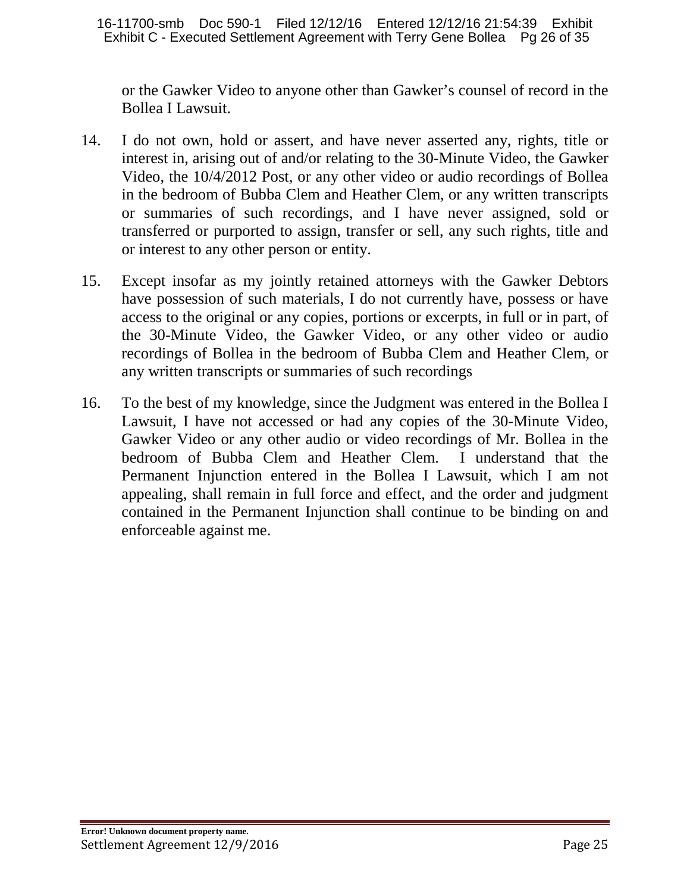or the Gawker Video to anyone other than Gawker's counsel of record in the Bollea I Lawsuit.

14. I do not own, hold or assert, and have never asserted any, rights, title or interest in, arising out of and/or relating to the 30-Minute Video, the Gawker Video, the 10/4/2012 Post, or any other video or audio recordings of Bollea in the bedroom of Bubba Clem and Heather Clem, or any written transcripts or summaries of such recordings, and I have never assigned, sold or transferred or purported to assign, transfer or sell, any such rights, title and or interest to any other person or entity.

15. Except insofar as my jointly retained attorneys with the Gawker Debtors have possession of such materials, I do not currently have, possess or have access to the original or any copies, portions or excerpts, in full or in part, of the 30-Minute Video, the Gawker Video, or any other video or audio recordings of Bollea in the bedroom of Bubba Clem and Heather Clem, or any written transcripts or summaries of such recordings

16. To the best of my knowledge, since the Judgment was entered in the Bollea I Lawsuit, I have not accessed or had any copies of the 30-Minute Video, Gawker Video or any other audio or video recordings of Mr. Bollea in the bedroom of Bubba Clem and Heather Clem. I understand that the Permanent Injunction entered in the Bollea I Lawsuit, which I am not appealing, shall remain in full force and effect, and the order and judgment contained in the Permanent Injunction shall continue to be binding on and enforceable against me.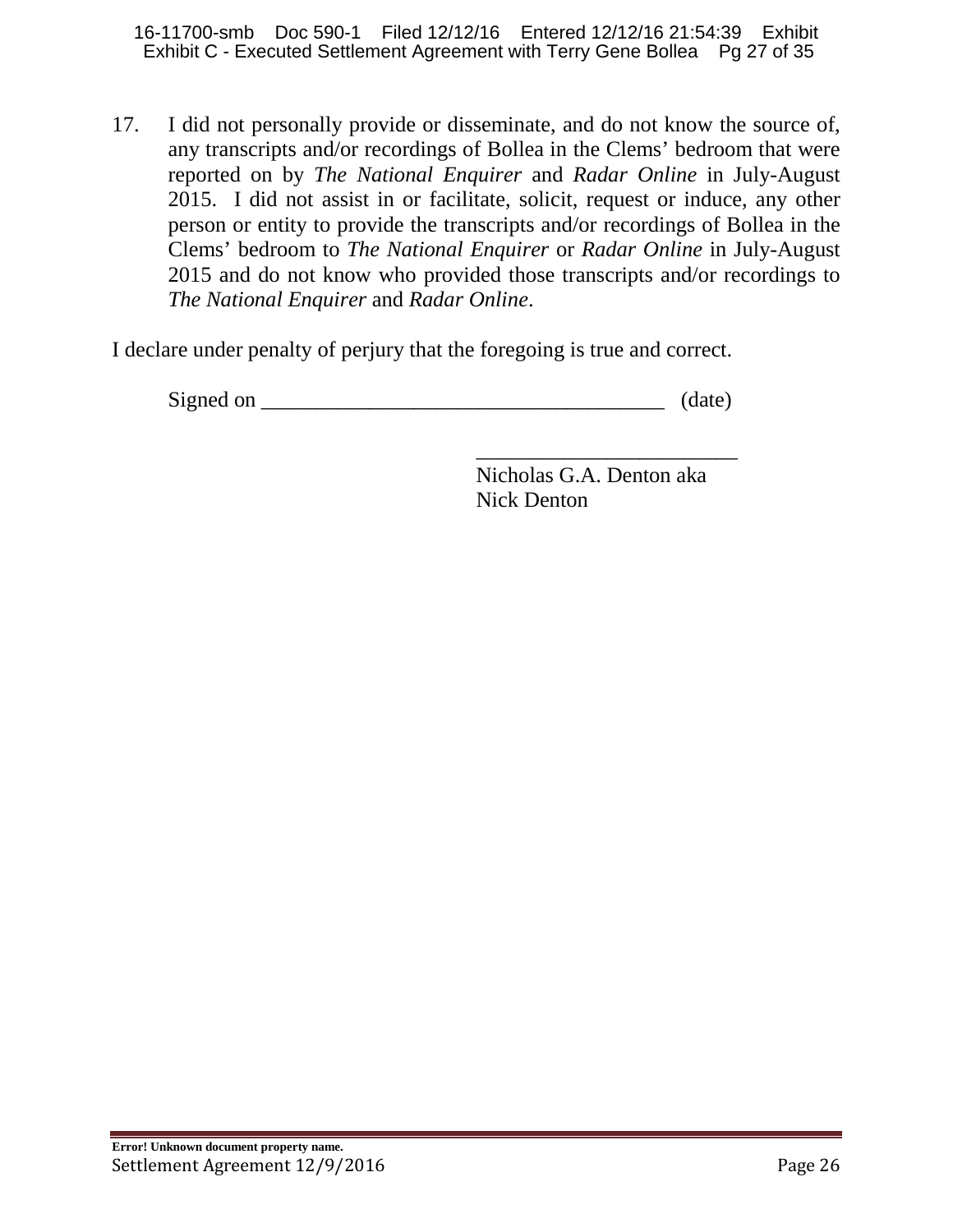17. I did not personally provide or disseminate, and do not know the source of, any transcripts and/or recordings of Bollea in the Clems' bedroom that were reported on by *The National Enquirer* and *Radar Online* in July-August 2015. I did not assist in or facilitate, solicit, request or induce, any other person or entity to provide the transcripts and/or recordings of Bollea in the Clems' bedroom to *The National Enquirer* or *Radar Online* in July-August 2015 and do not know who provided those transcripts and/or recordings to *The National Enquirer* and *Radar Online*.

I declare under penalty of perjury that the foregoing is true and correct.

Signed on ____________________________________ (date)

________________________
Nicholas G.A. Denton aka
Nick Denton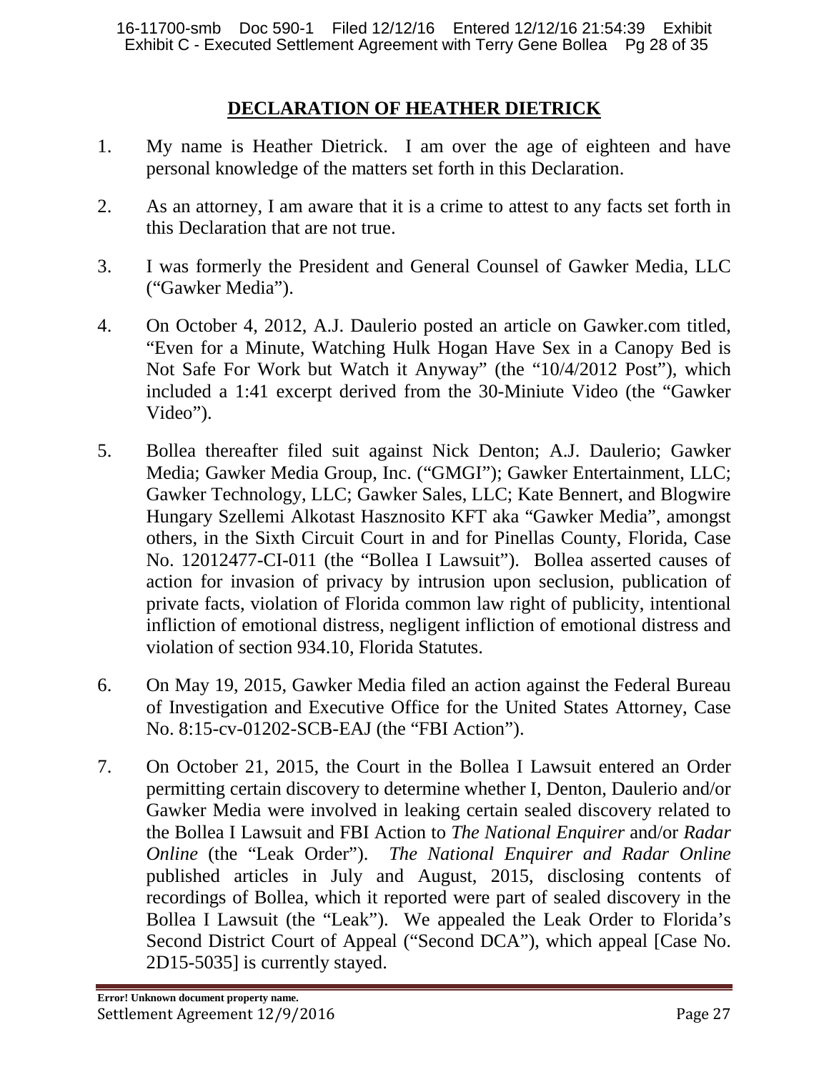# DECLARATION OF HEATHER DIETRICK

1. My name is Heather Dietrick. I am over the age of eighteen and have personal knowledge of the matters set forth in this Declaration.

2. As an attorney, I am aware that it is a crime to attest to any facts set forth in this Declaration that are not true.

3. I was formerly the President and General Counsel of Gawker Media, LLC ("Gawker Media").

4. On October 4, 2012, A.J. Daulerio posted an article on Gawker.com titled, "Even for a Minute, Watching Hulk Hogan Have Sex in a Canopy Bed is Not Safe For Work but Watch it Anyway" (the "10/4/2012 Post"), which included a 1:41 excerpt derived from the 30-Miniute Video (the "Gawker Video").

5. Bollea thereafter filed suit against Nick Denton; A.J. Daulerio; Gawker Media; Gawker Media Group, Inc. ("GMGI"); Gawker Entertainment, LLC; Gawker Technology, LLC; Gawker Sales, LLC; Kate Bennert, and Blogwire Hungary Szellemi Alkotast Hasznosito KFT aka "Gawker Media", amongst others, in the Sixth Circuit Court in and for Pinellas County, Florida, Case No. 12012477-CI-011 (the "Bollea I Lawsuit"). Bollea asserted causes of action for invasion of privacy by intrusion upon seclusion, publication of private facts, violation of Florida common law right of publicity, intentional infliction of emotional distress, negligent infliction of emotional distress and violation of section 934.10, Florida Statutes.

6. On May 19, 2015, Gawker Media filed an action against the Federal Bureau of Investigation and Executive Office for the United States Attorney, Case No. 8:15-cv-01202-SCB-EAJ (the "FBI Action").

7. On October 21, 2015, the Court in the Bollea I Lawsuit entered an Order permitting certain discovery to determine whether I, Denton, Daulerio and/or Gawker Media were involved in leaking certain sealed discovery related to the Bollea I Lawsuit and FBI Action to *The National Enquirer* and/or *Radar Online* (the "Leak Order"). *The National Enquirer and Radar Online* published articles in July and August, 2015, disclosing contents of recordings of Bollea, which it reported were part of sealed discovery in the Bollea I Lawsuit (the "Leak"). We appealed the Leak Order to Florida's Second District Court of Appeal ("Second DCA"), which appeal [Case No. 2D15-5035] is currently stayed.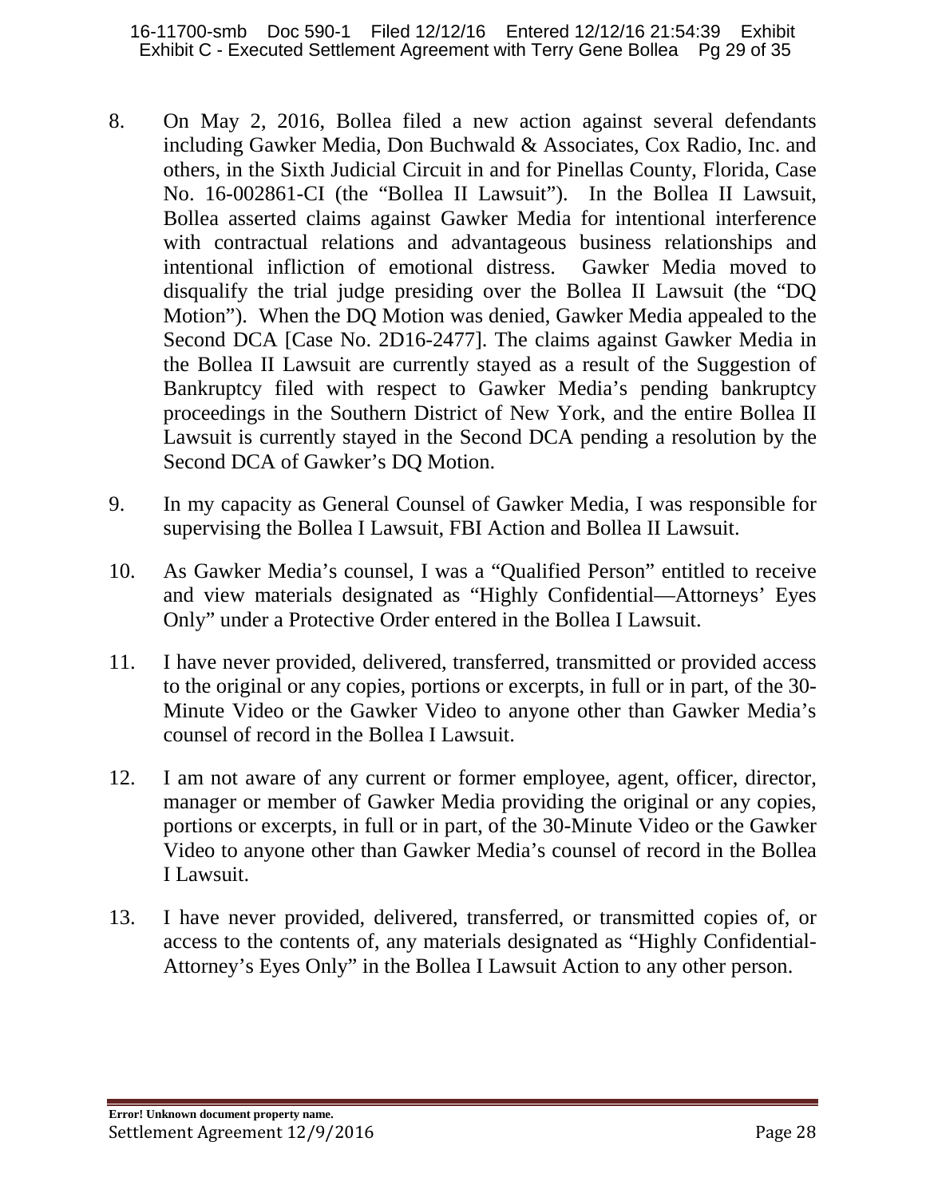8. On May 2, 2016, Bollea filed a new action against several defendants including Gawker Media, Don Buchwald & Associates, Cox Radio, Inc. and others, in the Sixth Judicial Circuit in and for Pinellas County, Florida, Case No. 16-002861-CI (the "Bollea II Lawsuit"). In the Bollea II Lawsuit, Bollea asserted claims against Gawker Media for intentional interference with contractual relations and advantageous business relationships and intentional infliction of emotional distress. Gawker Media moved to disqualify the trial judge presiding over the Bollea II Lawsuit (the "DQ Motion"). When the DQ Motion was denied, Gawker Media appealed to the Second DCA [Case No. 2D16-2477]. The claims against Gawker Media in the Bollea II Lawsuit are currently stayed as a result of the Suggestion of Bankruptcy filed with respect to Gawker Media's pending bankruptcy proceedings in the Southern District of New York, and the entire Bollea II Lawsuit is currently stayed in the Second DCA pending a resolution by the Second DCA of Gawker's DQ Motion.

9. In my capacity as General Counsel of Gawker Media, I was responsible for supervising the Bollea I Lawsuit, FBI Action and Bollea II Lawsuit.

10. As Gawker Media's counsel, I was a "Qualified Person" entitled to receive and view materials designated as "Highly Confidential—Attorneys' Eyes Only" under a Protective Order entered in the Bollea I Lawsuit.

11. I have never provided, delivered, transferred, transmitted or provided access to the original or any copies, portions or excerpts, in full or in part, of the 30-Minute Video or the Gawker Video to anyone other than Gawker Media's counsel of record in the Bollea I Lawsuit.

12. I am not aware of any current or former employee, agent, officer, director, manager or member of Gawker Media providing the original or any copies, portions or excerpts, in full or in part, of the 30-Minute Video or the Gawker Video to anyone other than Gawker Media's counsel of record in the Bollea I Lawsuit.

13. I have never provided, delivered, transferred, or transmitted copies of, or access to the contents of, any materials designated as "Highly Confidential-Attorney's Eyes Only" in the Bollea I Lawsuit Action to any other person.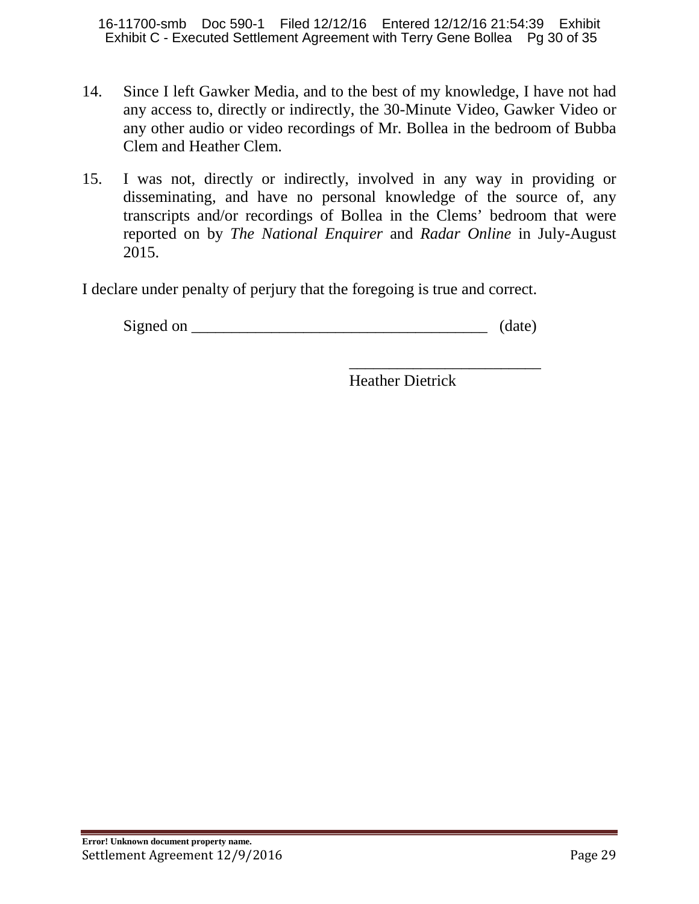14. Since I left Gawker Media, and to the best of my knowledge, I have not had any access to, directly or indirectly, the 30-Minute Video, Gawker Video or any other audio or video recordings of Mr. Bollea in the bedroom of Bubba Clem and Heather Clem.

15. I was not, directly or indirectly, involved in any way in providing or disseminating, and have no personal knowledge of the source of, any transcripts and/or recordings of Bollea in the Clems' bedroom that were reported on by *The National Enquirer* and *Radar Online* in July-August 2015.

I declare under penalty of perjury that the foregoing is true and correct.

Signed on ______________________________________ (date)

________________________
Heather Dietrick

**Error! Unknown document property name.**
Settlement Agreement 12/9/2016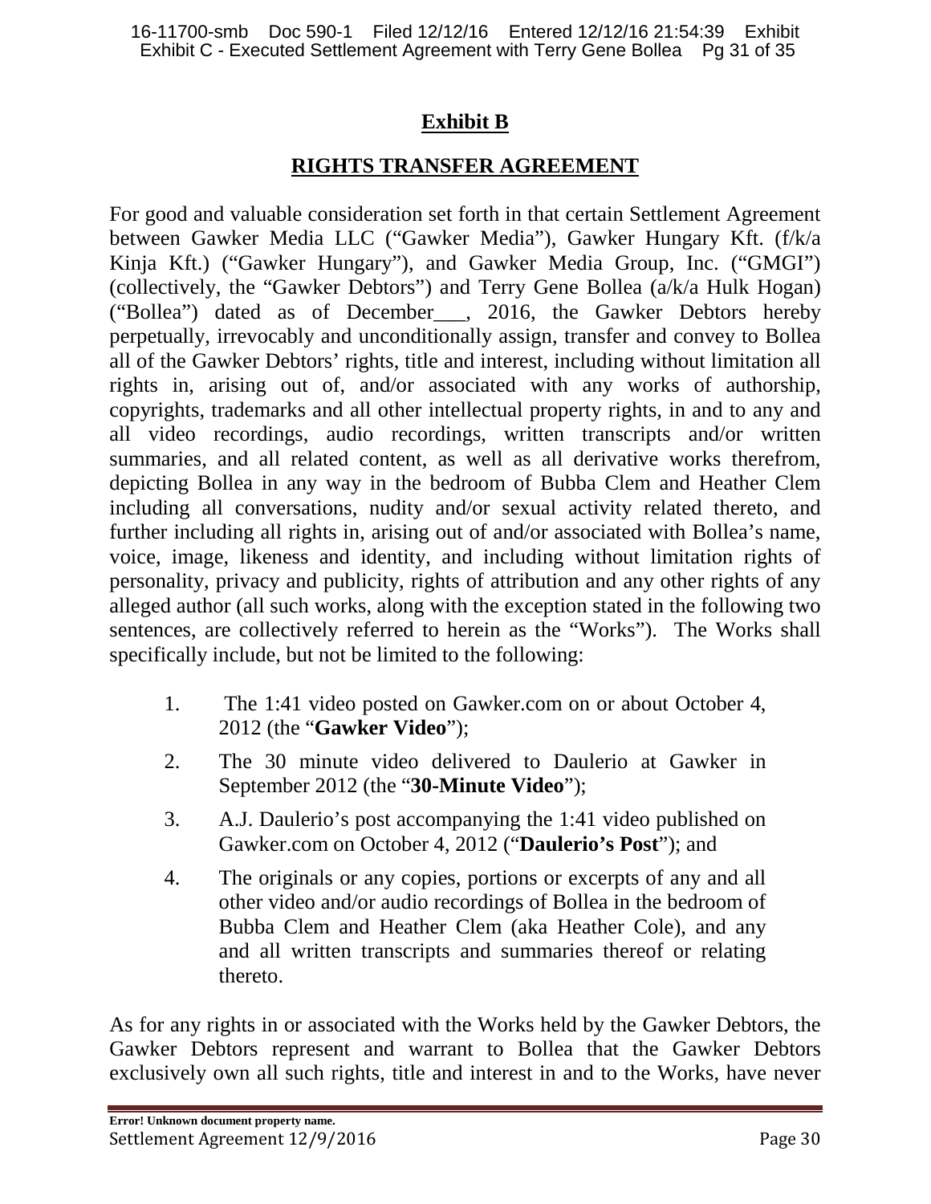# Exhibit B

## RIGHTS TRANSFER AGREEMENT

For good and valuable consideration set forth in that certain Settlement Agreement between Gawker Media LLC ("Gawker Media"), Gawker Hungary Kft. (f/k/a Kinja Kft.) ("Gawker Hungary"), and Gawker Media Group, Inc. ("GMGI") (collectively, the "Gawker Debtors") and Terry Gene Bollea (a/k/a Hulk Hogan) ("Bollea") dated as of December___, 2016, the Gawker Debtors hereby perpetually, irrevocably and unconditionally assign, transfer and convey to Bollea all of the Gawker Debtors' rights, title and interest, including without limitation all rights in, arising out of, and/or associated with any works of authorship, copyrights, trademarks and all other intellectual property rights, in and to any and all video recordings, audio recordings, written transcripts and/or written summaries, and all related content, as well as all derivative works therefrom, depicting Bollea in any way in the bedroom of Bubba Clem and Heather Clem including all conversations, nudity and/or sexual activity related thereto, and further including all rights in, arising out of and/or associated with Bollea's name, voice, image, likeness and identity, and including without limitation rights of personality, privacy and publicity, rights of attribution and any other rights of any alleged author (all such works, along with the exception stated in the following two sentences, are collectively referred to herein as the "Works"). The Works shall specifically include, but not be limited to the following:

1. The 1:41 video posted on Gawker.com on or about October 4, 2012 (the "**Gawker Video**");
2. The 30 minute video delivered to Daulerio at Gawker in September 2012 (the "**30-Minute Video**");
3. A.J. Daulerio's post accompanying the 1:41 video published on Gawker.com on October 4, 2012 ("**Daulerio's Post**"); and
4. The originals or any copies, portions or excerpts of any and all other video and/or audio recordings of Bollea in the bedroom of Bubba Clem and Heather Clem (aka Heather Cole), and any and all written transcripts and summaries thereof or relating thereto.

As for any rights in or associated with the Works held by the Gawker Debtors, the Gawker Debtors represent and warrant to Bollea that the Gawker Debtors exclusively own all such rights, title and interest in and to the Works, have never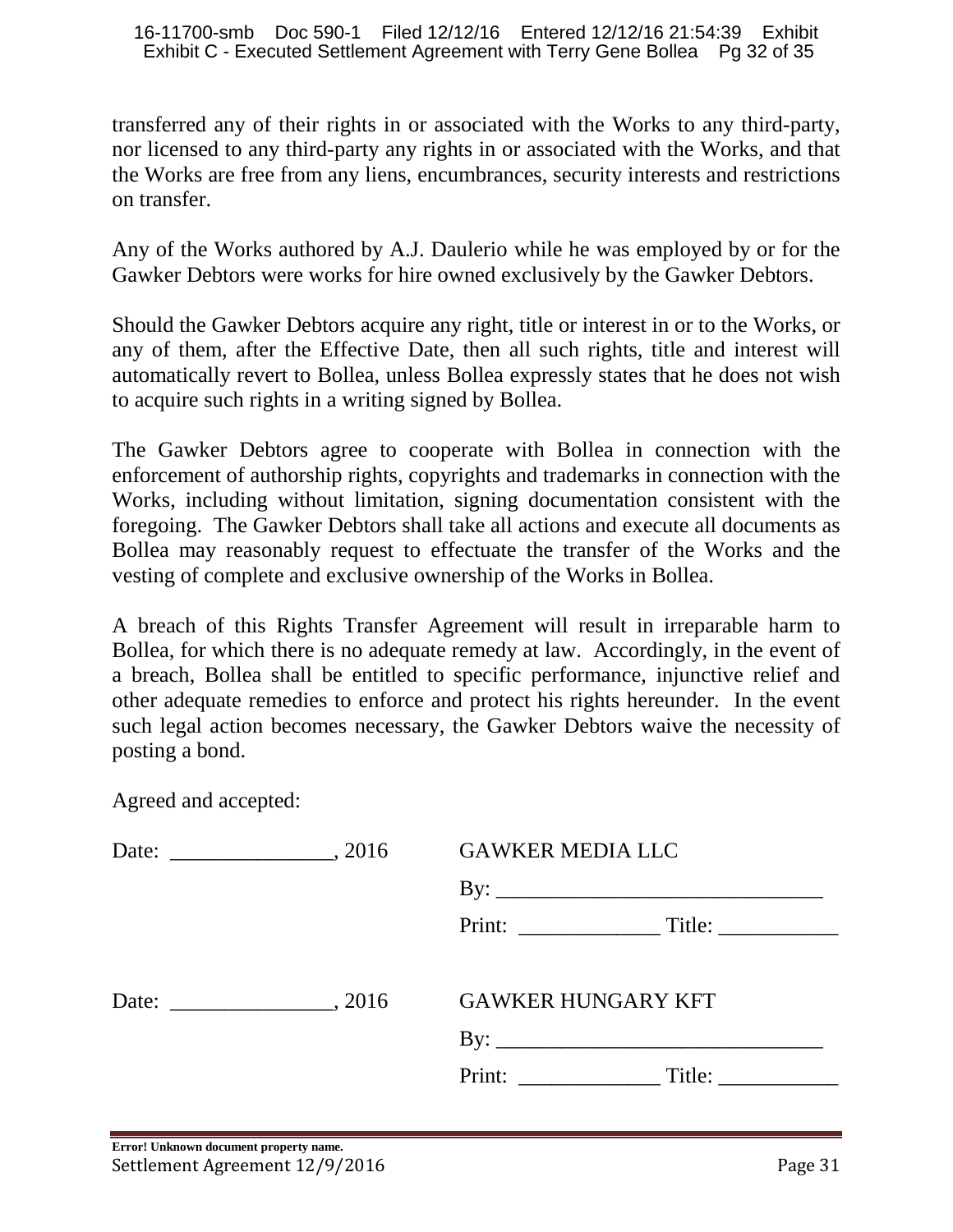transferred any of their rights in or associated with the Works to any third-party, nor licensed to any third-party any rights in or associated with the Works, and that the Works are free from any liens, encumbrances, security interests and restrictions on transfer.

Any of the Works authored by A.J. Daulerio while he was employed by or for the Gawker Debtors were works for hire owned exclusively by the Gawker Debtors.

Should the Gawker Debtors acquire any right, title or interest in or to the Works, or any of them, after the Effective Date, then all such rights, title and interest will automatically revert to Bollea, unless Bollea expressly states that he does not wish to acquire such rights in a writing signed by Bollea.

The Gawker Debtors agree to cooperate with Bollea in connection with the enforcement of authorship rights, copyrights and trademarks in connection with the Works, including without limitation, signing documentation consistent with the foregoing. The Gawker Debtors shall take all actions and execute all documents as Bollea may reasonably request to effectuate the transfer of the Works and the vesting of complete and exclusive ownership of the Works in Bollea.

A breach of this Rights Transfer Agreement will result in irreparable harm to Bollea, for which there is no adequate remedy at law. Accordingly, in the event of a breach, Bollea shall be entitled to specific performance, injunctive relief and other adequate remedies to enforce and protect his rights hereunder. In the event such legal action becomes necessary, the Gawker Debtors waive the necessity of posting a bond.

Agreed and accepted:

Date: _______________, 2016 GAWKER MEDIA LLC

By: ______________________________

Print: _____________ Title: ___________

Date: _______________, 2016 GAWKER HUNGARY KFT

By: ______________________________

Print: _____________ Title: ___________

**Error! Unknown document property name.**
Settlement Agreement 12/9/2016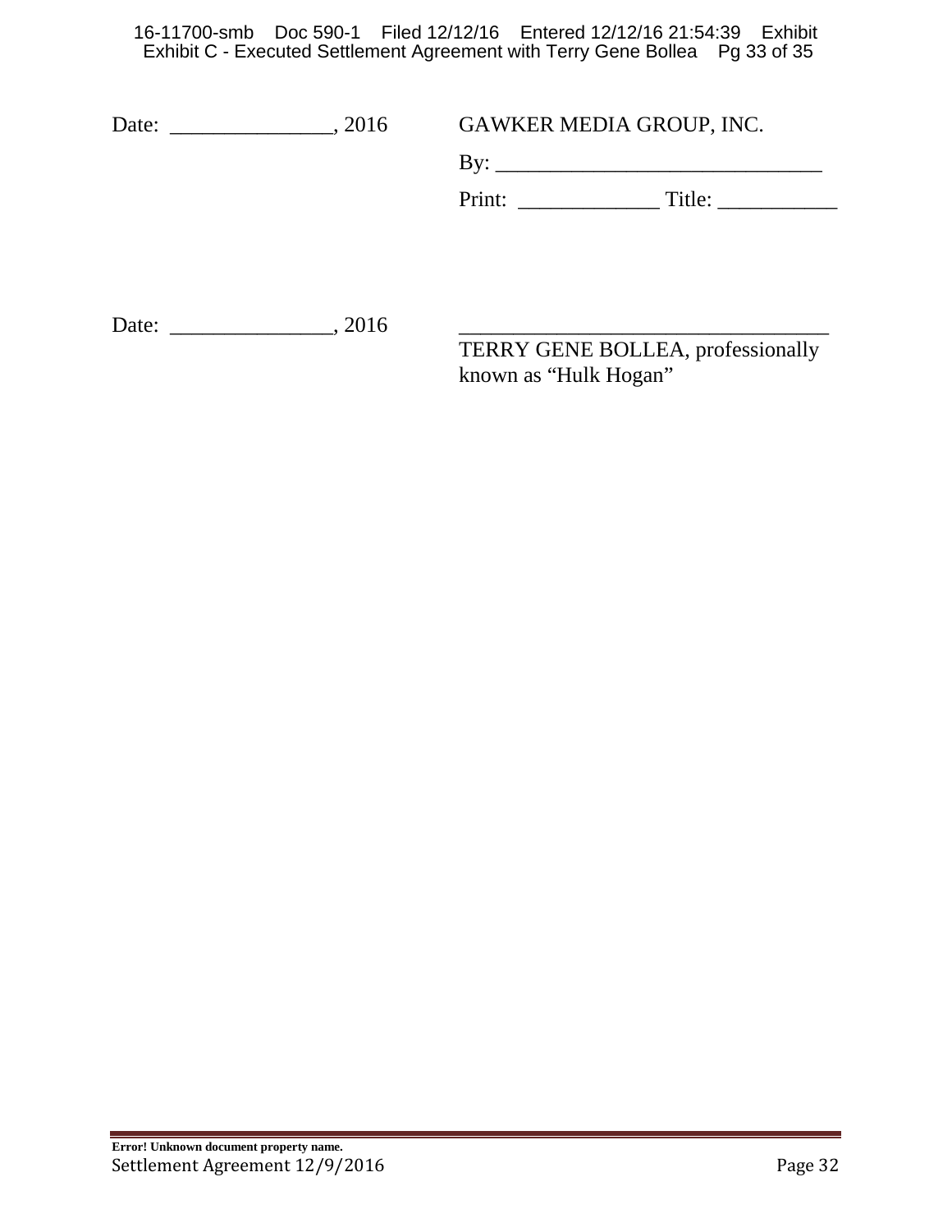Date: _______________, 2016

GAWKER MEDIA GROUP, INC.

By: ______________________________

Print: _____________ Title: ___________

Date: _______________, 2016

___________________________________

TERRY GENE BOLLEA, professionally known as "Hulk Hogan"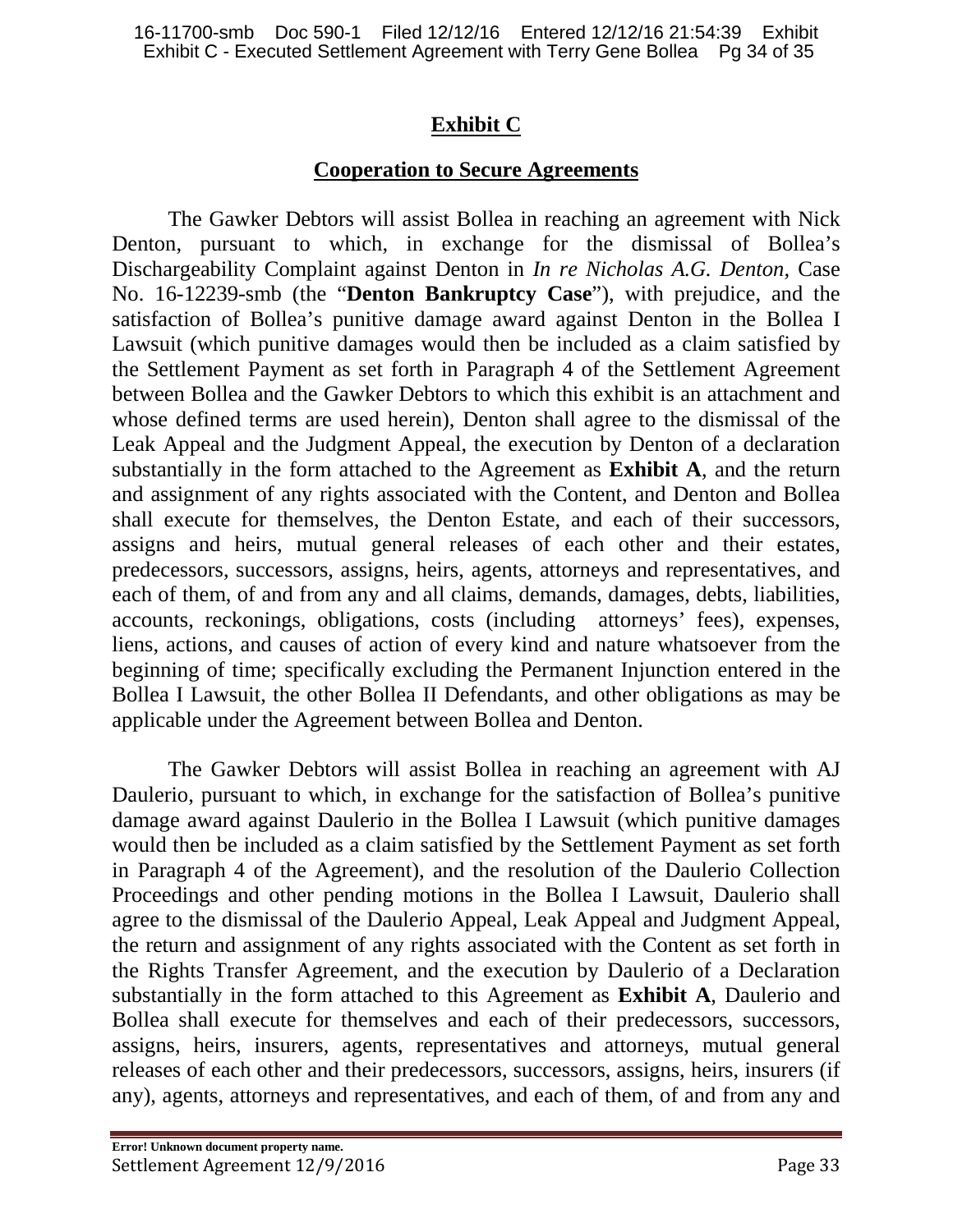# **Exhibit C**

## **Cooperation to Secure Agreements**

The Gawker Debtors will assist Bollea in reaching an agreement with Nick Denton, pursuant to which, in exchange for the dismissal of Bollea's Dischargeability Complaint against Denton in *In re Nicholas A.G. Denton,* Case No. 16-12239-smb (the "**Denton Bankruptcy Case**"), with prejudice, and the satisfaction of Bollea's punitive damage award against Denton in the Bollea I Lawsuit (which punitive damages would then be included as a claim satisfied by the Settlement Payment as set forth in Paragraph 4 of the Settlement Agreement between Bollea and the Gawker Debtors to which this exhibit is an attachment and whose defined terms are used herein), Denton shall agree to the dismissal of the Leak Appeal and the Judgment Appeal, the execution by Denton of a declaration substantially in the form attached to the Agreement as **Exhibit A**, and the return and assignment of any rights associated with the Content, and Denton and Bollea shall execute for themselves, the Denton Estate, and each of their successors, assigns and heirs, mutual general releases of each other and their estates, predecessors, successors, assigns, heirs, agents, attorneys and representatives, and each of them, of and from any and all claims, demands, damages, debts, liabilities, accounts, reckonings, obligations, costs (including attorneys' fees), expenses, liens, actions, and causes of action of every kind and nature whatsoever from the beginning of time; specifically excluding the Permanent Injunction entered in the Bollea I Lawsuit, the other Bollea II Defendants, and other obligations as may be applicable under the Agreement between Bollea and Denton.

The Gawker Debtors will assist Bollea in reaching an agreement with AJ Daulerio, pursuant to which, in exchange for the satisfaction of Bollea's punitive damage award against Daulerio in the Bollea I Lawsuit (which punitive damages would then be included as a claim satisfied by the Settlement Payment as set forth in Paragraph 4 of the Agreement), and the resolution of the Daulerio Collection Proceedings and other pending motions in the Bollea I Lawsuit, Daulerio shall agree to the dismissal of the Daulerio Appeal, Leak Appeal and Judgment Appeal, the return and assignment of any rights associated with the Content as set forth in the Rights Transfer Agreement, and the execution by Daulerio of a Declaration substantially in the form attached to this Agreement as **Exhibit A**, Daulerio and Bollea shall execute for themselves and each of their predecessors, successors, assigns, heirs, insurers, agents, representatives and attorneys, mutual general releases of each other and their predecessors, successors, assigns, heirs, insurers (if any), agents, attorneys and representatives, and each of them, of and from any and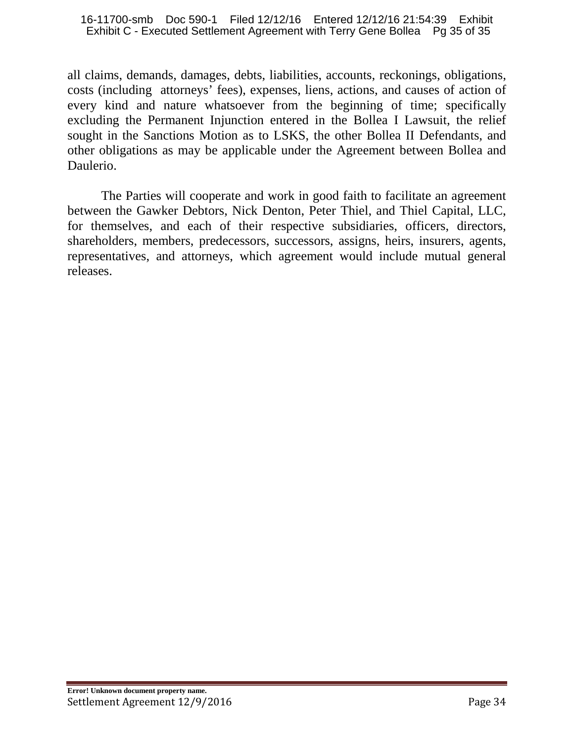all claims, demands, damages, debts, liabilities, accounts, reckonings, obligations, costs (including attorneys' fees), expenses, liens, actions, and causes of action of every kind and nature whatsoever from the beginning of time; specifically excluding the Permanent Injunction entered in the Bollea I Lawsuit, the relief sought in the Sanctions Motion as to LSKS, the other Bollea II Defendants, and other obligations as may be applicable under the Agreement between Bollea and Daulerio.

The Parties will cooperate and work in good faith to facilitate an agreement between the Gawker Debtors, Nick Denton, Peter Thiel, and Thiel Capital, LLC, for themselves, and each of their respective subsidiaries, officers, directors, shareholders, members, predecessors, successors, assigns, heirs, insurers, agents, representatives, and attorneys, which agreement would include mutual general releases.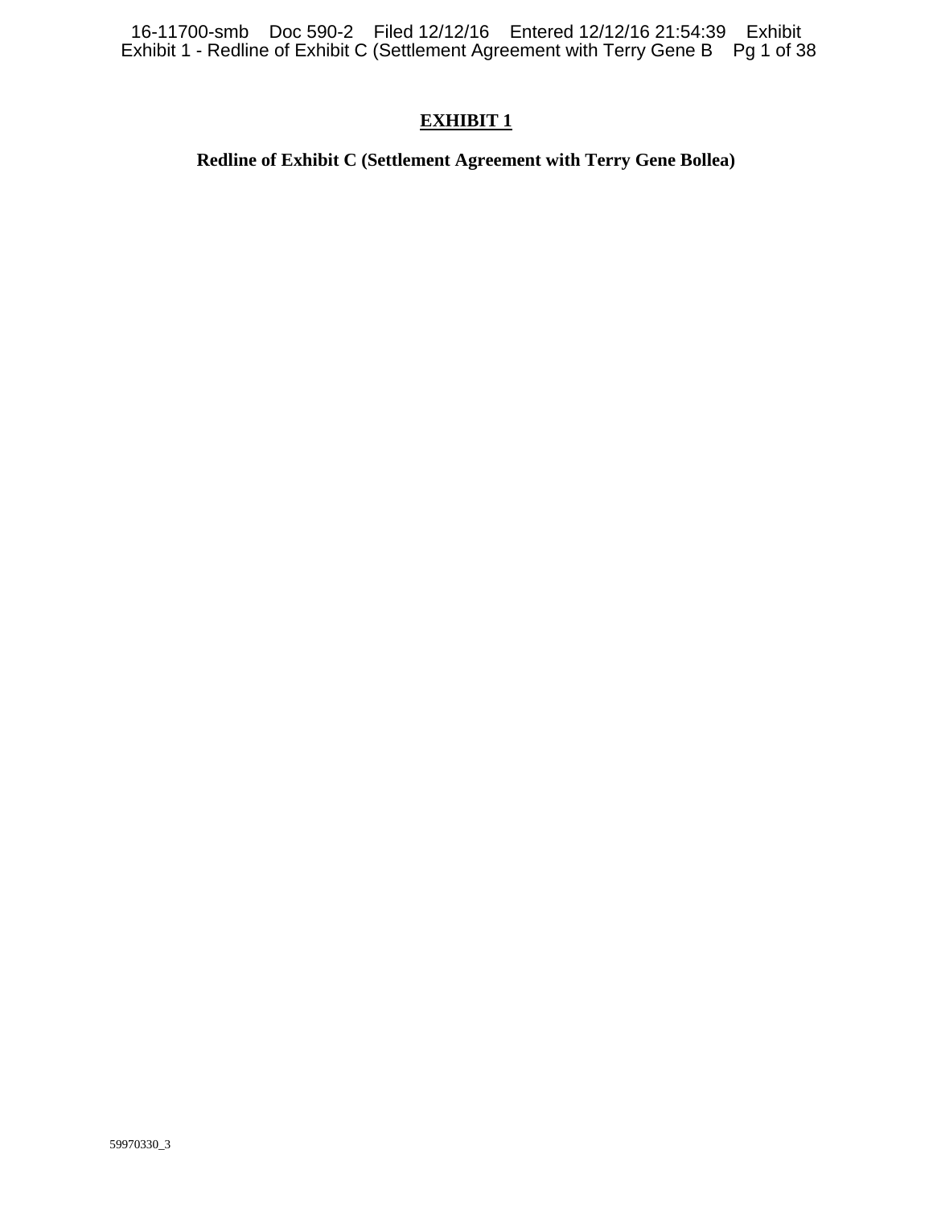# EXHIBIT 1

**Redline of Exhibit C (Settlement Agreement with Terry Gene Bollea)**

59970330_3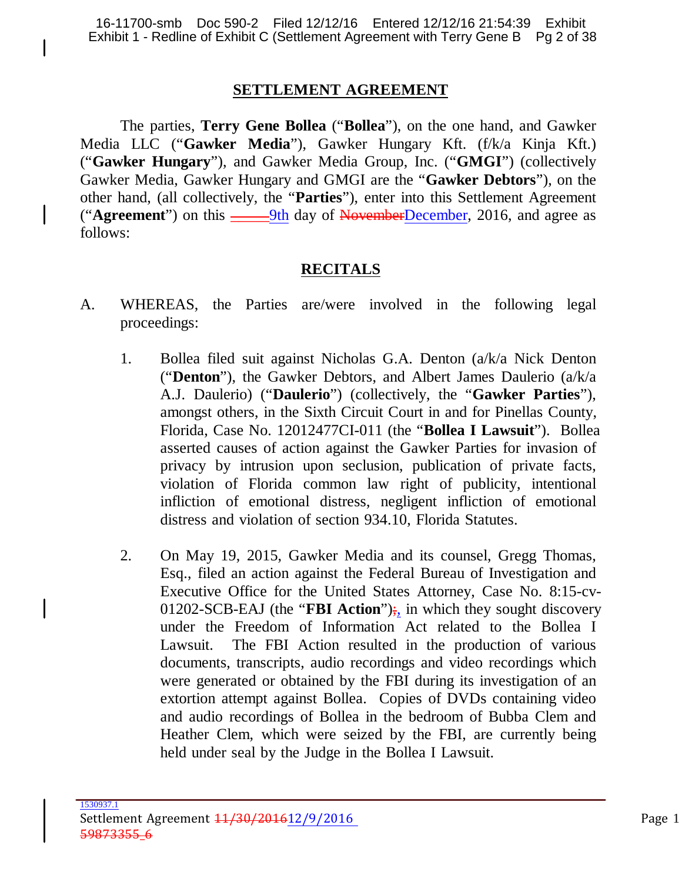## SETTLEMENT AGREEMENT

The parties, **Terry Gene Bollea** ("**Bollea**"), on the one hand, and Gawker Media LLC ("**Gawker Media**"), Gawker Hungary Kft. (f/k/a Kinja Kft.) ("**Gawker Hungary**"), and Gawker Media Group, Inc. ("**GMGI**") (collectively Gawker Media, Gawker Hungary and GMGI are the "**Gawker Debtors**"), on the other hand, (all collectively, the "**Parties**"), enter into this Settlement Agreement ("**Agreement**") on this ~~\_\_\_\_\_~~9th day of ~~November~~December, 2016, and agree as follows:

## RECITALS

A. WHEREAS, the Parties are/were involved in the following legal proceedings:

1. Bollea filed suit against Nicholas G.A. Denton (a/k/a Nick Denton ("**Denton**"), the Gawker Debtors, and Albert James Daulerio (a/k/a A.J. Daulerio) ("**Daulerio**") (collectively, the "**Gawker Parties**"), amongst others, in the Sixth Circuit Court in and for Pinellas County, Florida, Case No. 12012477CI-011 (the "**Bollea I Lawsuit**"). Bollea asserted causes of action against the Gawker Parties for invasion of privacy by intrusion upon seclusion, publication of private facts, violation of Florida common law right of publicity, intentional infliction of emotional distress, negligent infliction of emotional distress and violation of section 934.10, Florida Statutes.

2. On May 19, 2015, Gawker Media and its counsel, Gregg Thomas, Esq., filed an action against the Federal Bureau of Investigation and Executive Office for the United States Attorney, Case No. 8:15-cv-01202-SCB-EAJ (the "**FBI Action**")~~;~~, in which they sought discovery under the Freedom of Information Act related to the Bollea I Lawsuit. The FBI Action resulted in the production of various documents, transcripts, audio recordings and video recordings which were generated or obtained by the FBI during its investigation of an extortion attempt against Bollea. Copies of DVDs containing video and audio recordings of Bollea in the bedroom of Bubba Clem and Heather Clem, which were seized by the FBI, are currently being held under seal by the Judge in the Bollea I Lawsuit.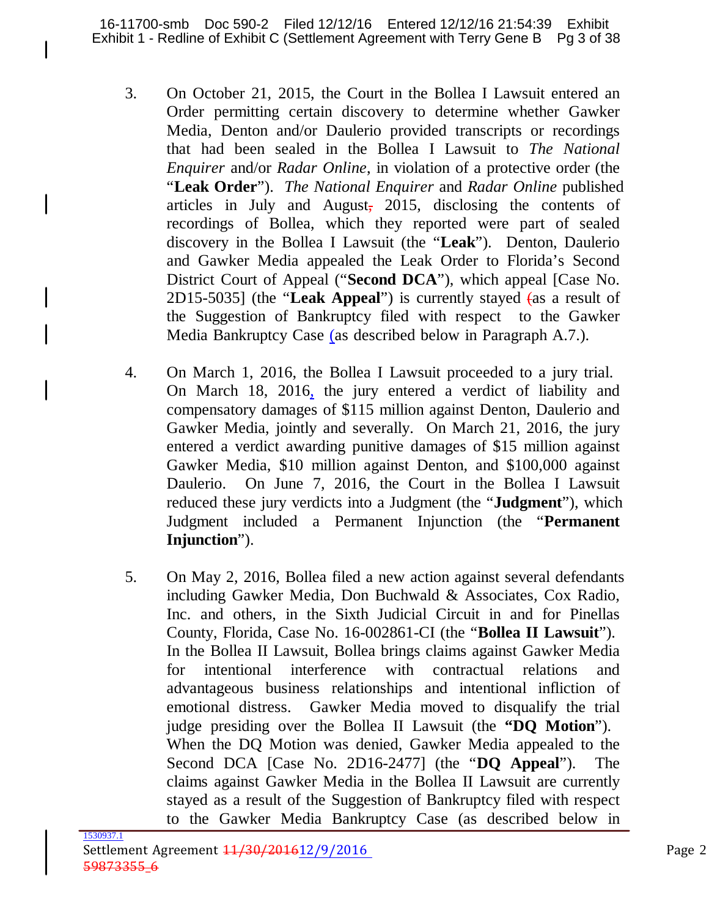3. On October 21, 2015, the Court in the Bollea I Lawsuit entered an Order permitting certain discovery to determine whether Gawker Media, Denton and/or Daulerio provided transcripts or recordings that had been sealed in the Bollea I Lawsuit to *The National Enquirer* and/or *Radar Online*, in violation of a protective order (the "**Leak Order**"). *The National Enquirer* and *Radar Online* published articles in July and August, 2015, disclosing the contents of recordings of Bollea, which they reported were part of sealed discovery in the Bollea I Lawsuit (the "**Leak**"). Denton, Daulerio and Gawker Media appealed the Leak Order to Florida's Second District Court of Appeal ("**Second DCA**"), which appeal [Case No. 2D15-5035] (the "**Leak Appeal**") is currently stayed (as a result of the Suggestion of Bankruptcy filed with respect to the Gawker Media Bankruptcy Case (as described below in Paragraph A.7.).

4. On March 1, 2016, the Bollea I Lawsuit proceeded to a jury trial. On March 18, 2016, the jury entered a verdict of liability and compensatory damages of $115 million against Denton, Daulerio and Gawker Media, jointly and severally. On March 21, 2016, the jury entered a verdict awarding punitive damages of $15 million against Gawker Media, $10 million against Denton, and $100,000 against Daulerio. On June 7, 2016, the Court in the Bollea I Lawsuit reduced these jury verdicts into a Judgment (the "**Judgment**"), which Judgment included a Permanent Injunction (the "**Permanent Injunction**").

5. On May 2, 2016, Bollea filed a new action against several defendants including Gawker Media, Don Buchwald & Associates, Cox Radio, Inc. and others, in the Sixth Judicial Circuit in and for Pinellas County, Florida, Case No. 16-002861-CI (the "**Bollea II Lawsuit**"). In the Bollea II Lawsuit, Bollea brings claims against Gawker Media for intentional interference with contractual relations and advantageous business relationships and intentional infliction of emotional distress. Gawker Media moved to disqualify the trial judge presiding over the Bollea II Lawsuit (the "**DQ Motion**"). When the DQ Motion was denied, Gawker Media appealed to the Second DCA [Case No. 2D16-2477] (the "**DQ Appeal**"). The claims against Gawker Media in the Bollea II Lawsuit are currently stayed as a result of the Suggestion of Bankruptcy filed with respect to the Gawker Media Bankruptcy Case (as described below in

1530937.1
Settlement Agreement ~~11/30/2016~~12/9/2016
~~59873355_6~~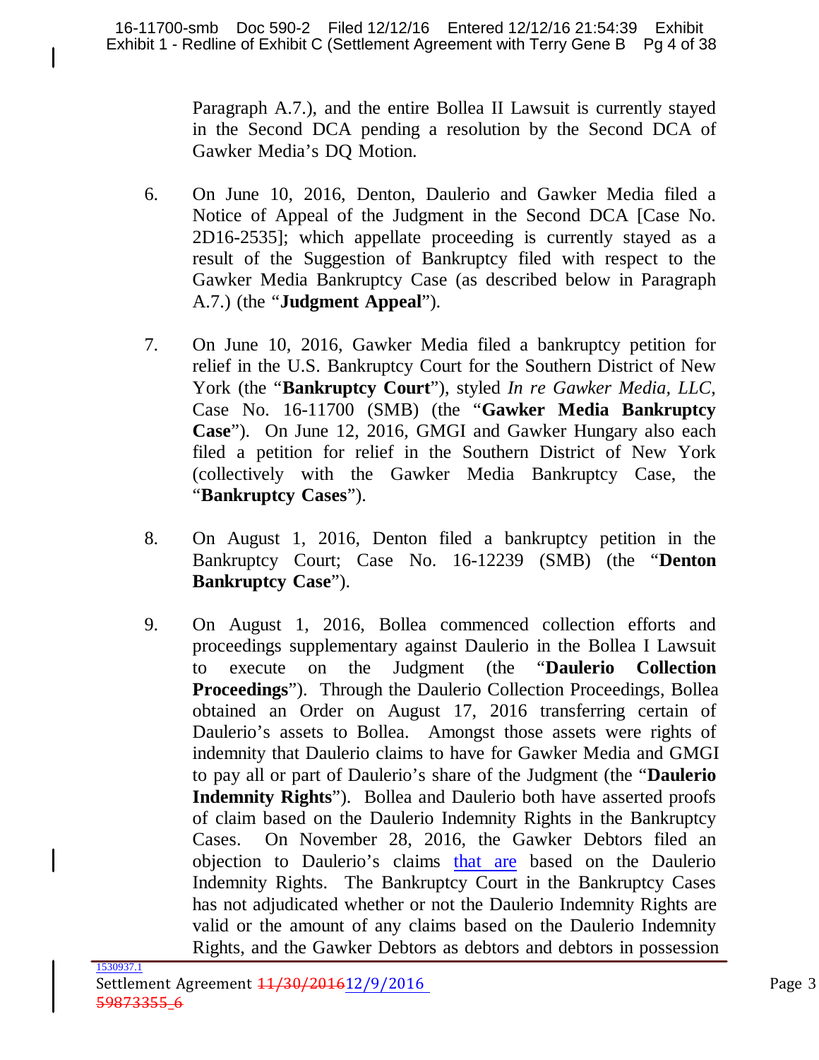Paragraph A.7.), and the entire Bollea II Lawsuit is currently stayed in the Second DCA pending a resolution by the Second DCA of Gawker Media's DQ Motion.

6. On June 10, 2016, Denton, Daulerio and Gawker Media filed a Notice of Appeal of the Judgment in the Second DCA [Case No. 2D16-2535]; which appellate proceeding is currently stayed as a result of the Suggestion of Bankruptcy filed with respect to the Gawker Media Bankruptcy Case (as described below in Paragraph A.7.) (the "**Judgment Appeal**").

7. On June 10, 2016, Gawker Media filed a bankruptcy petition for relief in the U.S. Bankruptcy Court for the Southern District of New York (the "**Bankruptcy Court**"), styled *In re Gawker Media, LLC*, Case No. 16-11700 (SMB) (the "**Gawker Media Bankruptcy Case**"). On June 12, 2016, GMGI and Gawker Hungary also each filed a petition for relief in the Southern District of New York (collectively with the Gawker Media Bankruptcy Case, the "**Bankruptcy Cases**").

8. On August 1, 2016, Denton filed a bankruptcy petition in the Bankruptcy Court; Case No. 16-12239 (SMB) (the "**Denton Bankruptcy Case**").

9. On August 1, 2016, Bollea commenced collection efforts and proceedings supplementary against Daulerio in the Bollea I Lawsuit to execute on the Judgment (the "**Daulerio Collection Proceedings**"). Through the Daulerio Collection Proceedings, Bollea obtained an Order on August 17, 2016 transferring certain of Daulerio's assets to Bollea. Amongst those assets were rights of indemnity that Daulerio claims to have for Gawker Media and GMGI to pay all or part of Daulerio's share of the Judgment (the "**Daulerio Indemnity Rights**"). Bollea and Daulerio both have asserted proofs of claim based on the Daulerio Indemnity Rights in the Bankruptcy Cases. On November 28, 2016, the Gawker Debtors filed an objection to Daulerio's claims that are based on the Daulerio Indemnity Rights. The Bankruptcy Court in the Bankruptcy Cases has not adjudicated whether or not the Daulerio Indemnity Rights are valid or the amount of any claims based on the Daulerio Indemnity Rights, and the Gawker Debtors as debtors and debtors in possession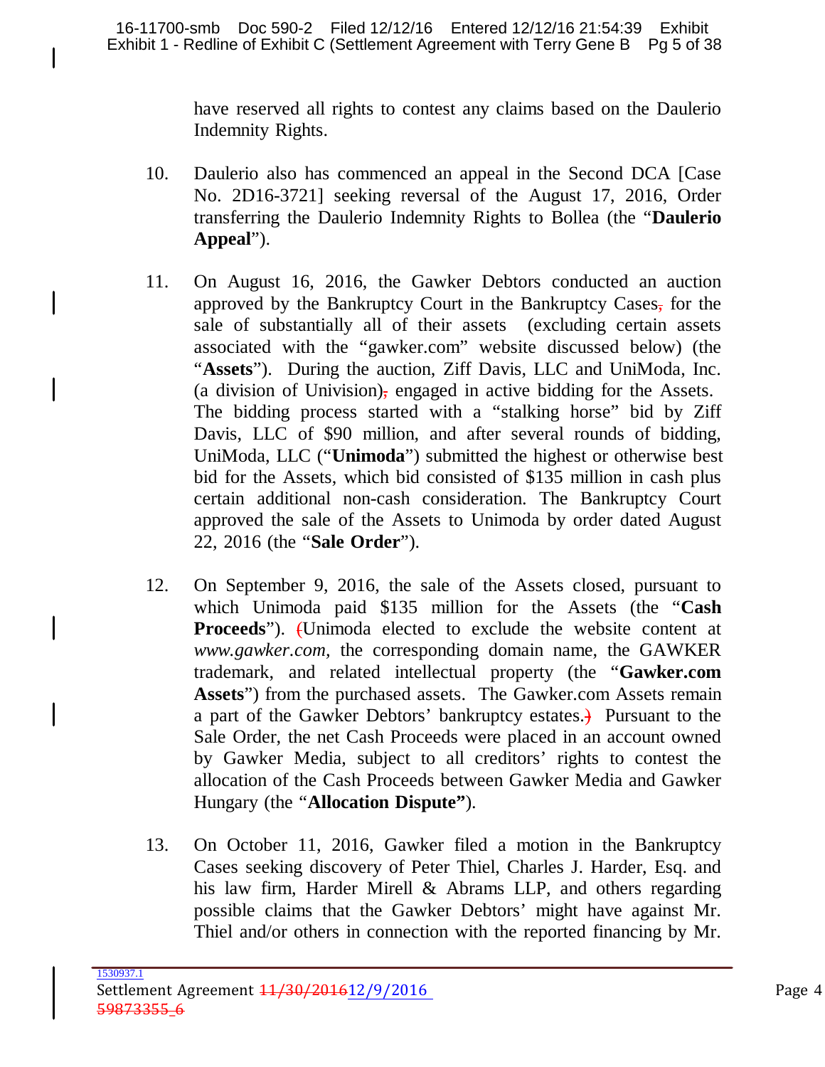have reserved all rights to contest any claims based on the Daulerio Indemnity Rights.

10. Daulerio also has commenced an appeal in the Second DCA [Case No. 2D16-3721] seeking reversal of the August 17, 2016, Order transferring the Daulerio Indemnity Rights to Bollea (the "**Daulerio Appeal**").

11. On August 16, 2016, the Gawker Debtors conducted an auction approved by the Bankruptcy Court in the Bankruptcy Cases, for the sale of substantially all of their assets (excluding certain assets associated with the "gawker.com" website discussed below) (the "**Assets**"). During the auction, Ziff Davis, LLC and UniModa, Inc. (a division of Univision), engaged in active bidding for the Assets. The bidding process started with a "stalking horse" bid by Ziff Davis, LLC of $90 million, and after several rounds of bidding, UniModa, LLC ("**Unimoda**") submitted the highest or otherwise best bid for the Assets, which bid consisted of $135 million in cash plus certain additional non-cash consideration. The Bankruptcy Court approved the sale of the Assets to Unimoda by order dated August 22, 2016 (the "**Sale Order**").

12. On September 9, 2016, the sale of the Assets closed, pursuant to which Unimoda paid $135 million for the Assets (the "**Cash Proceeds**"). (Unimoda elected to exclude the website content at *www.gawker.com*, the corresponding domain name, the GAWKER trademark, and related intellectual property (the "**Gawker.com Assets**") from the purchased assets. The Gawker.com Assets remain a part of the Gawker Debtors' bankruptcy estates.) Pursuant to the Sale Order, the net Cash Proceeds were placed in an account owned by Gawker Media, subject to all creditors' rights to contest the allocation of the Cash Proceeds between Gawker Media and Gawker Hungary (the "**Allocation Dispute**").

13. On October 11, 2016, Gawker filed a motion in the Bankruptcy Cases seeking discovery of Peter Thiel, Charles J. Harder, Esq. and his law firm, Harder Mirell & Abrams LLP, and others regarding possible claims that the Gawker Debtors' might have against Mr. Thiel and/or others in connection with the reported financing by Mr.

1530937.1
Settlement Agreement 11/30/201612/9/2016
59873355_6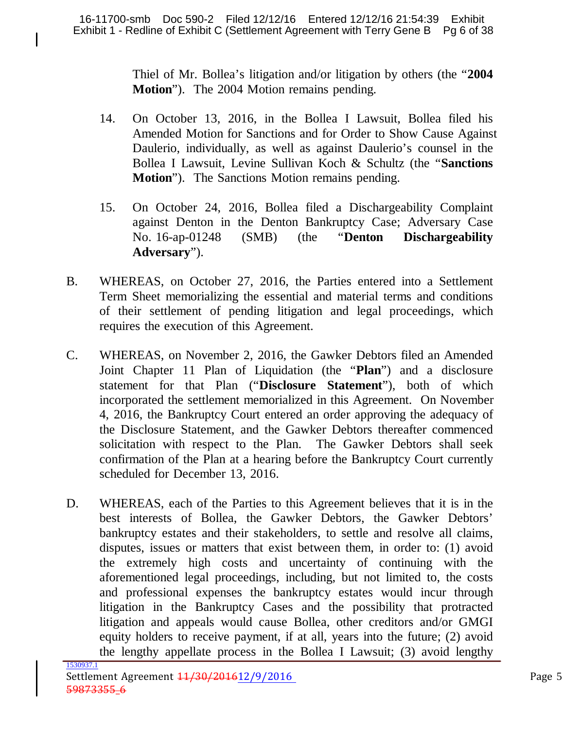Thiel of Mr. Bollea's litigation and/or litigation by others (the "**2004 Motion**"). The 2004 Motion remains pending.

14. On October 13, 2016, in the Bollea I Lawsuit, Bollea filed his Amended Motion for Sanctions and for Order to Show Cause Against Daulerio, individually, as well as against Daulerio's counsel in the Bollea I Lawsuit, Levine Sullivan Koch & Schultz (the "**Sanctions Motion**"). The Sanctions Motion remains pending.

15. On October 24, 2016, Bollea filed a Dischargeability Complaint against Denton in the Denton Bankruptcy Case; Adversary Case No. 16-ap-01248 (SMB) (the "**Denton Dischargeability Adversary**").

B. WHEREAS, on October 27, 2016, the Parties entered into a Settlement Term Sheet memorializing the essential and material terms and conditions of their settlement of pending litigation and legal proceedings, which requires the execution of this Agreement.

C. WHEREAS, on November 2, 2016, the Gawker Debtors filed an Amended Joint Chapter 11 Plan of Liquidation (the "**Plan**") and a disclosure statement for that Plan ("**Disclosure Statement**"), both of which incorporated the settlement memorialized in this Agreement. On November 4, 2016, the Bankruptcy Court entered an order approving the adequacy of the Disclosure Statement, and the Gawker Debtors thereafter commenced solicitation with respect to the Plan. The Gawker Debtors shall seek confirmation of the Plan at a hearing before the Bankruptcy Court currently scheduled for December 13, 2016.

D. WHEREAS, each of the Parties to this Agreement believes that it is in the best interests of Bollea, the Gawker Debtors, the Gawker Debtors' bankruptcy estates and their stakeholders, to settle and resolve all claims, disputes, issues or matters that exist between them, in order to: (1) avoid the extremely high costs and uncertainty of continuing with the aforementioned legal proceedings, including, but not limited to, the costs and professional expenses the bankruptcy estates would incur through litigation in the Bankruptcy Cases and the possibility that protracted litigation and appeals would cause Bollea, other creditors and/or GMGI equity holders to receive payment, if at all, years into the future; (2) avoid the lengthy appellate process in the Bollea I Lawsuit; (3) avoid lengthy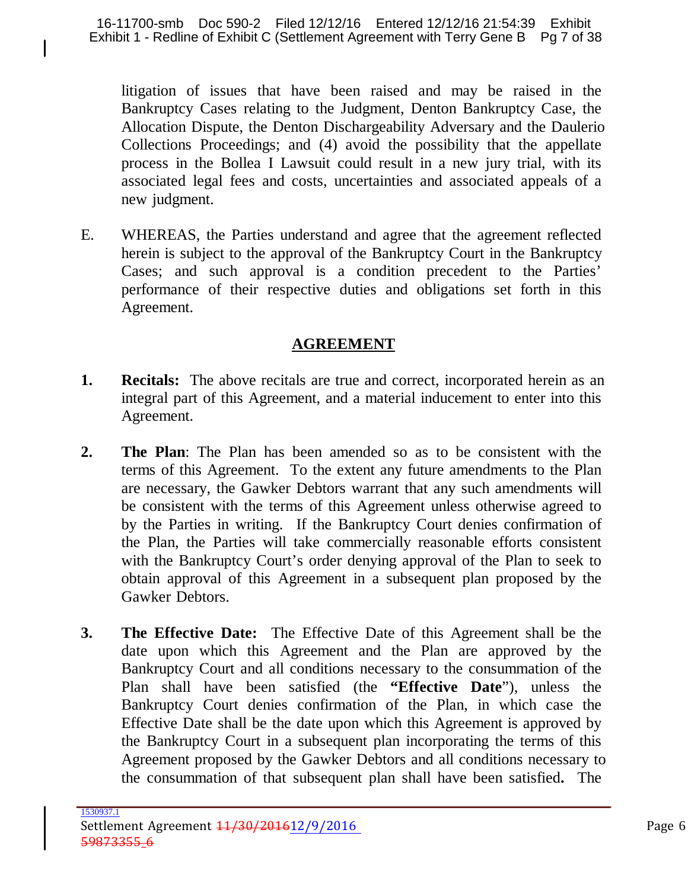litigation of issues that have been raised and may be raised in the Bankruptcy Cases relating to the Judgment, Denton Bankruptcy Case, the Allocation Dispute, the Denton Dischargeability Adversary and the Daulerio Collections Proceedings; and (4) avoid the possibility that the appellate process in the Bollea I Lawsuit could result in a new jury trial, with its associated legal fees and costs, uncertainties and associated appeals of a new judgment.

E. WHEREAS, the Parties understand and agree that the agreement reflected herein is subject to the approval of the Bankruptcy Court in the Bankruptcy Cases; and such approval is a condition precedent to the Parties' performance of their respective duties and obligations set forth in this Agreement.

## AGREEMENT

**1. Recitals:** The above recitals are true and correct, incorporated herein as an integral part of this Agreement, and a material inducement to enter into this Agreement.

**2. The Plan**: The Plan has been amended so as to be consistent with the terms of this Agreement. To the extent any future amendments to the Plan are necessary, the Gawker Debtors warrant that any such amendments will be consistent with the terms of this Agreement unless otherwise agreed to by the Parties in writing. If the Bankruptcy Court denies confirmation of the Plan, the Parties will take commercially reasonable efforts consistent with the Bankruptcy Court's order denying approval of the Plan to seek to obtain approval of this Agreement in a subsequent plan proposed by the Gawker Debtors.

**3. The Effective Date:** The Effective Date of this Agreement shall be the date upon which this Agreement and the Plan are approved by the Bankruptcy Court and all conditions necessary to the consummation of the Plan shall have been satisfied (the **"Effective Date**"), unless the Bankruptcy Court denies confirmation of the Plan, in which case the Effective Date shall be the date upon which this Agreement is approved by the Bankruptcy Court in a subsequent plan incorporating the terms of this Agreement proposed by the Gawker Debtors and all conditions necessary to the consummation of that subsequent plan shall have been satisfied**.** The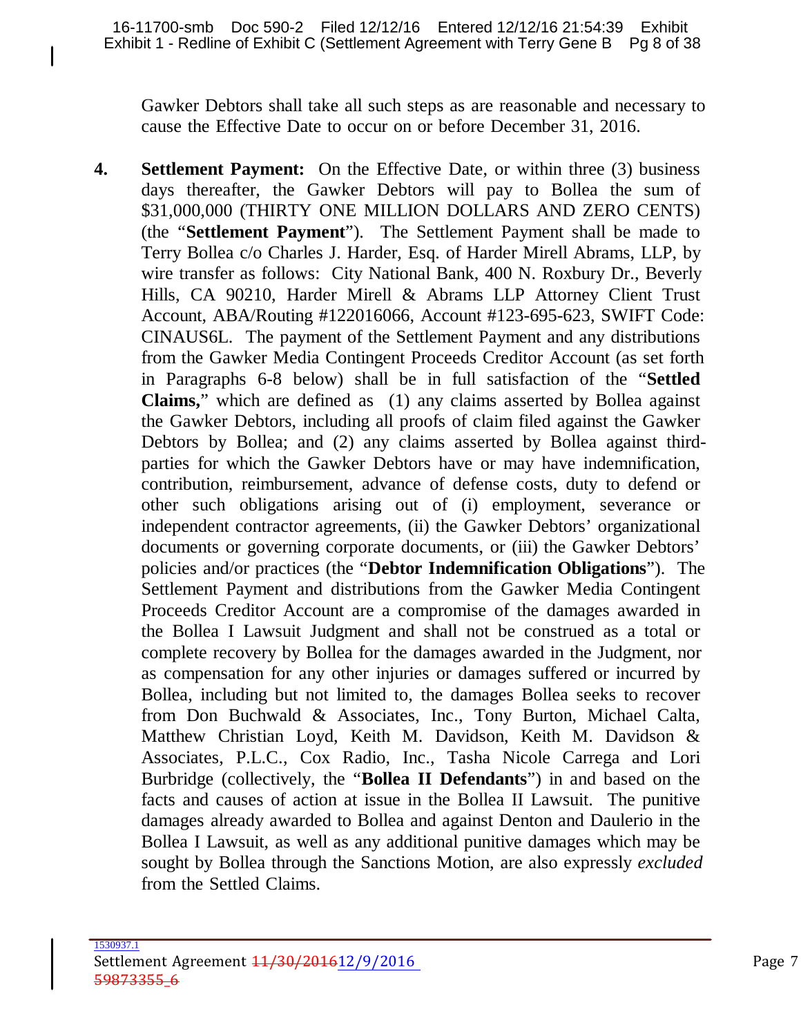Gawker Debtors shall take all such steps as are reasonable and necessary to cause the Effective Date to occur on or before December 31, 2016.

**4.** **Settlement Payment:** On the Effective Date, or within three (3) business days thereafter, the Gawker Debtors will pay to Bollea the sum of $31,000,000 (THIRTY ONE MILLION DOLLARS AND ZERO CENTS) (the "**Settlement Payment**"). The Settlement Payment shall be made to Terry Bollea c/o Charles J. Harder, Esq. of Harder Mirell Abrams, LLP, by wire transfer as follows: City National Bank, 400 N. Roxbury Dr., Beverly Hills, CA 90210, Harder Mirell & Abrams LLP Attorney Client Trust Account, ABA/Routing #122016066, Account #123-695-623, SWIFT Code: CINAUS6L. The payment of the Settlement Payment and any distributions from the Gawker Media Contingent Proceeds Creditor Account (as set forth in Paragraphs 6-8 below) shall be in full satisfaction of the "**Settled Claims,**" which are defined as (1) any claims asserted by Bollea against the Gawker Debtors, including all proofs of claim filed against the Gawker Debtors by Bollea; and (2) any claims asserted by Bollea against third-parties for which the Gawker Debtors have or may have indemnification, contribution, reimbursement, advance of defense costs, duty to defend or other such obligations arising out of (i) employment, severance or independent contractor agreements, (ii) the Gawker Debtors' organizational documents or governing corporate documents, or (iii) the Gawker Debtors' policies and/or practices (the "**Debtor Indemnification Obligations**"). The Settlement Payment and distributions from the Gawker Media Contingent Proceeds Creditor Account are a compromise of the damages awarded in the Bollea I Lawsuit Judgment and shall not be construed as a total or complete recovery by Bollea for the damages awarded in the Judgment, nor as compensation for any other injuries or damages suffered or incurred by Bollea, including but not limited to, the damages Bollea seeks to recover from Don Buchwald & Associates, Inc., Tony Burton, Michael Calta, Matthew Christian Loyd, Keith M. Davidson, Keith M. Davidson & Associates, P.L.C., Cox Radio, Inc., Tasha Nicole Carrega and Lori Burbridge (collectively, the "**Bollea II Defendants**") in and based on the facts and causes of action at issue in the Bollea II Lawsuit. The punitive damages already awarded to Bollea and against Denton and Daulerio in the Bollea I Lawsuit, as well as any additional punitive damages which may be sought by Bollea through the Sanctions Motion, are also expressly *excluded* from the Settled Claims.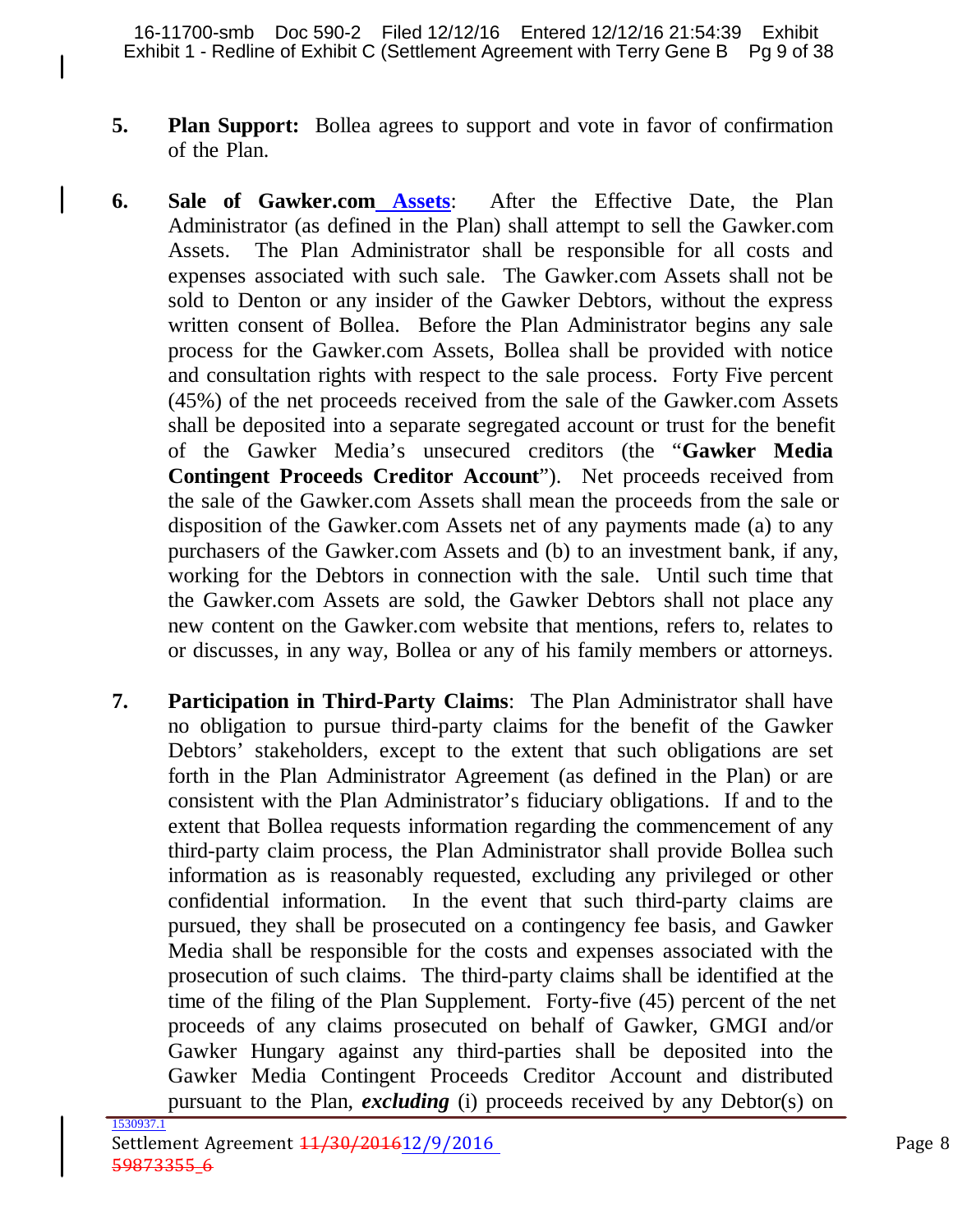5. **Plan Support:** Bollea agrees to support and vote in favor of confirmation of the Plan.

6. **Sale of Gawker.com Assets**: After the Effective Date, the Plan Administrator (as defined in the Plan) shall attempt to sell the Gawker.com Assets. The Plan Administrator shall be responsible for all costs and expenses associated with such sale. The Gawker.com Assets shall not be sold to Denton or any insider of the Gawker Debtors, without the express written consent of Bollea. Before the Plan Administrator begins any sale process for the Gawker.com Assets, Bollea shall be provided with notice and consultation rights with respect to the sale process. Forty Five percent (45%) of the net proceeds received from the sale of the Gawker.com Assets shall be deposited into a separate segregated account or trust for the benefit of the Gawker Media's unsecured creditors (the "**Gawker Media Contingent Proceeds Creditor Account**"). Net proceeds received from the sale of the Gawker.com Assets shall mean the proceeds from the sale or disposition of the Gawker.com Assets net of any payments made (a) to any purchasers of the Gawker.com Assets and (b) to an investment bank, if any, working for the Debtors in connection with the sale. Until such time that the Gawker.com Assets are sold, the Gawker Debtors shall not place any new content on the Gawker.com website that mentions, refers to, relates to or discusses, in any way, Bollea or any of his family members or attorneys.

7. **Participation in Third-Party Claims**: The Plan Administrator shall have no obligation to pursue third-party claims for the benefit of the Gawker Debtors' stakeholders, except to the extent that such obligations are set forth in the Plan Administrator Agreement (as defined in the Plan) or are consistent with the Plan Administrator's fiduciary obligations. If and to the extent that Bollea requests information regarding the commencement of any third-party claim process, the Plan Administrator shall provide Bollea such information as is reasonably requested, excluding any privileged or other confidential information. In the event that such third-party claims are pursued, they shall be prosecuted on a contingency fee basis, and Gawker Media shall be responsible for the costs and expenses associated with the prosecution of such claims. The third-party claims shall be identified at the time of the filing of the Plan Supplement. Forty-five (45) percent of the net proceeds of any claims prosecuted on behalf of Gawker, GMGI and/or Gawker Hungary against any third-parties shall be deposited into the Gawker Media Contingent Proceeds Creditor Account and distributed pursuant to the Plan, ***excluding*** (i) proceeds received by any Debtor(s) on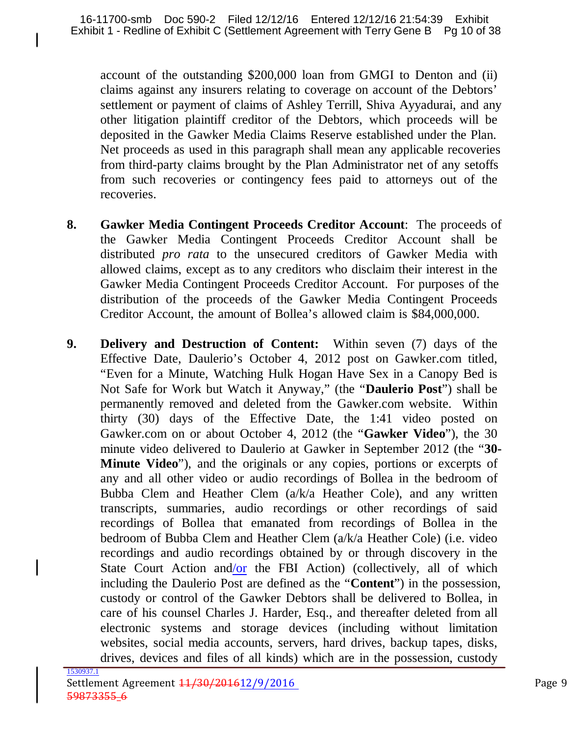account of the outstanding $200,000 loan from GMGI to Denton and (ii) claims against any insurers relating to coverage on account of the Debtors' settlement or payment of claims of Ashley Terrill, Shiva Ayyadurai, and any other litigation plaintiff creditor of the Debtors, which proceeds will be deposited in the Gawker Media Claims Reserve established under the Plan. Net proceeds as used in this paragraph shall mean any applicable recoveries from third-party claims brought by the Plan Administrator net of any setoffs from such recoveries or contingency fees paid to attorneys out of the recoveries.

8. **Gawker Media Contingent Proceeds Creditor Account**: The proceeds of the Gawker Media Contingent Proceeds Creditor Account shall be distributed *pro rata* to the unsecured creditors of Gawker Media with allowed claims, except as to any creditors who disclaim their interest in the Gawker Media Contingent Proceeds Creditor Account. For purposes of the distribution of the proceeds of the Gawker Media Contingent Proceeds Creditor Account, the amount of Bollea's allowed claim is $84,000,000.

9. **Delivery and Destruction of Content:** Within seven (7) days of the Effective Date, Daulerio's October 4, 2012 post on Gawker.com titled, "Even for a Minute, Watching Hulk Hogan Have Sex in a Canopy Bed is Not Safe for Work but Watch it Anyway," (the "**Daulerio Post**") shall be permanently removed and deleted from the Gawker.com website. Within thirty (30) days of the Effective Date, the 1:41 video posted on Gawker.com on or about October 4, 2012 (the "**Gawker Video**"), the 30 minute video delivered to Daulerio at Gawker in September 2012 (the "**30-Minute Video**"), and the originals or any copies, portions or excerpts of any and all other video or audio recordings of Bollea in the bedroom of Bubba Clem and Heather Clem (a/k/a Heather Cole), and any written transcripts, summaries, audio recordings or other recordings of said recordings of Bollea that emanated from recordings of Bollea in the bedroom of Bubba Clem and Heather Clem (a/k/a Heather Cole) (i.e. video recordings and audio recordings obtained by or through discovery in the State Court Action and/or the FBI Action) (collectively, all of which including the Daulerio Post are defined as the "**Content**") in the possession, custody or control of the Gawker Debtors shall be delivered to Bollea, in care of his counsel Charles J. Harder, Esq., and thereafter deleted from all electronic systems and storage devices (including without limitation websites, social media accounts, servers, hard drives, backup tapes, disks, drives, devices and files of all kinds) which are in the possession, custody

1530937.1

Settlement Agreement ~~11/30/2016~~12/9/2016

~~59873355_6~~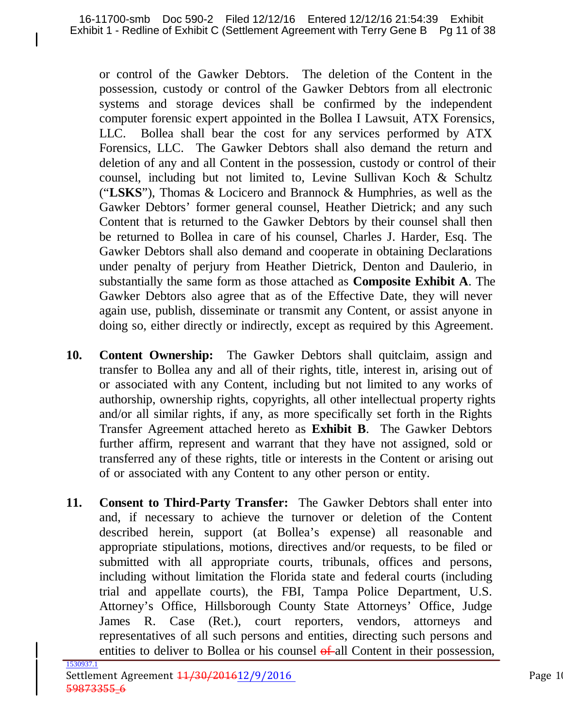or control of the Gawker Debtors. The deletion of the Content in the possession, custody or control of the Gawker Debtors from all electronic systems and storage devices shall be confirmed by the independent computer forensic expert appointed in the Bollea I Lawsuit, ATX Forensics, LLC. Bollea shall bear the cost for any services performed by ATX Forensics, LLC. The Gawker Debtors shall also demand the return and deletion of any and all Content in the possession, custody or control of their counsel, including but not limited to, Levine Sullivan Koch & Schultz ("**LSKS**"), Thomas & Locicero and Brannock & Humphries, as well as the Gawker Debtors' former general counsel, Heather Dietrick; and any such Content that is returned to the Gawker Debtors by their counsel shall then be returned to Bollea in care of his counsel, Charles J. Harder, Esq. The Gawker Debtors shall also demand and cooperate in obtaining Declarations under penalty of perjury from Heather Dietrick, Denton and Daulerio, in substantially the same form as those attached as **Composite Exhibit A**. The Gawker Debtors also agree that as of the Effective Date, they will never again use, publish, disseminate or transmit any Content, or assist anyone in doing so, either directly or indirectly, except as required by this Agreement.

10. **Content Ownership:** The Gawker Debtors shall quitclaim, assign and transfer to Bollea any and all of their rights, title, interest in, arising out of or associated with any Content, including but not limited to any works of authorship, ownership rights, copyrights, all other intellectual property rights and/or all similar rights, if any, as more specifically set forth in the Rights Transfer Agreement attached hereto as **Exhibit B**. The Gawker Debtors further affirm, represent and warrant that they have not assigned, sold or transferred any of these rights, title or interests in the Content or arising out of or associated with any Content to any other person or entity.

11. **Consent to Third-Party Transfer:** The Gawker Debtors shall enter into and, if necessary to achieve the turnover or deletion of the Content described herein, support (at Bollea's expense) all reasonable and appropriate stipulations, motions, directives and/or requests, to be filed or submitted with all appropriate courts, tribunals, offices and persons, including without limitation the Florida state and federal courts (including trial and appellate courts), the FBI, Tampa Police Department, U.S. Attorney's Office, Hillsborough County State Attorneys' Office, Judge James R. Case (Ret.), court reporters, vendors, attorneys and representatives of all such persons and entities, directing such persons and entities to deliver to Bollea or his counsel ~~of~~ all Content in their possession,

1530937.1
Settlement Agreement ~~11/30/2016~~12/9/2016
~~59873355_6~~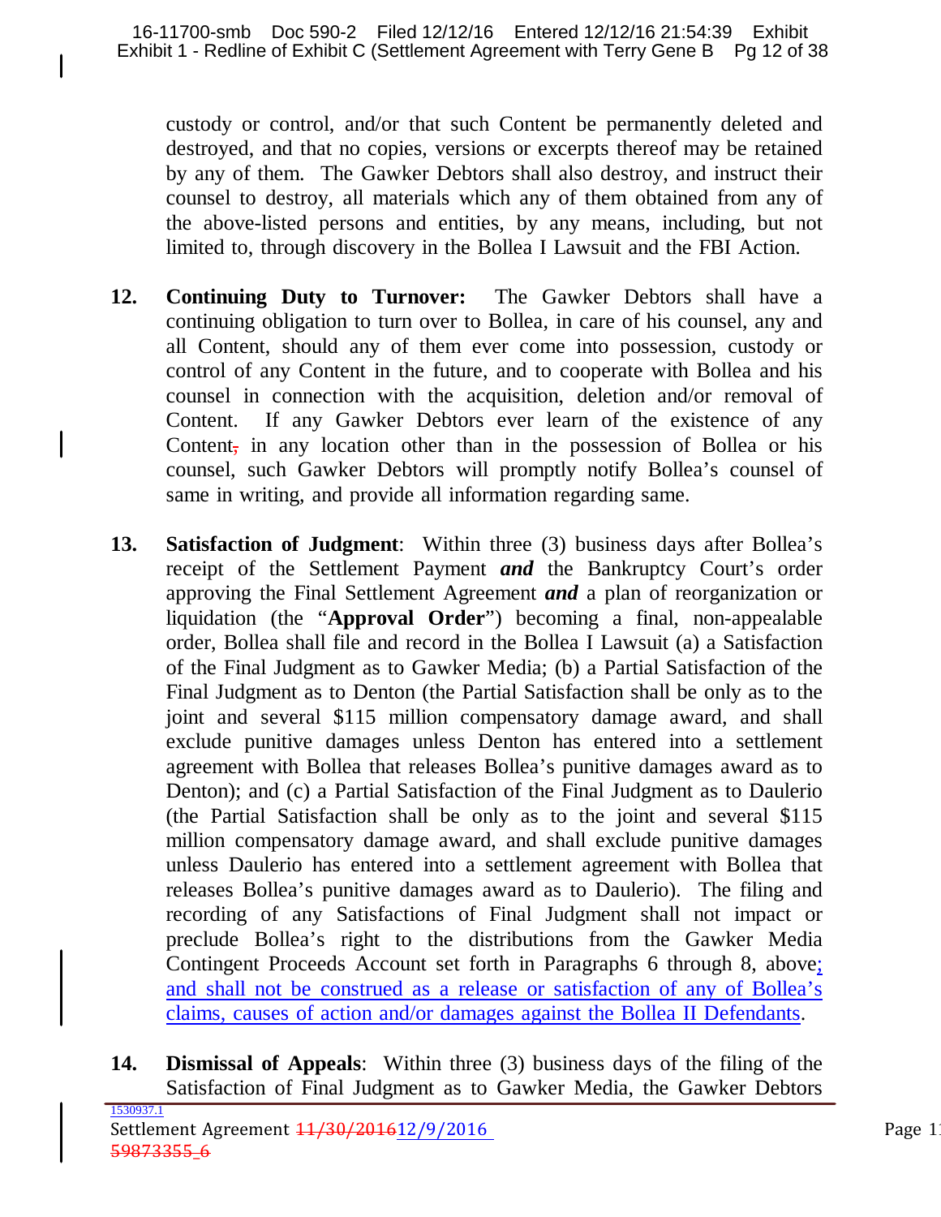custody or control, and/or that such Content be permanently deleted and destroyed, and that no copies, versions or excerpts thereof may be retained by any of them. The Gawker Debtors shall also destroy, and instruct their counsel to destroy, all materials which any of them obtained from any of the above-listed persons and entities, by any means, including, but not limited to, through discovery in the Bollea I Lawsuit and the FBI Action.

**12. Continuing Duty to Turnover:** The Gawker Debtors shall have a continuing obligation to turn over to Bollea, in care of his counsel, any and all Content, should any of them ever come into possession, custody or control of any Content in the future, and to cooperate with Bollea and his counsel in connection with the acquisition, deletion and/or removal of Content. If any Gawker Debtors ever learn of the existence of any Content~~,~~ in any location other than in the possession of Bollea or his counsel, such Gawker Debtors will promptly notify Bollea's counsel of same in writing, and provide all information regarding same.

**13. Satisfaction of Judgment**: Within three (3) business days after Bollea's receipt of the Settlement Payment ***and*** the Bankruptcy Court's order approving the Final Settlement Agreement ***and*** a plan of reorganization or liquidation (the "**Approval Order**") becoming a final, non-appealable order, Bollea shall file and record in the Bollea I Lawsuit (a) a Satisfaction of the Final Judgment as to Gawker Media; (b) a Partial Satisfaction of the Final Judgment as to Denton (the Partial Satisfaction shall be only as to the joint and several $115 million compensatory damage award, and shall exclude punitive damages unless Denton has entered into a settlement agreement with Bollea that releases Bollea's punitive damages award as to Denton); and (c) a Partial Satisfaction of the Final Judgment as to Daulerio (the Partial Satisfaction shall be only as to the joint and several $115 million compensatory damage award, and shall exclude punitive damages unless Daulerio has entered into a settlement agreement with Bollea that releases Bollea's punitive damages award as to Daulerio). The filing and recording of any Satisfactions of Final Judgment shall not impact or preclude Bollea's right to the distributions from the Gawker Media Contingent Proceeds Account set forth in Paragraphs 6 through 8, above; and shall not be construed as a release or satisfaction of any of Bollea's claims, causes of action and/or damages against the Bollea II Defendants.

**14. Dismissal of Appeals**: Within three (3) business days of the filing of the Satisfaction of Final Judgment as to Gawker Media, the Gawker Debtors

1530937.1
Settlement Agreement ~~11/30/2016~~12/9/2016
~~59873355_6~~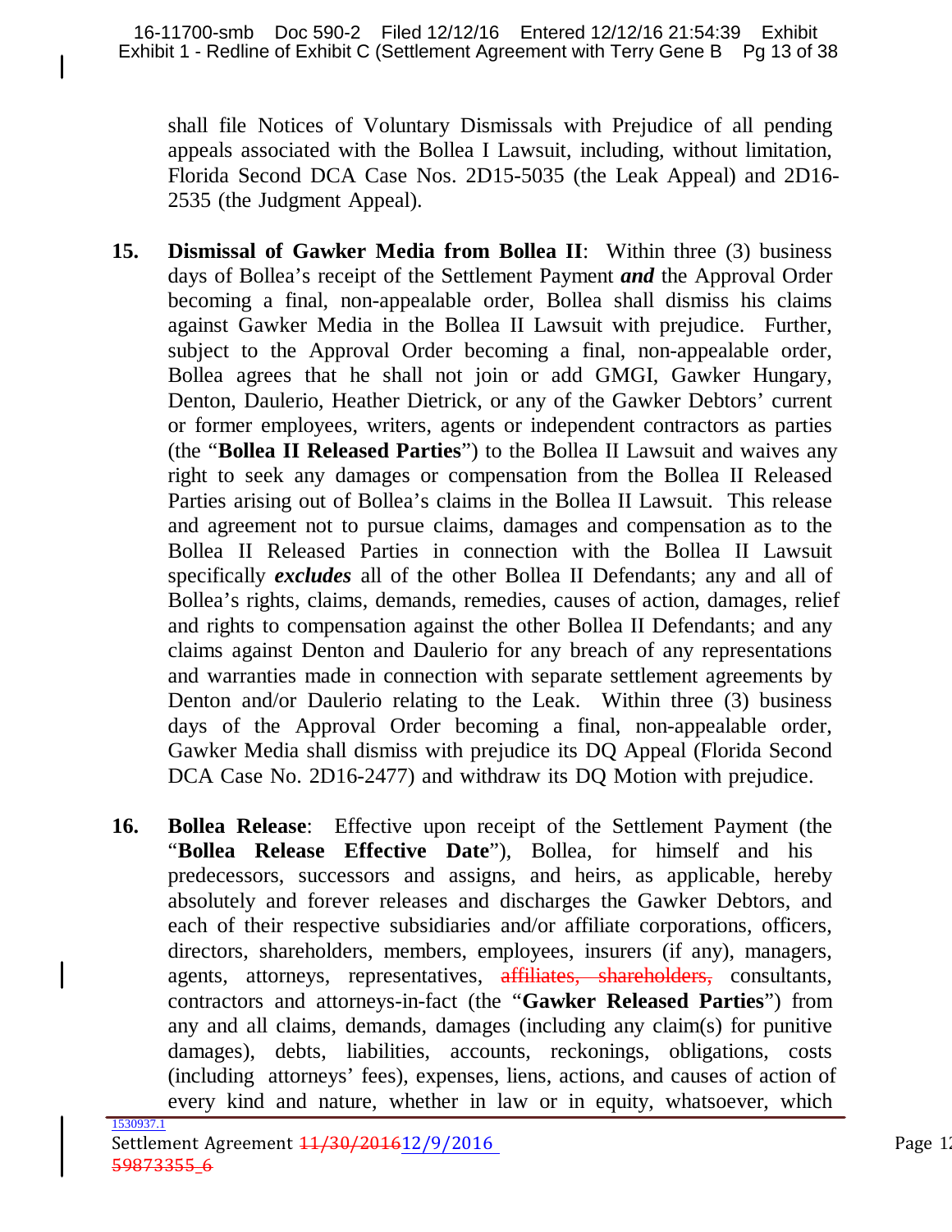shall file Notices of Voluntary Dismissals with Prejudice of all pending appeals associated with the Bollea I Lawsuit, including, without limitation, Florida Second DCA Case Nos. 2D15-5035 (the Leak Appeal) and 2D16-2535 (the Judgment Appeal).

**15. Dismissal of Gawker Media from Bollea II**: Within three (3) business days of Bollea's receipt of the Settlement Payment ***and*** the Approval Order becoming a final, non-appealable order, Bollea shall dismiss his claims against Gawker Media in the Bollea II Lawsuit with prejudice. Further, subject to the Approval Order becoming a final, non-appealable order, Bollea agrees that he shall not join or add GMGI, Gawker Hungary, Denton, Daulerio, Heather Dietrick, or any of the Gawker Debtors' current or former employees, writers, agents or independent contractors as parties (the "**Bollea II Released Parties**") to the Bollea II Lawsuit and waives any right to seek any damages or compensation from the Bollea II Released Parties arising out of Bollea's claims in the Bollea II Lawsuit. This release and agreement not to pursue claims, damages and compensation as to the Bollea II Released Parties in connection with the Bollea II Lawsuit specifically ***excludes*** all of the other Bollea II Defendants; any and all of Bollea's rights, claims, demands, remedies, causes of action, damages, relief and rights to compensation against the other Bollea II Defendants; and any claims against Denton and Daulerio for any breach of any representations and warranties made in connection with separate settlement agreements by Denton and/or Daulerio relating to the Leak. Within three (3) business days of the Approval Order becoming a final, non-appealable order, Gawker Media shall dismiss with prejudice its DQ Appeal (Florida Second DCA Case No. 2D16-2477) and withdraw its DQ Motion with prejudice.

**16. Bollea Release**: Effective upon receipt of the Settlement Payment (the "**Bollea Release Effective Date**"), Bollea, for himself and his predecessors, successors and assigns, and heirs, as applicable, hereby absolutely and forever releases and discharges the Gawker Debtors, and each of their respective subsidiaries and/or affiliate corporations, officers, directors, shareholders, members, employees, insurers (if any), managers, agents, attorneys, representatives, ~~affiliates, shareholders,~~ consultants, contractors and attorneys-in-fact (the "**Gawker Released Parties**") from any and all claims, demands, damages (including any claim(s) for punitive damages), debts, liabilities, accounts, reckonings, obligations, costs (including attorneys' fees), expenses, liens, actions, and causes of action of every kind and nature, whether in law or in equity, whatsoever, which

1530937.1
Settlement Agreement ~~11/30/2016~~12/9/2016
~~59873355_6~~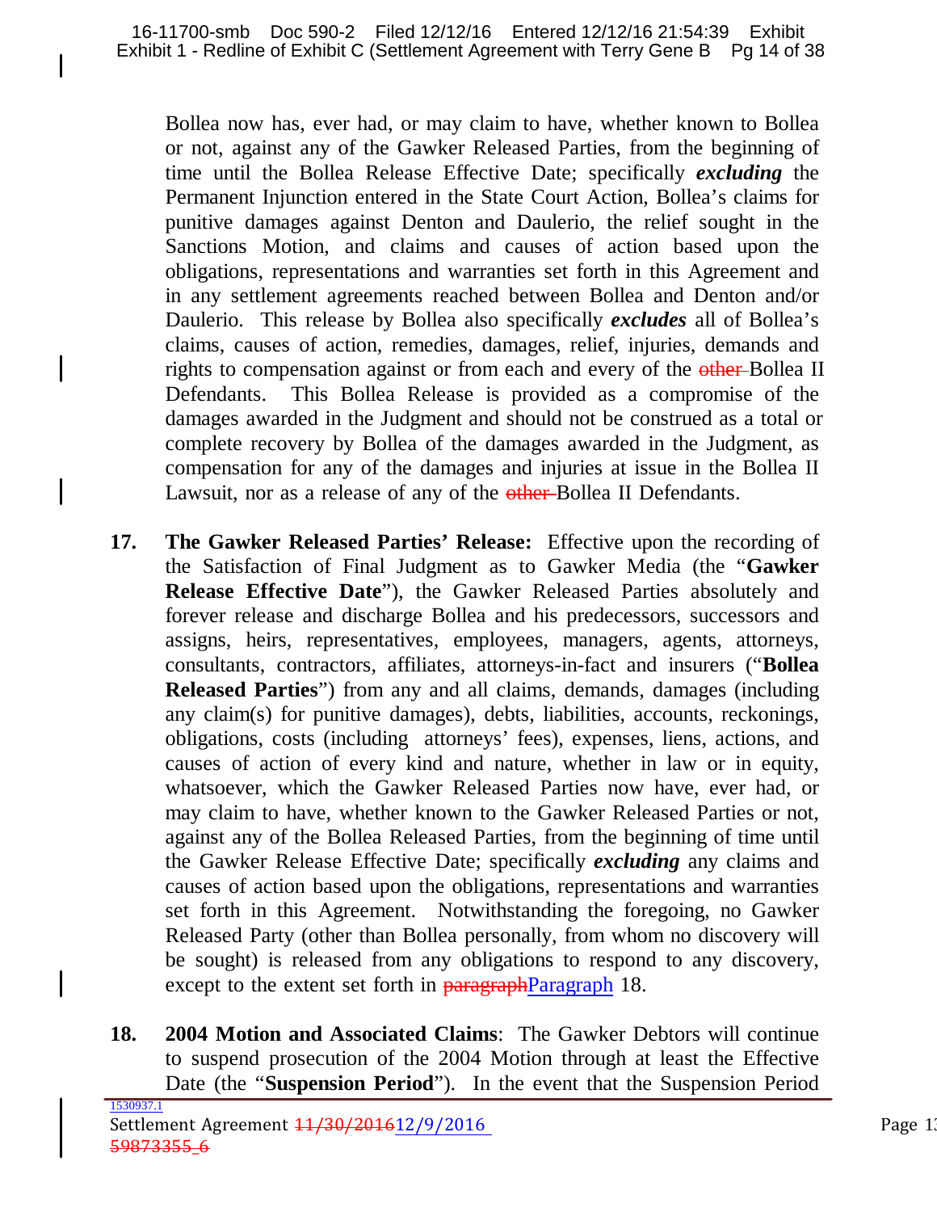Bollea now has, ever had, or may claim to have, whether known to Bollea or not, against any of the Gawker Released Parties, from the beginning of time until the Bollea Release Effective Date; specifically ***excluding*** the Permanent Injunction entered in the State Court Action, Bollea's claims for punitive damages against Denton and Daulerio, the relief sought in the Sanctions Motion, and claims and causes of action based upon the obligations, representations and warranties set forth in this Agreement and in any settlement agreements reached between Bollea and Denton and/or Daulerio. This release by Bollea also specifically ***excludes*** all of Bollea's claims, causes of action, remedies, damages, relief, injuries, demands and rights to compensation against or from each and every of the ~~other~~ Bollea II Defendants. This Bollea Release is provided as a compromise of the damages awarded in the Judgment and should not be construed as a total or complete recovery by Bollea of the damages awarded in the Judgment, as compensation for any of the damages and injuries at issue in the Bollea II Lawsuit, nor as a release of any of the ~~other~~ Bollea II Defendants.

**17. The Gawker Released Parties' Release:** Effective upon the recording of the Satisfaction of Final Judgment as to Gawker Media (the "**Gawker Release Effective Date**"), the Gawker Released Parties absolutely and forever release and discharge Bollea and his predecessors, successors and assigns, heirs, representatives, employees, managers, agents, attorneys, consultants, contractors, affiliates, attorneys-in-fact and insurers ("**Bollea Released Parties**") from any and all claims, demands, damages (including any claim(s) for punitive damages), debts, liabilities, accounts, reckonings, obligations, costs (including attorneys' fees), expenses, liens, actions, and causes of action of every kind and nature, whether in law or in equity, whatsoever, which the Gawker Released Parties now have, ever had, or may claim to have, whether known to the Gawker Released Parties or not, against any of the Bollea Released Parties, from the beginning of time until the Gawker Release Effective Date; specifically ***excluding*** any claims and causes of action based upon the obligations, representations and warranties set forth in this Agreement. Notwithstanding the foregoing, no Gawker Released Party (other than Bollea personally, from whom no discovery will be sought) is released from any obligations to respond to any discovery, except to the extent set forth in ~~paragraph~~Paragraph 18.

**18. 2004 Motion and Associated Claims**: The Gawker Debtors will continue to suspend prosecution of the 2004 Motion through at least the Effective Date (the "**Suspension Period**"). In the event that the Suspension Period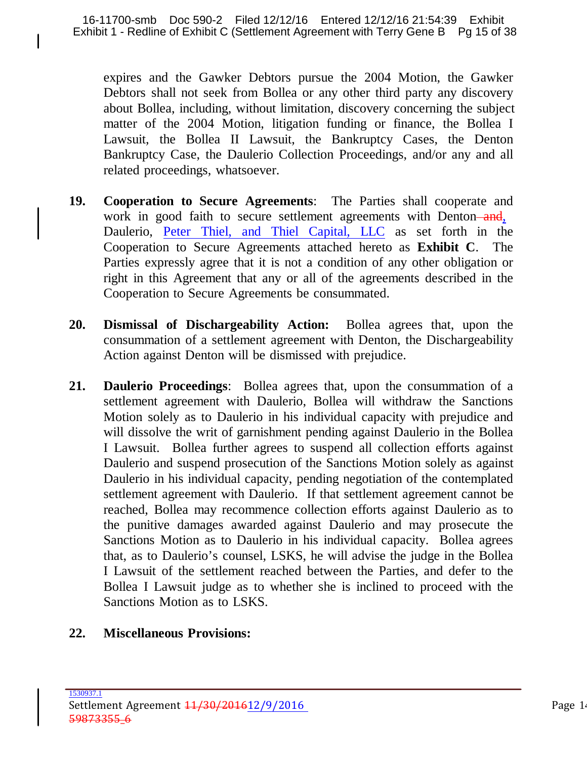expires and the Gawker Debtors pursue the 2004 Motion, the Gawker Debtors shall not seek from Bollea or any other third party any discovery about Bollea, including, without limitation, discovery concerning the subject matter of the 2004 Motion, litigation funding or finance, the Bollea I Lawsuit, the Bollea II Lawsuit, the Bankruptcy Cases, the Denton Bankruptcy Case, the Daulerio Collection Proceedings, and/or any and all related proceedings, whatsoever.

**19. Cooperation to Secure Agreements**: The Parties shall cooperate and work in good faith to secure settlement agreements with Denton ~~and~~, Daulerio, Peter Thiel, and Thiel Capital, LLC as set forth in the Cooperation to Secure Agreements attached hereto as **Exhibit C**. The Parties expressly agree that it is not a condition of any other obligation or right in this Agreement that any or all of the agreements described in the Cooperation to Secure Agreements be consummated.

**20. Dismissal of Dischargeability Action:** Bollea agrees that, upon the consummation of a settlement agreement with Denton, the Dischargeability Action against Denton will be dismissed with prejudice.

**21. Daulerio Proceedings**: Bollea agrees that, upon the consummation of a settlement agreement with Daulerio, Bollea will withdraw the Sanctions Motion solely as to Daulerio in his individual capacity with prejudice and will dissolve the writ of garnishment pending against Daulerio in the Bollea I Lawsuit. Bollea further agrees to suspend all collection efforts against Daulerio and suspend prosecution of the Sanctions Motion solely as against Daulerio in his individual capacity, pending negotiation of the contemplated settlement agreement with Daulerio. If that settlement agreement cannot be reached, Bollea may recommence collection efforts against Daulerio as to the punitive damages awarded against Daulerio and may prosecute the Sanctions Motion as to Daulerio in his individual capacity. Bollea agrees that, as to Daulerio's counsel, LSKS, he will advise the judge in the Bollea I Lawsuit of the settlement reached between the Parties, and defer to the Bollea I Lawsuit judge as to whether she is inclined to proceed with the Sanctions Motion as to LSKS.

**22. Miscellaneous Provisions:**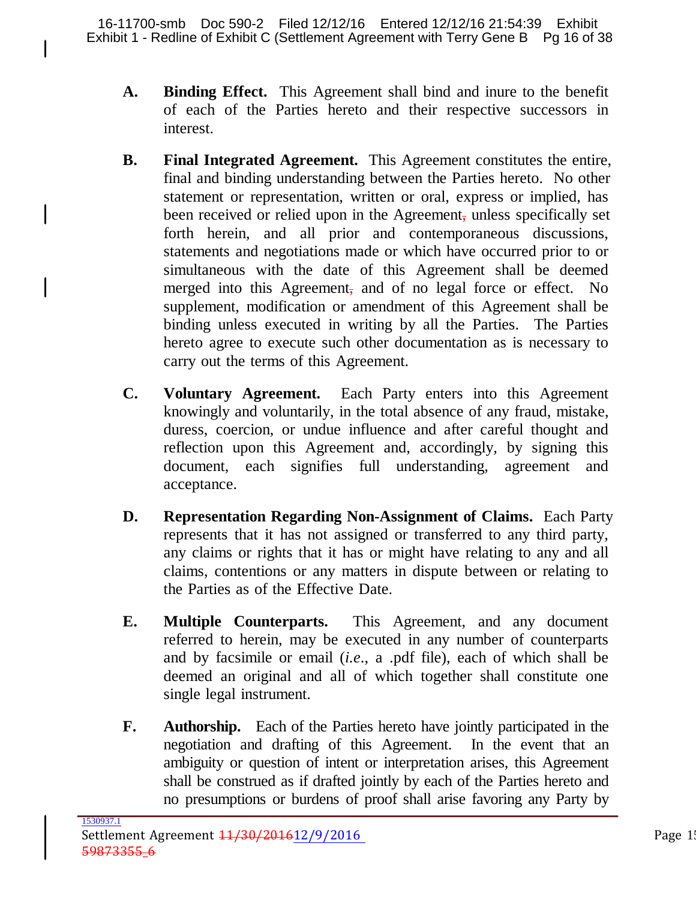**A. Binding Effect.** This Agreement shall bind and inure to the benefit of each of the Parties hereto and their respective successors in interest.

**B. Final Integrated Agreement.** This Agreement constitutes the entire, final and binding understanding between the Parties hereto. No other statement or representation, written or oral, express or implied, has been received or relied upon in the Agreement, unless specifically set forth herein, and all prior and contemporaneous discussions, statements and negotiations made or which have occurred prior to or simultaneous with the date of this Agreement shall be deemed merged into this Agreement, and of no legal force or effect. No supplement, modification or amendment of this Agreement shall be binding unless executed in writing by all the Parties. The Parties hereto agree to execute such other documentation as is necessary to carry out the terms of this Agreement.

**C. Voluntary Agreement.** Each Party enters into this Agreement knowingly and voluntarily, in the total absence of any fraud, mistake, duress, coercion, or undue influence and after careful thought and reflection upon this Agreement and, accordingly, by signing this document, each signifies full understanding, agreement and acceptance.

**D. Representation Regarding Non-Assignment of Claims.** Each Party represents that it has not assigned or transferred to any third party, any claims or rights that it has or might have relating to any and all claims, contentions or any matters in dispute between or relating to the Parties as of the Effective Date.

**E. Multiple Counterparts.** This Agreement, and any document referred to herein, may be executed in any number of counterparts and by facsimile or email (*i.e.*, a .pdf file), each of which shall be deemed an original and all of which together shall constitute one single legal instrument.

**F. Authorship.** Each of the Parties hereto have jointly participated in the negotiation and drafting of this Agreement. In the event that an ambiguity or question of intent or interpretation arises, this Agreement shall be construed as if drafted jointly by each of the Parties hereto and no presumptions or burdens of proof shall arise favoring any Party by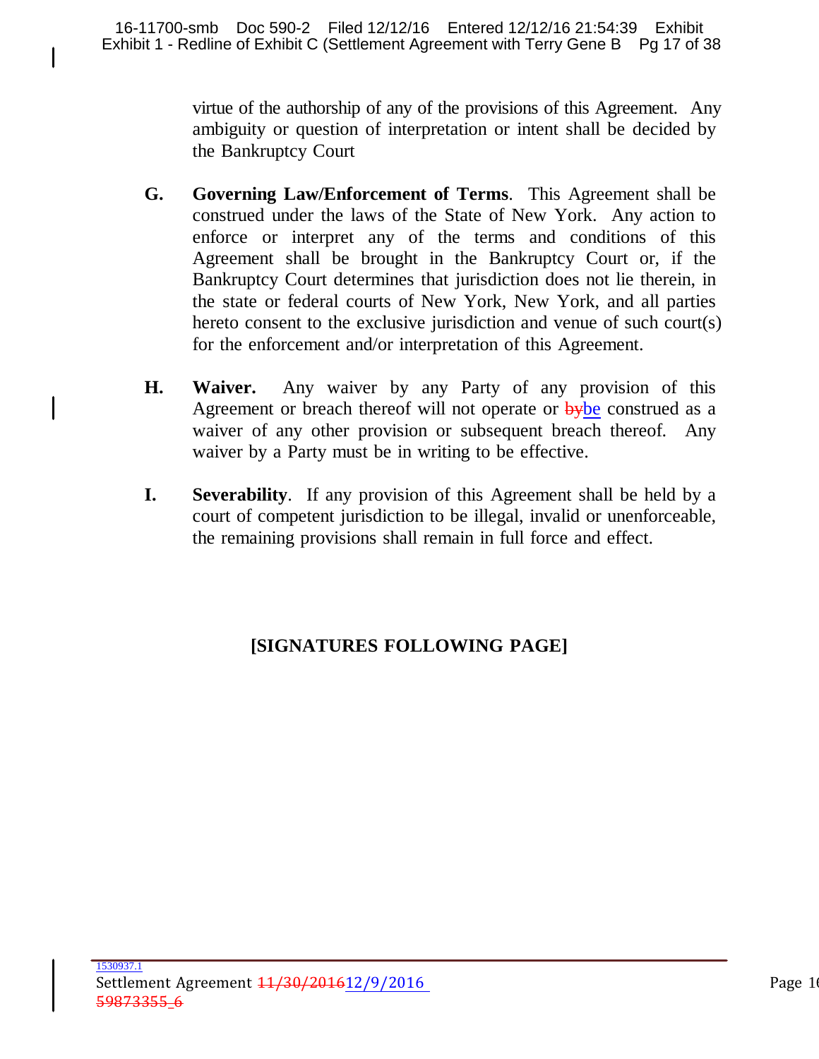virtue of the authorship of any of the provisions of this Agreement. Any ambiguity or question of interpretation or intent shall be decided by the Bankruptcy Court

**G. Governing Law/Enforcement of Terms**. This Agreement shall be construed under the laws of the State of New York. Any action to enforce or interpret any of the terms and conditions of this Agreement shall be brought in the Bankruptcy Court or, if the Bankruptcy Court determines that jurisdiction does not lie therein, in the state or federal courts of New York, New York, and all parties hereto consent to the exclusive jurisdiction and venue of such court(s) for the enforcement and/or interpretation of this Agreement.

**H. Waiver.** Any waiver by any Party of any provision of this Agreement or breach thereof will not operate or ~~by~~be construed as a waiver of any other provision or subsequent breach thereof. Any waiver by a Party must be in writing to be effective.

**I. Severability**. If any provision of this Agreement shall be held by a court of competent jurisdiction to be illegal, invalid or unenforceable, the remaining provisions shall remain in full force and effect.

**[SIGNATURES FOLLOWING PAGE]**

1530937.1
Settlement Agreement ~~11/30/2016~~12/9/2016
~~59873355_6~~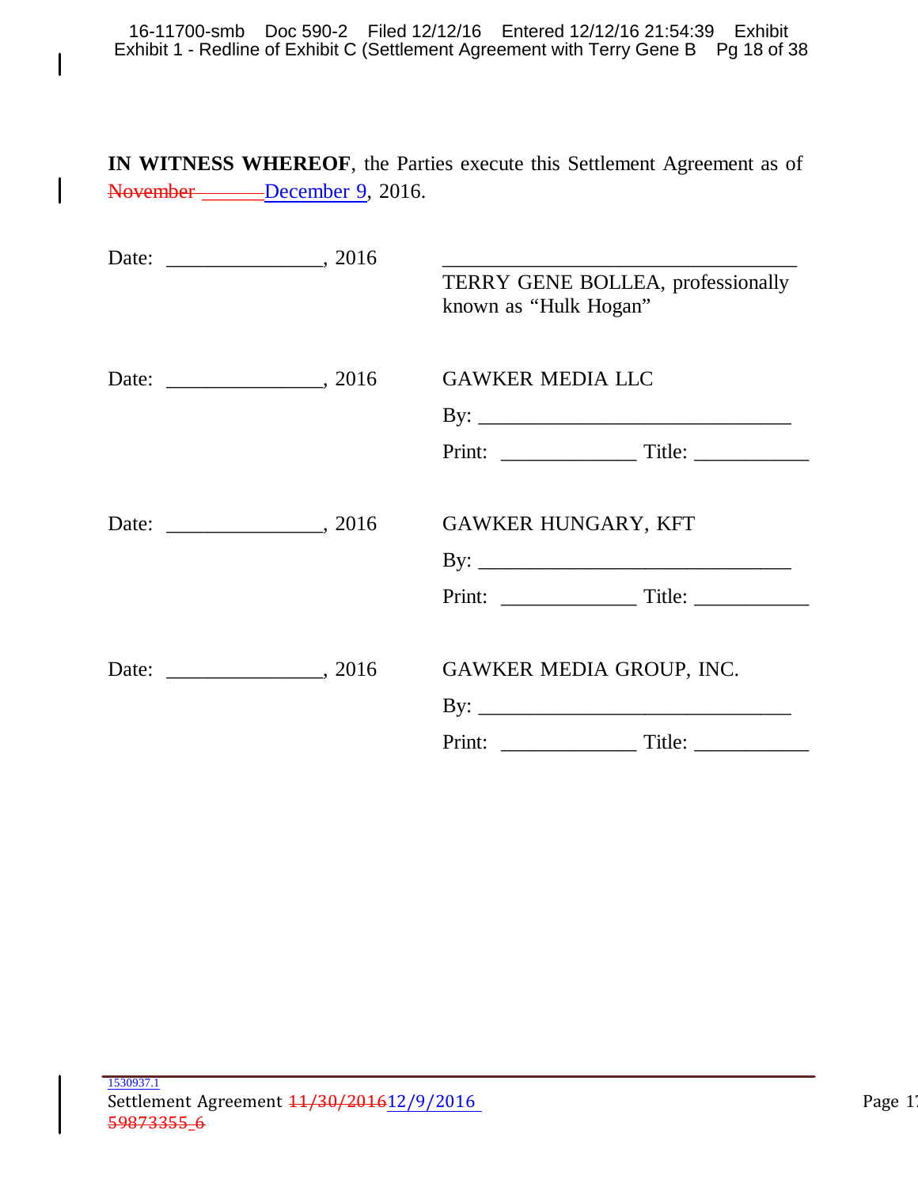**IN WITNESS WHEREOF**, the Parties execute this Settlement Agreement as of ~~November~~ ______December 9, 2016.

| | |
|---|---|
| Date: _______________, 2016 | _________________________________ <br> TERRY GENE BOLLEA, professionally known as "Hulk Hogan" |
| Date: _______________, 2016 | GAWKER MEDIA LLC <br> By: _____________________________ <br> Print: _____________ Title: ___________ |
| Date: _______________, 2016 | GAWKER HUNGARY, KFT <br> By: _____________________________ <br> Print: _____________ Title: ___________ |
| Date: _______________, 2016 | GAWKER MEDIA GROUP, INC. <br> By: _____________________________ <br> Print: _____________ Title: ___________ |

1530937.1
Settlement Agreement ~~11/30/2016~~12/9/2016
~~59873355_6~~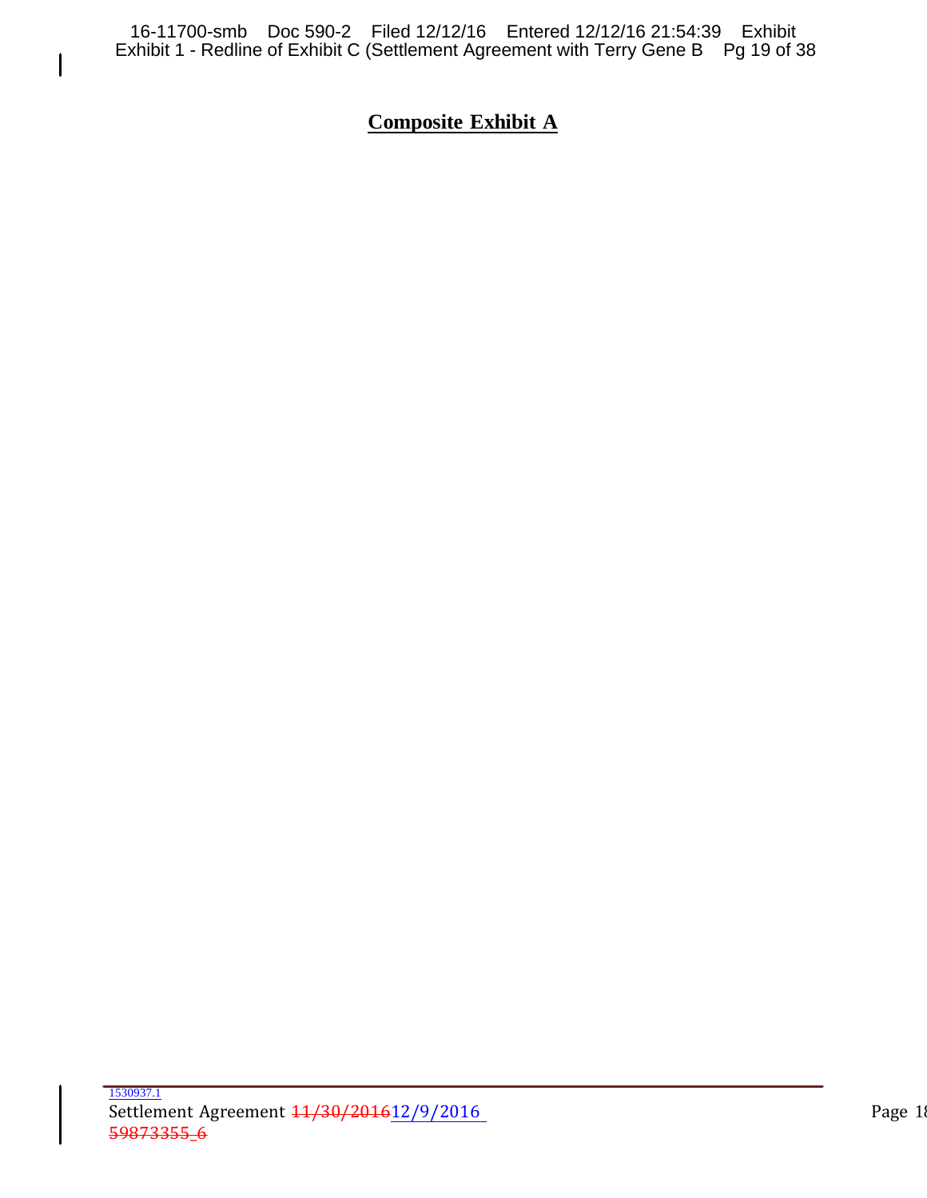# Composite Exhibit A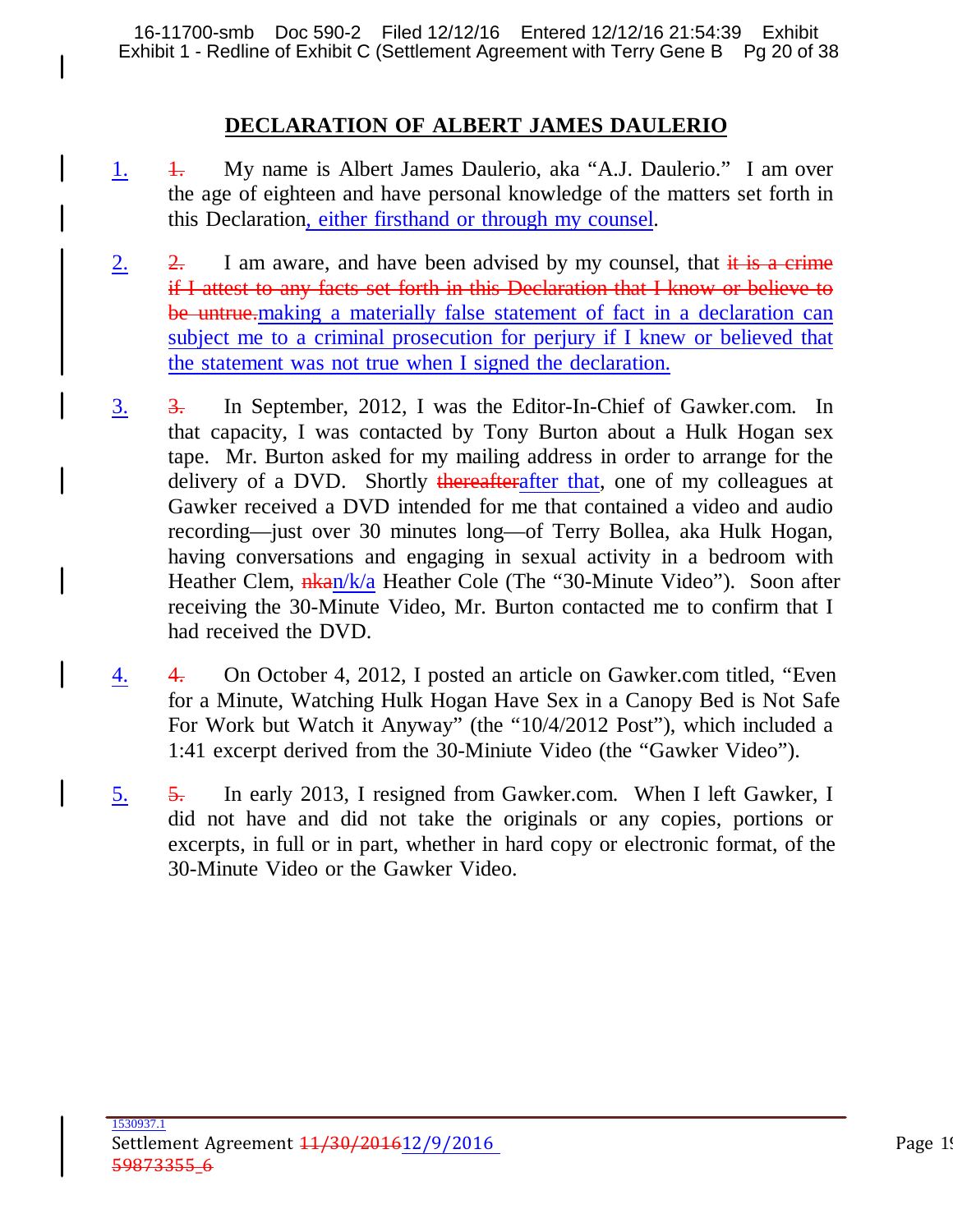## DECLARATION OF ALBERT JAMES DAULERIO

1. ~~1.~~ My name is Albert James Daulerio, aka "A.J. Daulerio." I am over the age of eighteen and have personal knowledge of the matters set forth in this Declaration, either firsthand or through my counsel.

2. ~~2.~~ I am aware, and have been advised by my counsel, that ~~it is a crime if I attest to any facts set forth in this Declaration that I know or believe to be untrue.~~ making a materially false statement of fact in a declaration can subject me to a criminal prosecution for perjury if I knew or believed that the statement was not true when I signed the declaration.

3. ~~3.~~ In September, 2012, I was the Editor-In-Chief of Gawker.com. In that capacity, I was contacted by Tony Burton about a Hulk Hogan sex tape. Mr. Burton asked for my mailing address in order to arrange for the delivery of a DVD. Shortly ~~thereafter~~after that, one of my colleagues at Gawker received a DVD intended for me that contained a video and audio recording—just over 30 minutes long—of Terry Bollea, aka Hulk Hogan, having conversations and engaging in sexual activity in a bedroom with Heather Clem, ~~nka~~n/k/a Heather Cole (The "30-Minute Video"). Soon after receiving the 30-Minute Video, Mr. Burton contacted me to confirm that I had received the DVD.

4. ~~4.~~ On October 4, 2012, I posted an article on Gawker.com titled, "Even for a Minute, Watching Hulk Hogan Have Sex in a Canopy Bed is Not Safe For Work but Watch it Anyway" (the "10/4/2012 Post"), which included a 1:41 excerpt derived from the 30-Miniute Video (the "Gawker Video").

5. ~~5.~~ In early 2013, I resigned from Gawker.com. When I left Gawker, I did not have and did not take the originals or any copies, portions or excerpts, in full or in part, whether in hard copy or electronic format, of the 30-Minute Video or the Gawker Video.

1530937.1
Settlement Agreement ~~11/30/2016~~12/9/2016
~~59873355_6~~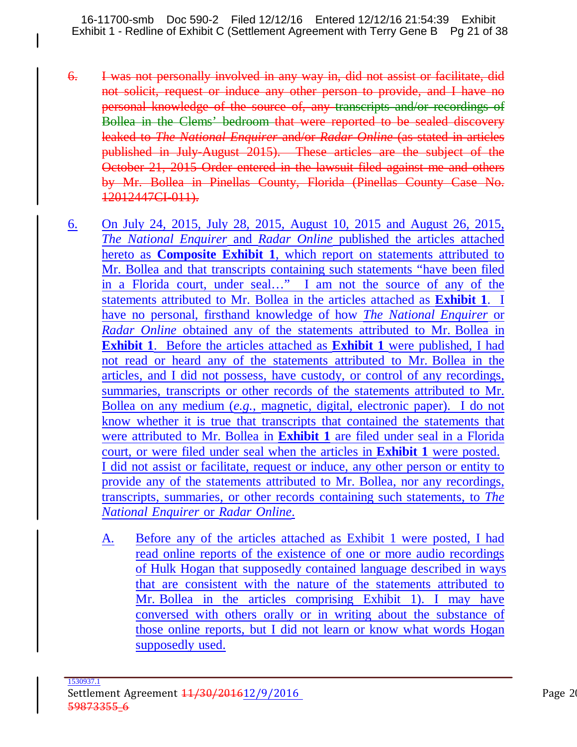6. ~~I was not personally involved in any way in, did not assist or facilitate, did not solicit, request or induce any other person to provide, and I have no personal knowledge of the source of, any transcripts and/or recordings of Bollea in the Clems' bedroom that were reported to be sealed discovery leaked to *The National Enquirer* and/or *Radar Online* (as stated in articles published in July-August 2015). These articles are the subject of the October 21, 2015 Order entered in the lawsuit filed against me and others by Mr. Bollea in Pinellas County, Florida (Pinellas County Case No. 12012447CI-011).~~

6. On July 24, 2015, July 28, 2015, August 10, 2015 and August 26, 2015, *The National Enquirer* and *Radar Online* published the articles attached hereto as **Composite Exhibit 1**, which report on statements attributed to Mr. Bollea and that transcripts containing such statements "have been filed in a Florida court, under seal…" I am not the source of any of the statements attributed to Mr. Bollea in the articles attached as **Exhibit 1**. I have no personal, firsthand knowledge of how *The National Enquirer* or *Radar Online* obtained any of the statements attributed to Mr. Bollea in **Exhibit 1**. Before the articles attached as **Exhibit 1** were published, I had not read or heard any of the statements attributed to Mr. Bollea in the articles, and I did not possess, have custody, or control of any recordings, summaries, transcripts or other records of the statements attributed to Mr. Bollea on any medium (*e.g.*, magnetic, digital, electronic paper). I do not know whether it is true that transcripts that contained the statements that were attributed to Mr. Bollea in **Exhibit 1** are filed under seal in a Florida court, or were filed under seal when the articles in **Exhibit 1** were posted. I did not assist or facilitate, request or induce, any other person or entity to provide any of the statements attributed to Mr. Bollea, nor any recordings, transcripts, summaries, or other records containing such statements, to *The National Enquirer* or *Radar Online*.

   A. Before any of the articles attached as Exhibit 1 were posted, I had read online reports of the existence of one or more audio recordings of Hulk Hogan that supposedly contained language described in ways that are consistent with the nature of the statements attributed to Mr. Bollea in the articles comprising Exhibit 1). I may have conversed with others orally or in writing about the substance of those online reports, but I did not learn or know what words Hogan supposedly used.

1530937.1

Settlement Agreement ~~11/30/2016~~12/9/2016

~~59873355_6~~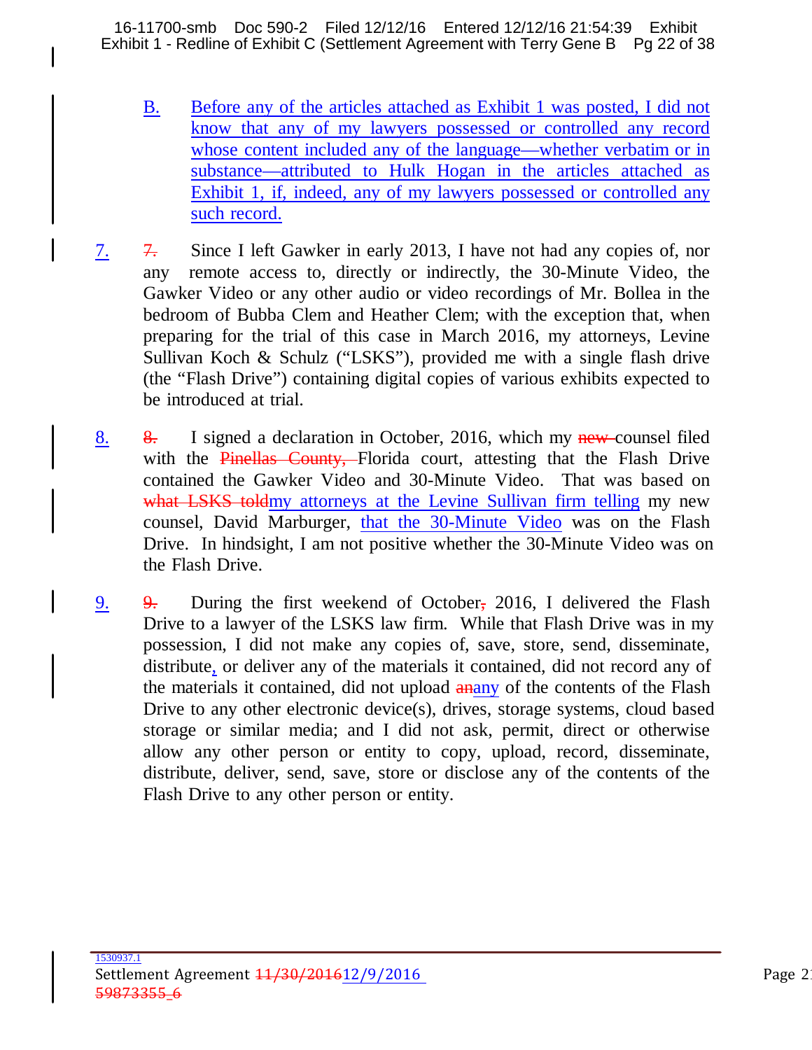B. Before any of the articles attached as Exhibit 1 was posted, I did not know that any of my lawyers possessed or controlled any record whose content included any of the language—whether verbatim or in substance—attributed to Hulk Hogan in the articles attached as Exhibit 1, if, indeed, any of my lawyers possessed or controlled any such record.

7. ~~7.~~ Since I left Gawker in early 2013, I have not had any copies of, nor any remote access to, directly or indirectly, the 30-Minute Video, the Gawker Video or any other audio or video recordings of Mr. Bollea in the bedroom of Bubba Clem and Heather Clem; with the exception that, when preparing for the trial of this case in March 2016, my attorneys, Levine Sullivan Koch & Schulz ("LSKS"), provided me with a single flash drive (the "Flash Drive") containing digital copies of various exhibits expected to be introduced at trial.

8. ~~8.~~ I signed a declaration in October, 2016, which my ~~new~~ counsel filed with the ~~Pinellas County,~~ Florida court, attesting that the Flash Drive contained the Gawker Video and 30-Minute Video. That was based on ~~what LSKS told~~my attorneys at the Levine Sullivan firm telling my new counsel, David Marburger, that the 30-Minute Video was on the Flash Drive. In hindsight, I am not positive whether the 30-Minute Video was on the Flash Drive.

9. ~~9.~~ During the first weekend of October~~,~~ 2016, I delivered the Flash Drive to a lawyer of the LSKS law firm. While that Flash Drive was in my possession, I did not make any copies of, save, store, send, disseminate, distribute, or deliver any of the materials it contained, did not record any of the materials it contained, did not upload ~~an~~any of the contents of the Flash Drive to any other electronic device(s), drives, storage systems, cloud based storage or similar media; and I did not ask, permit, direct or otherwise allow any other person or entity to copy, upload, record, disseminate, distribute, deliver, send, save, store or disclose any of the contents of the Flash Drive to any other person or entity.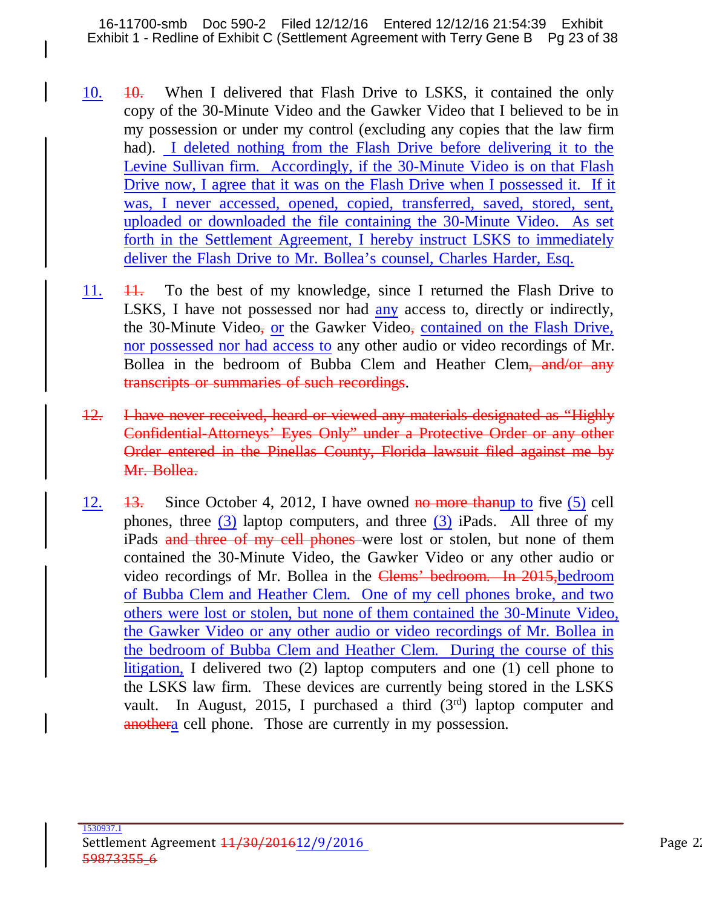10. ~~10.~~ When I delivered that Flash Drive to LSKS, it contained the only copy of the 30-Minute Video and the Gawker Video that I believed to be in my possession or under my control (excluding any copies that the law firm had). I deleted nothing from the Flash Drive before delivering it to the Levine Sullivan firm. Accordingly, if the 30-Minute Video is on that Flash Drive now, I agree that it was on the Flash Drive when I possessed it. If it was, I never accessed, opened, copied, transferred, saved, stored, sent, uploaded or downloaded the file containing the 30-Minute Video. As set forth in the Settlement Agreement, I hereby instruct LSKS to immediately deliver the Flash Drive to Mr. Bollea's counsel, Charles Harder, Esq.

11. ~~11.~~ To the best of my knowledge, since I returned the Flash Drive to LSKS, I have not possessed nor had any access to, directly or indirectly, the 30-Minute Video~~,~~ or the Gawker Video~~,~~ contained on the Flash Drive, nor possessed nor had access to any other audio or video recordings of Mr. Bollea in the bedroom of Bubba Clem and Heather Clem~~, and/or any transcripts or summaries of such recordings~~.

~~12. I have never received, heard or viewed any materials designated as "Highly Confidential-Attorneys' Eyes Only" under a Protective Order or any other Order entered in the Pinellas County, Florida lawsuit filed against me by Mr. Bollea.~~

12. ~~13.~~ Since October 4, 2012, I have owned ~~no more than~~up to five (5) cell phones, three (3) laptop computers, and three (3) iPads. All three of my iPads ~~and three of my cell phones~~ were lost or stolen, but none of them contained the 30-Minute Video, the Gawker Video or any other audio or video recordings of Mr. Bollea in the ~~Clems' bedroom. In 2015,~~bedroom of Bubba Clem and Heather Clem. One of my cell phones broke, and two others were lost or stolen, but none of them contained the 30-Minute Video, the Gawker Video or any other audio or video recordings of Mr. Bollea in the bedroom of Bubba Clem and Heather Clem. During the course of this litigation, I delivered two (2) laptop computers and one (1) cell phone to the LSKS law firm. These devices are currently being stored in the LSKS vault. In August, 2015, I purchased a third (3rd) laptop computer and ~~another~~a cell phone. Those are currently in my possession.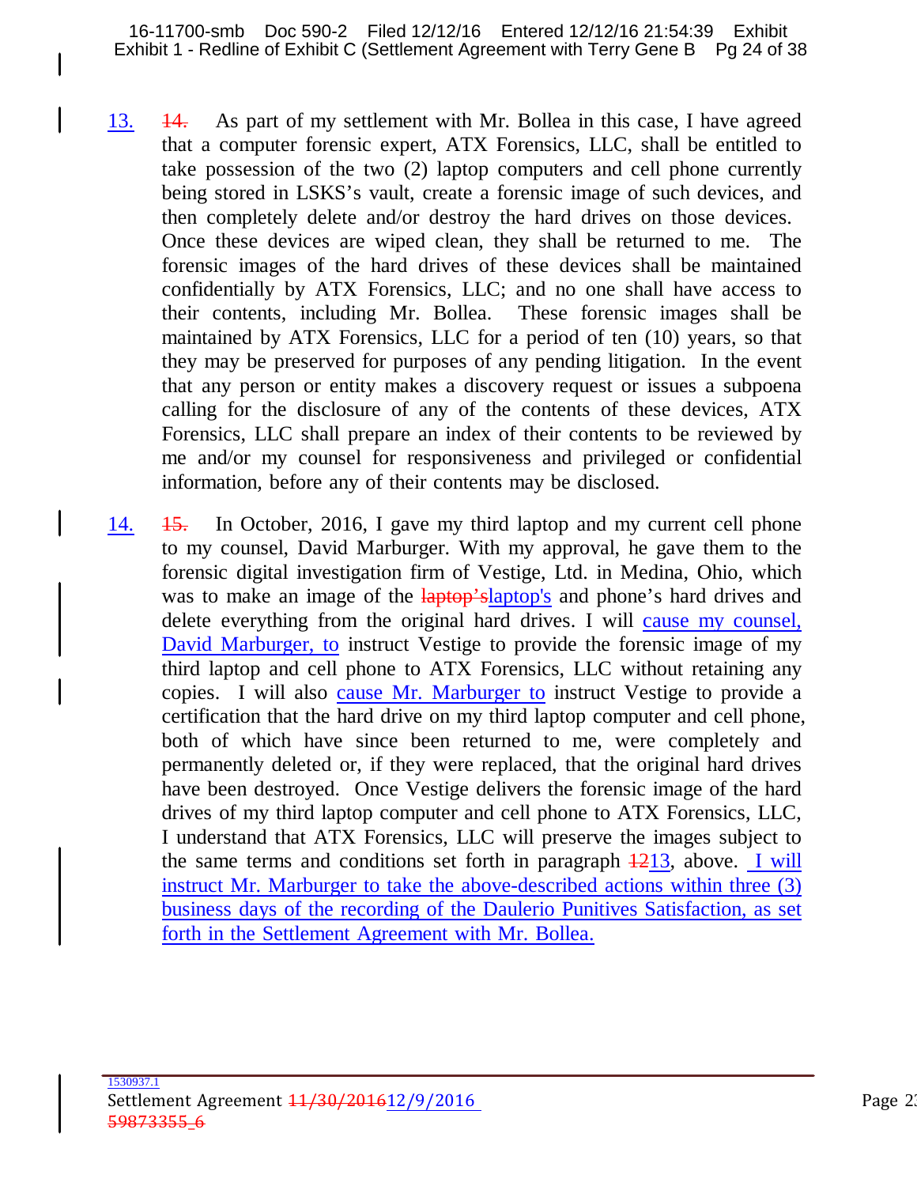13. ~~14.~~ As part of my settlement with Mr. Bollea in this case, I have agreed that a computer forensic expert, ATX Forensics, LLC, shall be entitled to take possession of the two (2) laptop computers and cell phone currently being stored in LSKS's vault, create a forensic image of such devices, and then completely delete and/or destroy the hard drives on those devices. Once these devices are wiped clean, they shall be returned to me. The forensic images of the hard drives of these devices shall be maintained confidentially by ATX Forensics, LLC; and no one shall have access to their contents, including Mr. Bollea. These forensic images shall be maintained by ATX Forensics, LLC for a period of ten (10) years, so that they may be preserved for purposes of any pending litigation. In the event that any person or entity makes a discovery request or issues a subpoena calling for the disclosure of any of the contents of these devices, ATX Forensics, LLC shall prepare an index of their contents to be reviewed by me and/or my counsel for responsiveness and privileged or confidential information, before any of their contents may be disclosed.

14. ~~15.~~ In October, 2016, I gave my third laptop and my current cell phone to my counsel, David Marburger. With my approval, he gave them to the forensic digital investigation firm of Vestige, Ltd. in Medina, Ohio, which was to make an image of the ~~laptop's~~laptop's and phone's hard drives and delete everything from the original hard drives. I will cause my counsel, David Marburger, to instruct Vestige to provide the forensic image of my third laptop and cell phone to ATX Forensics, LLC without retaining any copies. I will also cause Mr. Marburger to instruct Vestige to provide a certification that the hard drive on my third laptop computer and cell phone, both of which have since been returned to me, were completely and permanently deleted or, if they were replaced, that the original hard drives have been destroyed. Once Vestige delivers the forensic image of the hard drives of my third laptop computer and cell phone to ATX Forensics, LLC, I understand that ATX Forensics, LLC will preserve the images subject to the same terms and conditions set forth in paragraph ~~12~~13, above. I will instruct Mr. Marburger to take the above-described actions within three (3) business days of the recording of the Daulerio Punitives Satisfaction, as set forth in the Settlement Agreement with Mr. Bollea.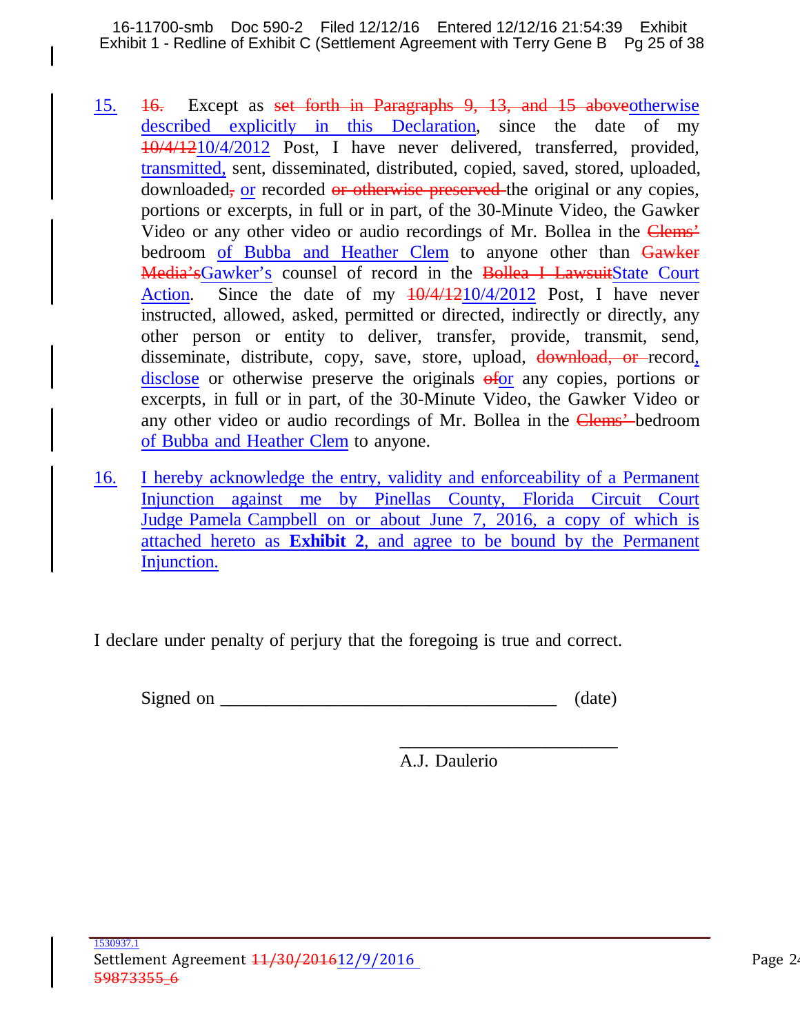15. ~~16.~~ Except as ~~set forth in Paragraphs 9, 13, and 15 above~~otherwise described explicitly in this Declaration, since the date of my ~~10/4/12~~10/4/2012 Post, I have never delivered, transferred, provided, transmitted, sent, disseminated, distributed, copied, saved, stored, uploaded, downloaded~~,~~ or recorded ~~or otherwise preserved~~ the original or any copies, portions or excerpts, in full or in part, of the 30-Minute Video, the Gawker Video or any other video or audio recordings of Mr. Bollea in the ~~Clems'~~ bedroom of Bubba and Heather Clem to anyone other than ~~Gawker Media's~~Gawker's counsel of record in the ~~Bollea I Lawsuit~~State Court Action. Since the date of my ~~10/4/12~~10/4/2012 Post, I have never instructed, allowed, asked, permitted or directed, indirectly or directly, any other person or entity to deliver, transfer, provide, transmit, send, disseminate, distribute, copy, save, store, upload, ~~download, or~~ record, disclose or otherwise preserve the originals ~~of~~or any copies, portions or excerpts, in full or in part, of the 30-Minute Video, the Gawker Video or any other video or audio recordings of Mr. Bollea in the ~~Clems'~~ bedroom of Bubba and Heather Clem to anyone.

16. I hereby acknowledge the entry, validity and enforceability of a Permanent Injunction against me by Pinellas County, Florida Circuit Court Judge Pamela Campbell on or about June 7, 2016, a copy of which is attached hereto as **Exhibit 2**, and agree to be bound by the Permanent Injunction.

I declare under penalty of perjury that the foregoing is true and correct.

Signed on ____________________________________ (date)

________________________
A.J. Daulerio

1530937.1
Settlement Agreement ~~11/30/2016~~12/9/2016
~~59873355_6~~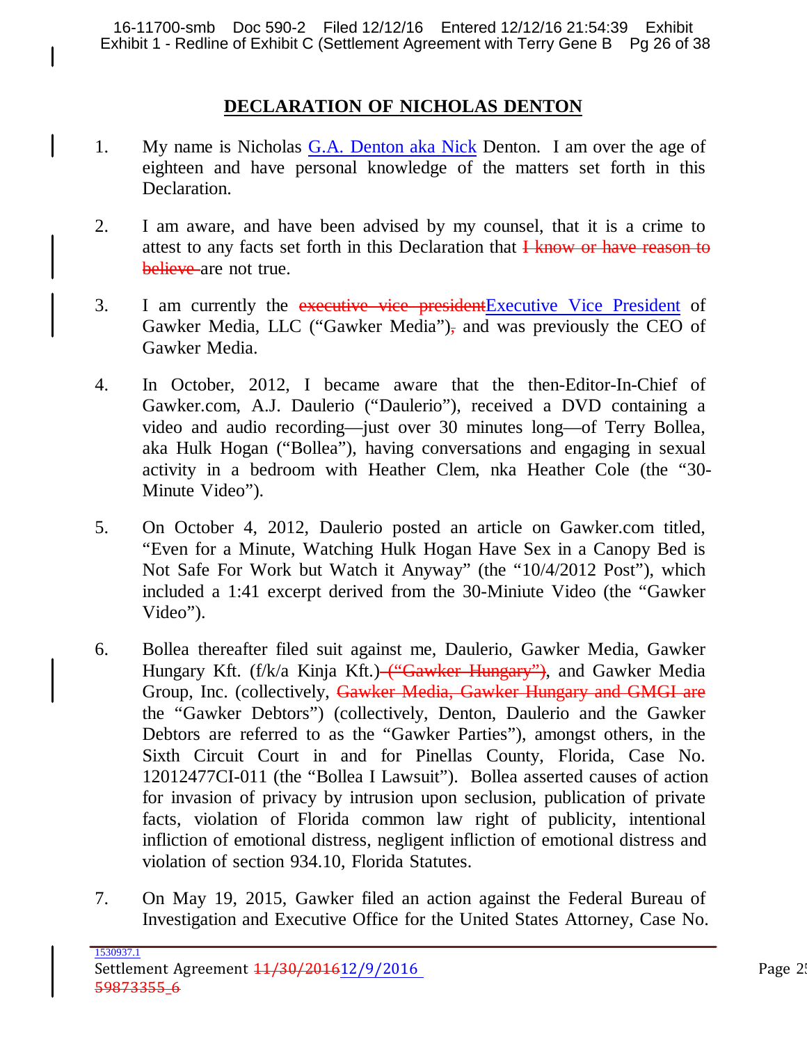## DECLARATION OF NICHOLAS DENTON

1. My name is Nicholas G.A. Denton aka Nick Denton. I am over the age of eighteen and have personal knowledge of the matters set forth in this Declaration.

2. I am aware, and have been advised by my counsel, that it is a crime to attest to any facts set forth in this Declaration that ~~I know or have reason to believe~~ are not true.

3. I am currently the ~~executive vice president~~Executive Vice President of Gawker Media, LLC ("Gawker Media")~~,~~ and was previously the CEO of Gawker Media.

4. In October, 2012, I became aware that the then-Editor-In-Chief of Gawker.com, A.J. Daulerio ("Daulerio"), received a DVD containing a video and audio recording—just over 30 minutes long—of Terry Bollea, aka Hulk Hogan ("Bollea"), having conversations and engaging in sexual activity in a bedroom with Heather Clem, nka Heather Cole (the "30-Minute Video").

5. On October 4, 2012, Daulerio posted an article on Gawker.com titled, "Even for a Minute, Watching Hulk Hogan Have Sex in a Canopy Bed is Not Safe For Work but Watch it Anyway" (the "10/4/2012 Post"), which included a 1:41 excerpt derived from the 30-Miniute Video (the "Gawker Video").

6. Bollea thereafter filed suit against me, Daulerio, Gawker Media, Gawker Hungary Kft. (f/k/a Kinja Kft.)~~ ("Gawker Hungary")~~, and Gawker Media Group, Inc. (collectively, ~~Gawker Media, Gawker Hungary and GMGI are~~ the "Gawker Debtors") (collectively, Denton, Daulerio and the Gawker Debtors are referred to as the "Gawker Parties"), amongst others, in the Sixth Circuit Court in and for Pinellas County, Florida, Case No. 12012477CI-011 (the "Bollea I Lawsuit"). Bollea asserted causes of action for invasion of privacy by intrusion upon seclusion, publication of private facts, violation of Florida common law right of publicity, intentional infliction of emotional distress, negligent infliction of emotional distress and violation of section 934.10, Florida Statutes.

7. On May 19, 2015, Gawker filed an action against the Federal Bureau of Investigation and Executive Office for the United States Attorney, Case No.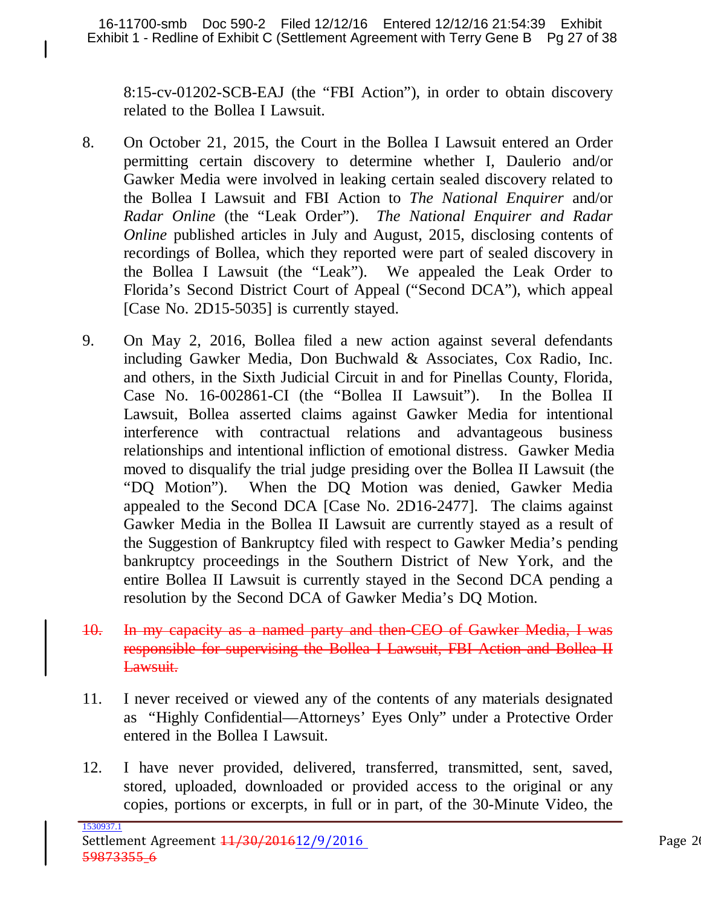8:15-cv-01202-SCB-EAJ (the "FBI Action"), in order to obtain discovery related to the Bollea I Lawsuit.

8. On October 21, 2015, the Court in the Bollea I Lawsuit entered an Order permitting certain discovery to determine whether I, Daulerio and/or Gawker Media were involved in leaking certain sealed discovery related to the Bollea I Lawsuit and FBI Action to *The National Enquirer* and/or *Radar Online* (the "Leak Order"). *The National Enquirer and Radar Online* published articles in July and August, 2015, disclosing contents of recordings of Bollea, which they reported were part of sealed discovery in the Bollea I Lawsuit (the "Leak"). We appealed the Leak Order to Florida's Second District Court of Appeal ("Second DCA"), which appeal [Case No. 2D15-5035] is currently stayed.

9. On May 2, 2016, Bollea filed a new action against several defendants including Gawker Media, Don Buchwald & Associates, Cox Radio, Inc. and others, in the Sixth Judicial Circuit in and for Pinellas County, Florida, Case No. 16-002861-CI (the "Bollea II Lawsuit"). In the Bollea II Lawsuit, Bollea asserted claims against Gawker Media for intentional interference with contractual relations and advantageous business relationships and intentional infliction of emotional distress. Gawker Media moved to disqualify the trial judge presiding over the Bollea II Lawsuit (the "DQ Motion"). When the DQ Motion was denied, Gawker Media appealed to the Second DCA [Case No. 2D16-2477]. The claims against Gawker Media in the Bollea II Lawsuit are currently stayed as a result of the Suggestion of Bankruptcy filed with respect to Gawker Media's pending bankruptcy proceedings in the Southern District of New York, and the entire Bollea II Lawsuit is currently stayed in the Second DCA pending a resolution by the Second DCA of Gawker Media's DQ Motion.

~~10. In my capacity as a named party and then-CEO of Gawker Media, I was responsible for supervising the Bollea I Lawsuit, FBI Action and Bollea II Lawsuit.~~

11. I never received or viewed any of the contents of any materials designated as "Highly Confidential—Attorneys' Eyes Only" under a Protective Order entered in the Bollea I Lawsuit.

12. I have never provided, delivered, transferred, transmitted, sent, saved, stored, uploaded, downloaded or provided access to the original or any copies, portions or excerpts, in full or in part, of the 30-Minute Video, the

1530937.1
Settlement Agreement ~~11/30/2016~~12/9/2016
~~59873355_6~~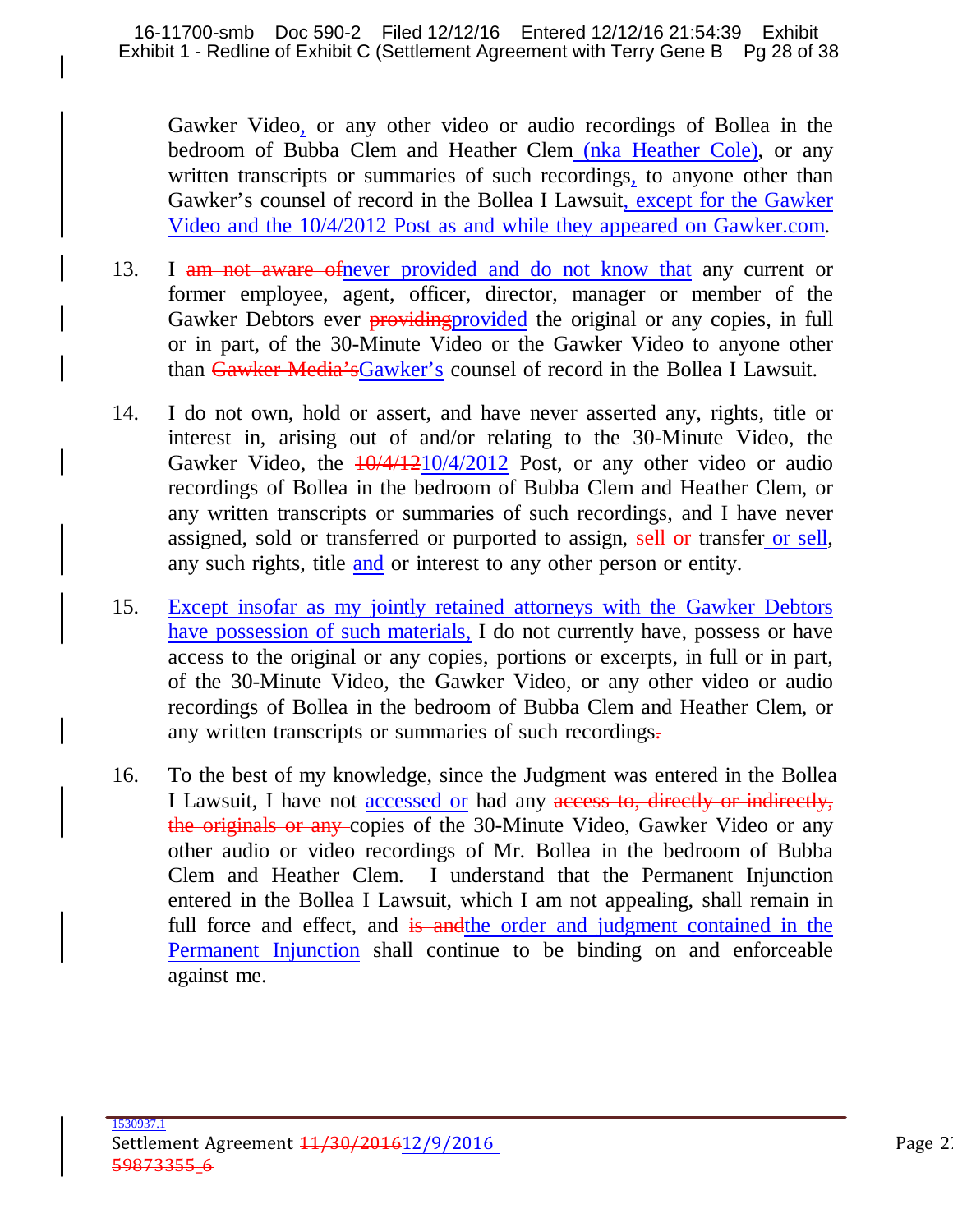Gawker Video, or any other video or audio recordings of Bollea in the bedroom of Bubba Clem and Heather Clem (nka Heather Cole), or any written transcripts or summaries of such recordings, to anyone other than Gawker's counsel of record in the Bollea I Lawsuit, except for the Gawker Video and the 10/4/2012 Post as and while they appeared on Gawker.com.

13. I ~~am not aware of~~never provided and do not know that any current or former employee, agent, officer, director, manager or member of the Gawker Debtors ever ~~providing~~provided the original or any copies, in full or in part, of the 30-Minute Video or the Gawker Video to anyone other than ~~Gawker Media's~~Gawker's counsel of record in the Bollea I Lawsuit.

14. I do not own, hold or assert, and have never asserted any, rights, title or interest in, arising out of and/or relating to the 30-Minute Video, the Gawker Video, the ~~10/4/12~~10/4/2012 Post, or any other video or audio recordings of Bollea in the bedroom of Bubba Clem and Heather Clem, or any written transcripts or summaries of such recordings, and I have never assigned, sold or transferred or purported to assign, ~~sell or~~ transfer or sell, any such rights, title and or interest to any other person or entity.

15. Except insofar as my jointly retained attorneys with the Gawker Debtors have possession of such materials, I do not currently have, possess or have access to the original or any copies, portions or excerpts, in full or in part, of the 30-Minute Video, the Gawker Video, or any other video or audio recordings of Bollea in the bedroom of Bubba Clem and Heather Clem, or any written transcripts or summaries of such recordings~~.~~

16. To the best of my knowledge, since the Judgment was entered in the Bollea I Lawsuit, I have not accessed or had any ~~access to, directly or indirectly, the originals or any~~ copies of the 30-Minute Video, Gawker Video or any other audio or video recordings of Mr. Bollea in the bedroom of Bubba Clem and Heather Clem. I understand that the Permanent Injunction entered in the Bollea I Lawsuit, which I am not appealing, shall remain in full force and effect, and ~~is and~~the order and judgment contained in the Permanent Injunction shall continue to be binding on and enforceable against me.

1530937.1
Settlement Agreement ~~11/30/2016~~12/9/2016
~~59873355_6~~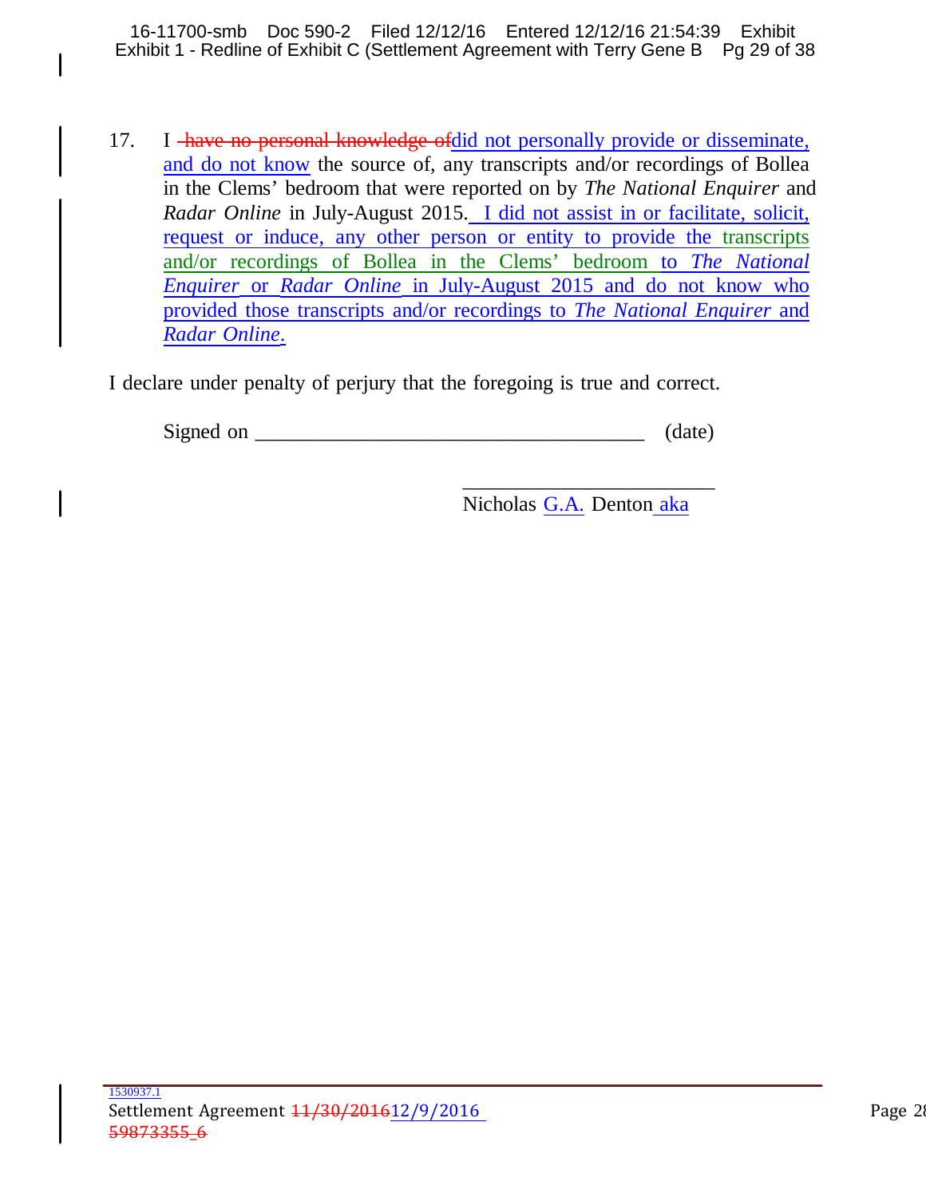17. I ~~have no personal knowledge of~~did not personally provide or disseminate, and do not know the source of, any transcripts and/or recordings of Bollea in the Clems' bedroom that were reported on by *The National Enquirer* and *Radar Online* in July-August 2015. I did not assist in or facilitate, solicit, request or induce, any other person or entity to provide the transcripts and/or recordings of Bollea in the Clems' bedroom to *The National Enquirer* or *Radar Online* in July-August 2015 and do not know who provided those transcripts and/or recordings to *The National Enquirer* and *Radar Online*.

I declare under penalty of perjury that the foregoing is true and correct.

Signed on ____________________________________ (date)

________________________

Nicholas G.A. Denton aka

1530937.1

Settlement Agreement ~~11/30/2016~~12/9/2016

~~59873355_6~~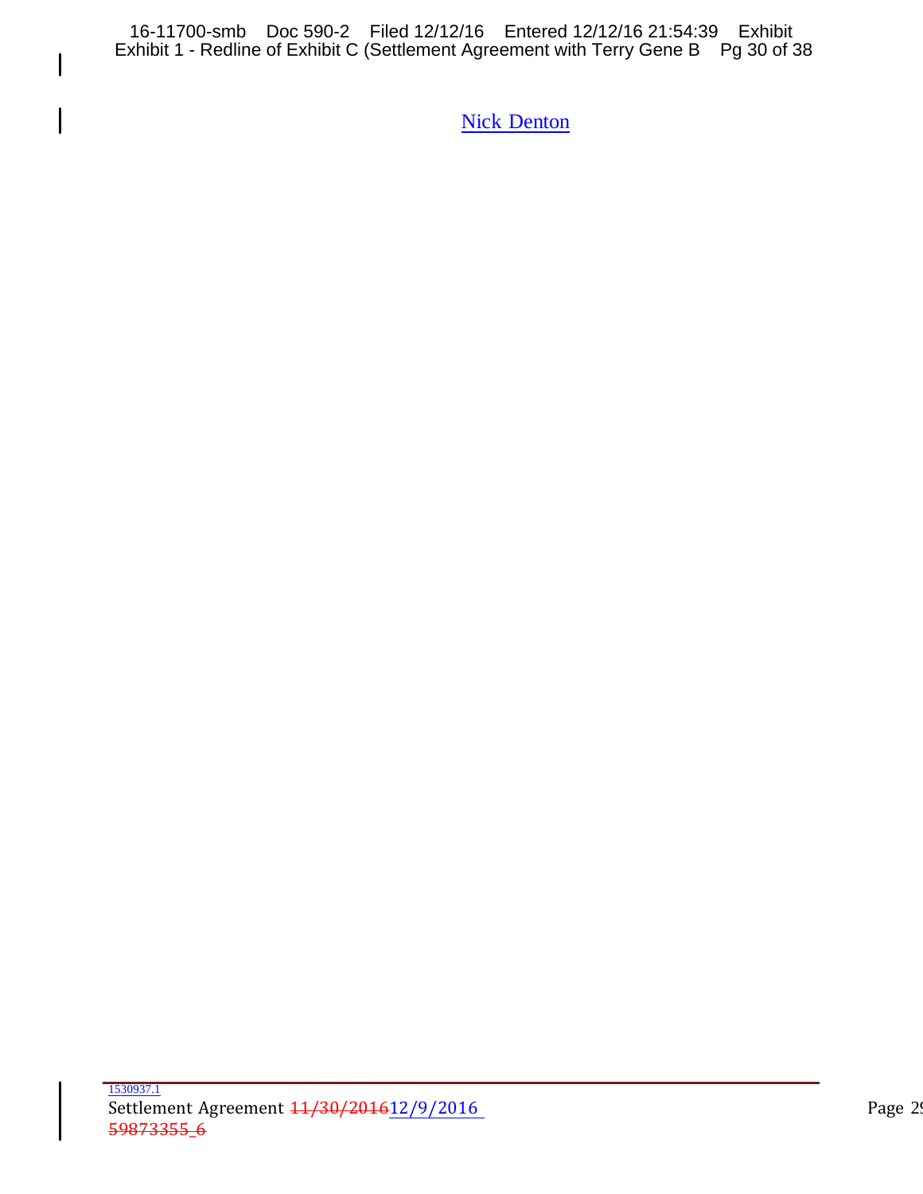Nick Denton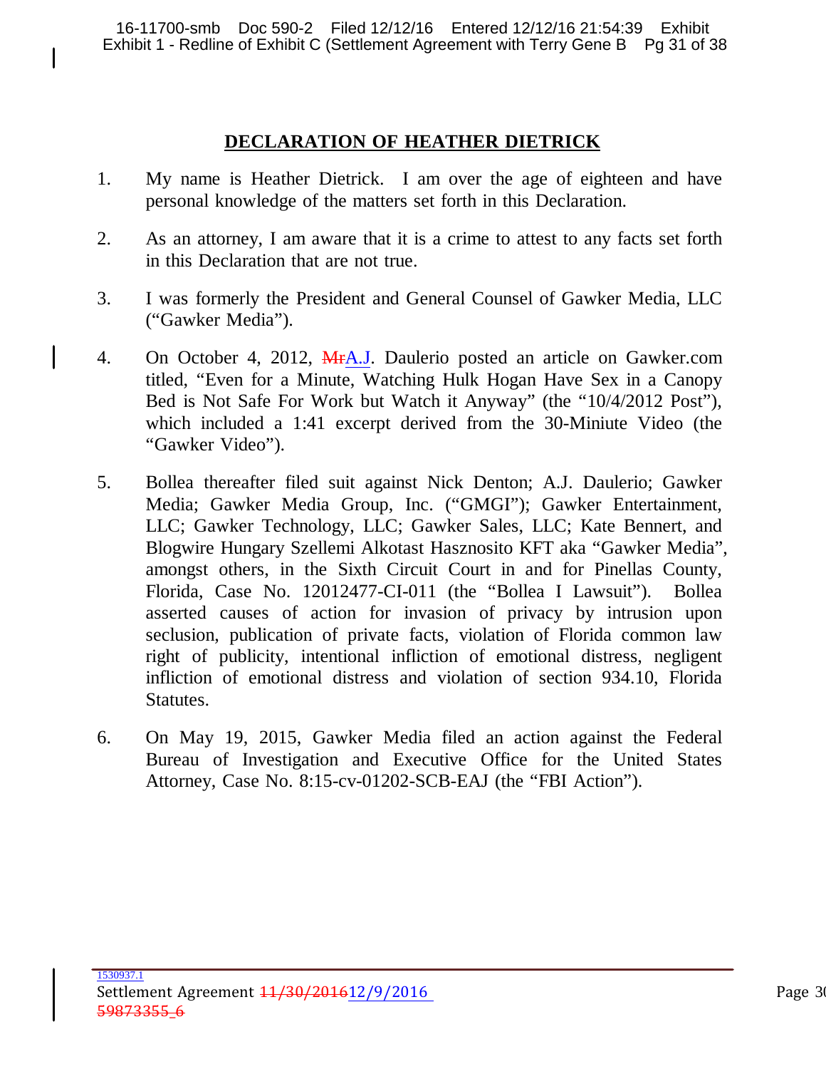# DECLARATION OF HEATHER DIETRICK

1. My name is Heather Dietrick. I am over the age of eighteen and have personal knowledge of the matters set forth in this Declaration.

2. As an attorney, I am aware that it is a crime to attest to any facts set forth in this Declaration that are not true.

3. I was formerly the President and General Counsel of Gawker Media, LLC ("Gawker Media").

4. On October 4, 2012, ~~Mr~~A.J. Daulerio posted an article on Gawker.com titled, "Even for a Minute, Watching Hulk Hogan Have Sex in a Canopy Bed is Not Safe For Work but Watch it Anyway" (the "10/4/2012 Post"), which included a 1:41 excerpt derived from the 30-Miniute Video (the "Gawker Video").

5. Bollea thereafter filed suit against Nick Denton; A.J. Daulerio; Gawker Media; Gawker Media Group, Inc. ("GMGI"); Gawker Entertainment, LLC; Gawker Technology, LLC; Gawker Sales, LLC; Kate Bennert, and Blogwire Hungary Szellemi Alkotast Hasznosito KFT aka "Gawker Media", amongst others, in the Sixth Circuit Court in and for Pinellas County, Florida, Case No. 12012477-CI-011 (the "Bollea I Lawsuit"). Bollea asserted causes of action for invasion of privacy by intrusion upon seclusion, publication of private facts, violation of Florida common law right of publicity, intentional infliction of emotional distress, negligent infliction of emotional distress and violation of section 934.10, Florida Statutes.

6. On May 19, 2015, Gawker Media filed an action against the Federal Bureau of Investigation and Executive Office for the United States Attorney, Case No. 8:15-cv-01202-SCB-EAJ (the "FBI Action").

1530937.1
Settlement Agreement ~~11/30/2016~~12/9/2016
~~59873355_6~~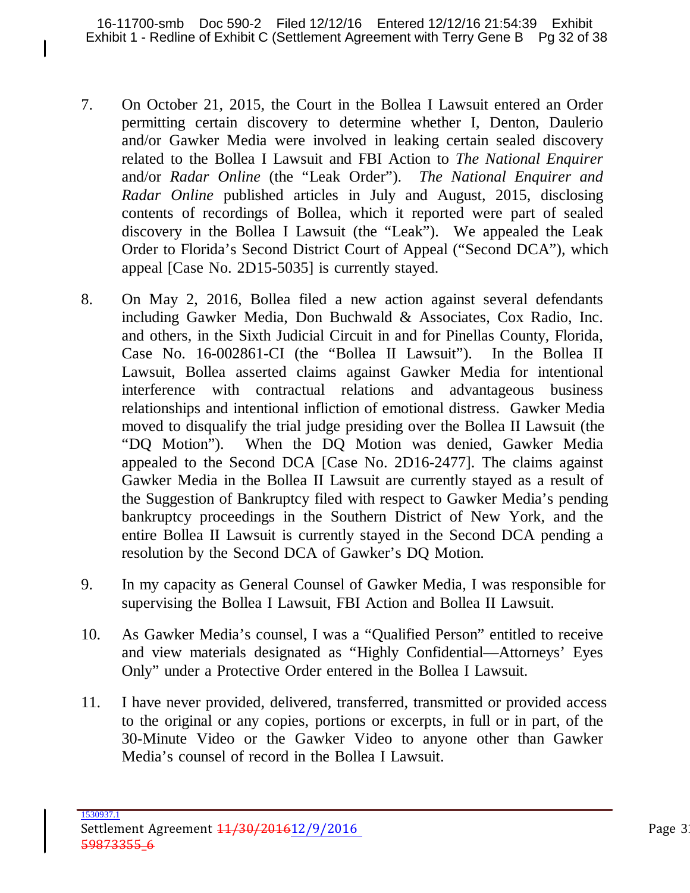7. On October 21, 2015, the Court in the Bollea I Lawsuit entered an Order permitting certain discovery to determine whether I, Denton, Daulerio and/or Gawker Media were involved in leaking certain sealed discovery related to the Bollea I Lawsuit and FBI Action to *The National Enquirer* and/or *Radar Online* (the "Leak Order"). *The National Enquirer and Radar Online* published articles in July and August, 2015, disclosing contents of recordings of Bollea, which it reported were part of sealed discovery in the Bollea I Lawsuit (the "Leak"). We appealed the Leak Order to Florida's Second District Court of Appeal ("Second DCA"), which appeal [Case No. 2D15-5035] is currently stayed.

8. On May 2, 2016, Bollea filed a new action against several defendants including Gawker Media, Don Buchwald & Associates, Cox Radio, Inc. and others, in the Sixth Judicial Circuit in and for Pinellas County, Florida, Case No. 16-002861-CI (the "Bollea II Lawsuit"). In the Bollea II Lawsuit, Bollea asserted claims against Gawker Media for intentional interference with contractual relations and advantageous business relationships and intentional infliction of emotional distress. Gawker Media moved to disqualify the trial judge presiding over the Bollea II Lawsuit (the "DQ Motion"). When the DQ Motion was denied, Gawker Media appealed to the Second DCA [Case No. 2D16-2477]. The claims against Gawker Media in the Bollea II Lawsuit are currently stayed as a result of the Suggestion of Bankruptcy filed with respect to Gawker Media's pending bankruptcy proceedings in the Southern District of New York, and the entire Bollea II Lawsuit is currently stayed in the Second DCA pending a resolution by the Second DCA of Gawker's DQ Motion.

9. In my capacity as General Counsel of Gawker Media, I was responsible for supervising the Bollea I Lawsuit, FBI Action and Bollea II Lawsuit.

10. As Gawker Media's counsel, I was a "Qualified Person" entitled to receive and view materials designated as "Highly Confidential—Attorneys' Eyes Only" under a Protective Order entered in the Bollea I Lawsuit.

11. I have never provided, delivered, transferred, transmitted or provided access to the original or any copies, portions or excerpts, in full or in part, of the 30-Minute Video or the Gawker Video to anyone other than Gawker Media's counsel of record in the Bollea I Lawsuit.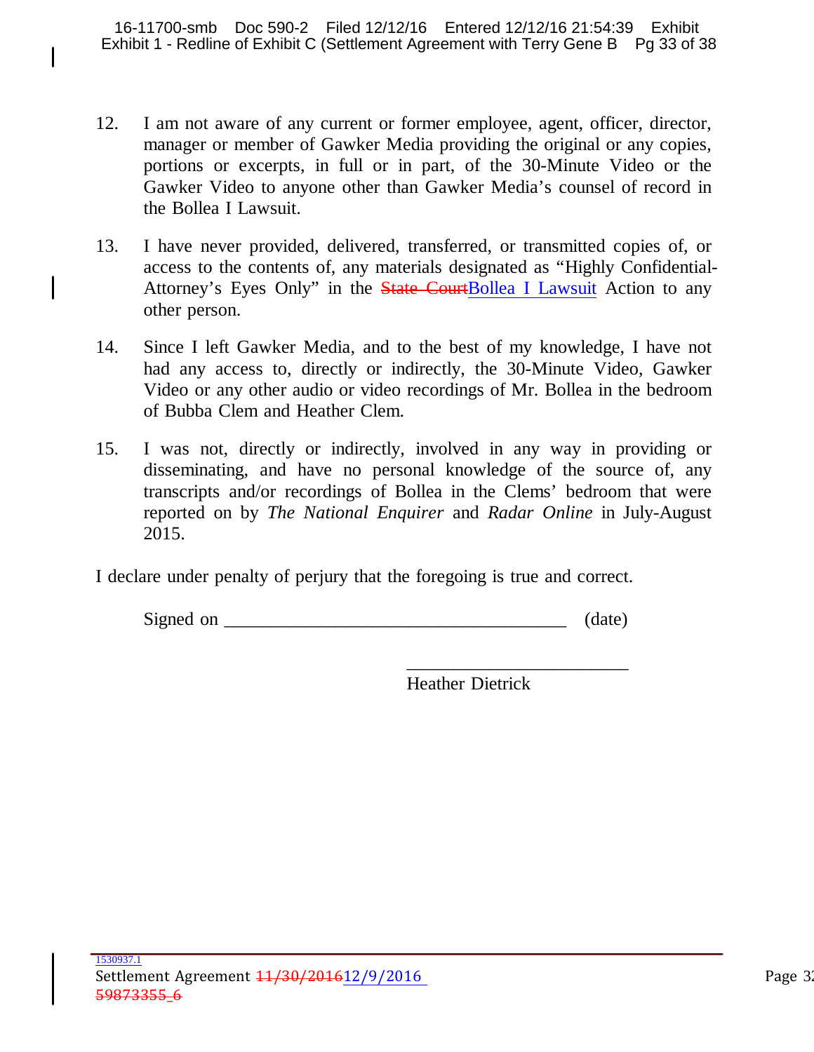12. I am not aware of any current or former employee, agent, officer, director, manager or member of Gawker Media providing the original or any copies, portions or excerpts, in full or in part, of the 30-Minute Video or the Gawker Video to anyone other than Gawker Media's counsel of record in the Bollea I Lawsuit.

13. I have never provided, delivered, transferred, or transmitted copies of, or access to the contents of, any materials designated as "Highly Confidential-Attorney's Eyes Only" in the ~~State Court~~Bollea I Lawsuit Action to any other person.

14. Since I left Gawker Media, and to the best of my knowledge, I have not had any access to, directly or indirectly, the 30-Minute Video, Gawker Video or any other audio or video recordings of Mr. Bollea in the bedroom of Bubba Clem and Heather Clem.

15. I was not, directly or indirectly, involved in any way in providing or disseminating, and have no personal knowledge of the source of, any transcripts and/or recordings of Bollea in the Clems' bedroom that were reported on by *The National Enquirer* and *Radar Online* in July-August 2015.

I declare under penalty of perjury that the foregoing is true and correct.

Signed on ____________________________________ (date)

________________________

Heather Dietrick

1530937.1

Settlement Agreement ~~11/30/2016~~12/9/2016

~~59873355_6~~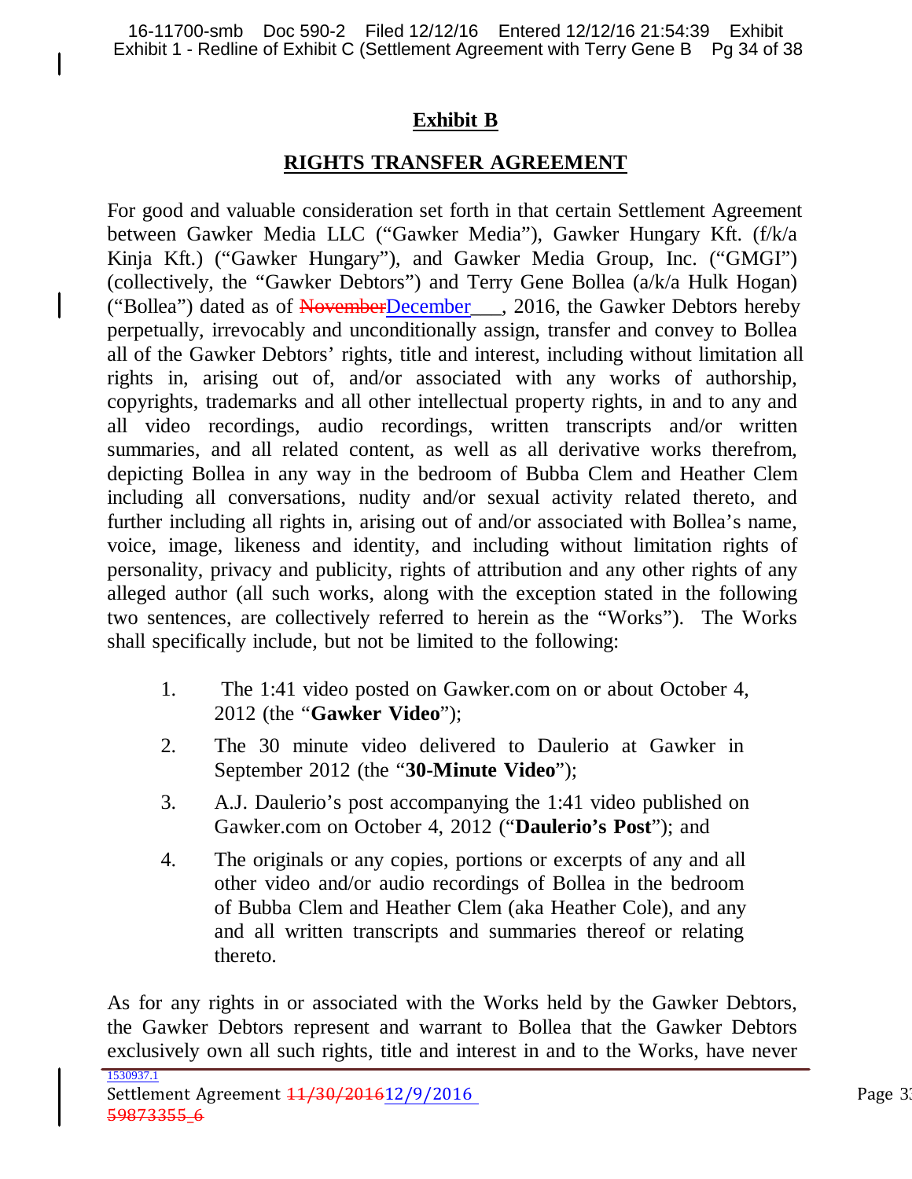## Exhibit B

## RIGHTS TRANSFER AGREEMENT

For good and valuable consideration set forth in that certain Settlement Agreement between Gawker Media LLC ("Gawker Media"), Gawker Hungary Kft. (f/k/a Kinja Kft.) ("Gawker Hungary"), and Gawker Media Group, Inc. ("GMGI") (collectively, the "Gawker Debtors") and Terry Gene Bollea (a/k/a Hulk Hogan) ("Bollea") dated as of ~~November~~December___, 2016, the Gawker Debtors hereby perpetually, irrevocably and unconditionally assign, transfer and convey to Bollea all of the Gawker Debtors' rights, title and interest, including without limitation all rights in, arising out of, and/or associated with any works of authorship, copyrights, trademarks and all other intellectual property rights, in and to any and all video recordings, audio recordings, written transcripts and/or written summaries, and all related content, as well as all derivative works therefrom, depicting Bollea in any way in the bedroom of Bubba Clem and Heather Clem including all conversations, nudity and/or sexual activity related thereto, and further including all rights in, arising out of and/or associated with Bollea's name, voice, image, likeness and identity, and including without limitation rights of personality, privacy and publicity, rights of attribution and any other rights of any alleged author (all such works, along with the exception stated in the following two sentences, are collectively referred to herein as the "Works"). The Works shall specifically include, but not be limited to the following:

1. The 1:41 video posted on Gawker.com on or about October 4, 2012 (the "**Gawker Video**");
2. The 30 minute video delivered to Daulerio at Gawker in September 2012 (the "**30-Minute Video**");
3. A.J. Daulerio's post accompanying the 1:41 video published on Gawker.com on October 4, 2012 ("**Daulerio's Post**"); and
4. The originals or any copies, portions or excerpts of any and all other video and/or audio recordings of Bollea in the bedroom of Bubba Clem and Heather Clem (aka Heather Cole), and any and all written transcripts and summaries thereof or relating thereto.

As for any rights in or associated with the Works held by the Gawker Debtors, the Gawker Debtors represent and warrant to Bollea that the Gawker Debtors exclusively own all such rights, title and interest in and to the Works, have never

1530937.1

Settlement Agreement ~~11/30/2016~~12/9/2016

~~59873355_6~~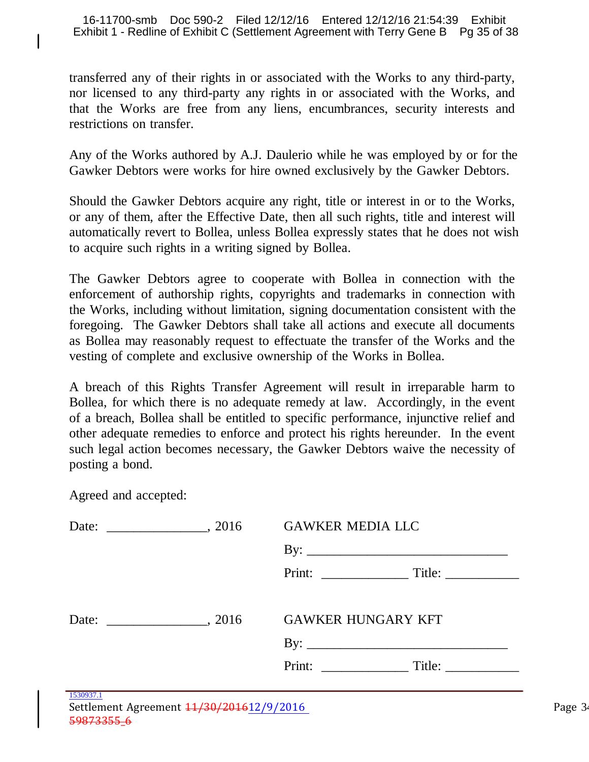transferred any of their rights in or associated with the Works to any third-party, nor licensed to any third-party any rights in or associated with the Works, and that the Works are free from any liens, encumbrances, security interests and restrictions on transfer.

Any of the Works authored by A.J. Daulerio while he was employed by or for the Gawker Debtors were works for hire owned exclusively by the Gawker Debtors.

Should the Gawker Debtors acquire any right, title or interest in or to the Works, or any of them, after the Effective Date, then all such rights, title and interest will automatically revert to Bollea, unless Bollea expressly states that he does not wish to acquire such rights in a writing signed by Bollea.

The Gawker Debtors agree to cooperate with Bollea in connection with the enforcement of authorship rights, copyrights and trademarks in connection with the Works, including without limitation, signing documentation consistent with the foregoing. The Gawker Debtors shall take all actions and execute all documents as Bollea may reasonably request to effectuate the transfer of the Works and the vesting of complete and exclusive ownership of the Works in Bollea.

A breach of this Rights Transfer Agreement will result in irreparable harm to Bollea, for which there is no adequate remedy at law. Accordingly, in the event of a breach, Bollea shall be entitled to specific performance, injunctive relief and other adequate remedies to enforce and protect his rights hereunder. In the event such legal action becomes necessary, the Gawker Debtors waive the necessity of posting a bond.

Agreed and accepted:

Date: _______________, 2016 GAWKER MEDIA LLC

By: ______________________________

Print: _____________ Title: ___________

Date: _______________, 2016 GAWKER HUNGARY KFT

By: ______________________________

Print: _____________ Title: ___________

1530937.1

Settlement Agreement ~~11/30/2016~~12/9/2016

~~59873355_6~~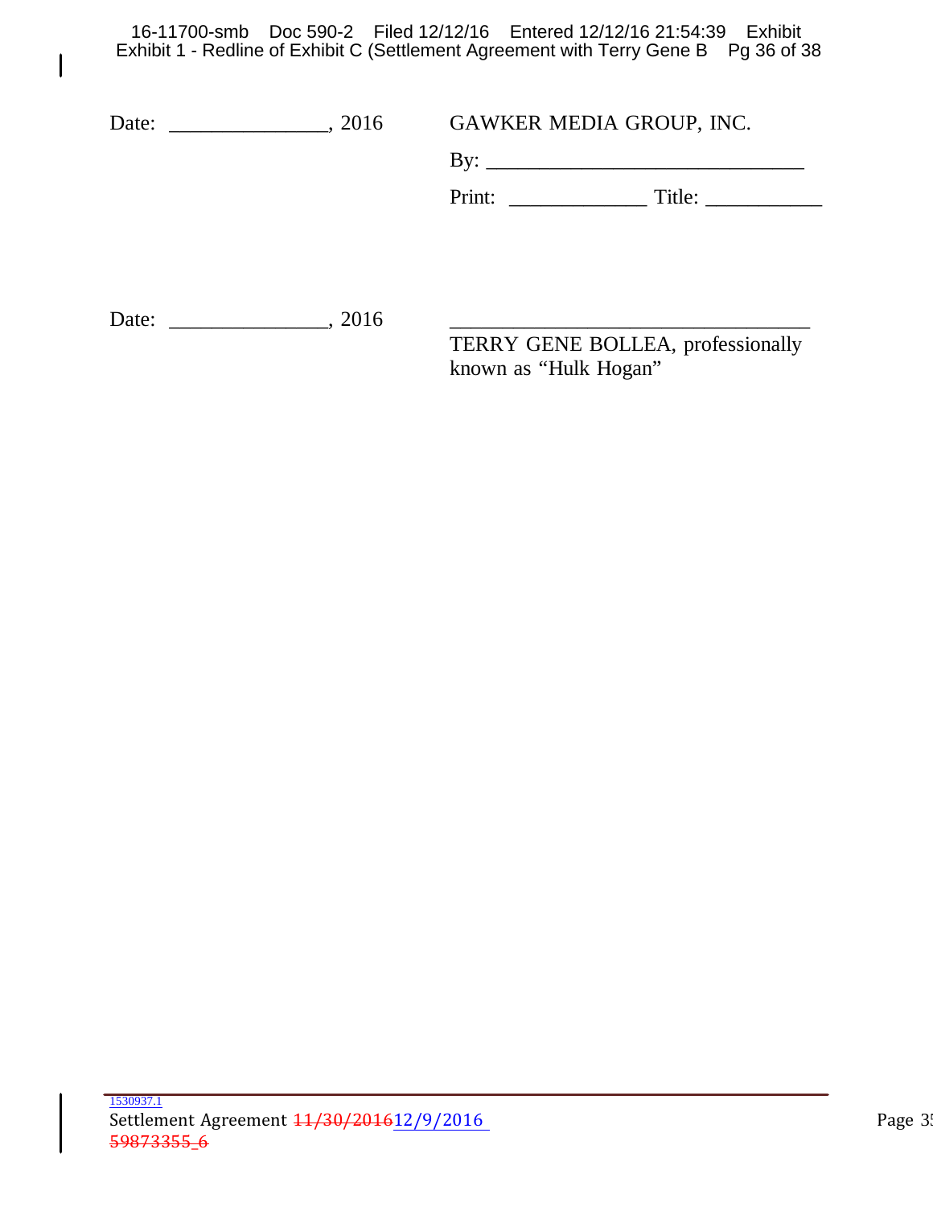Date: _______________, 2016

GAWKER MEDIA GROUP, INC.

By: ______________________________

Print: _____________ Title: ___________

Date: _______________, 2016

__________________________________

TERRY GENE BOLLEA, professionally known as "Hulk Hogan"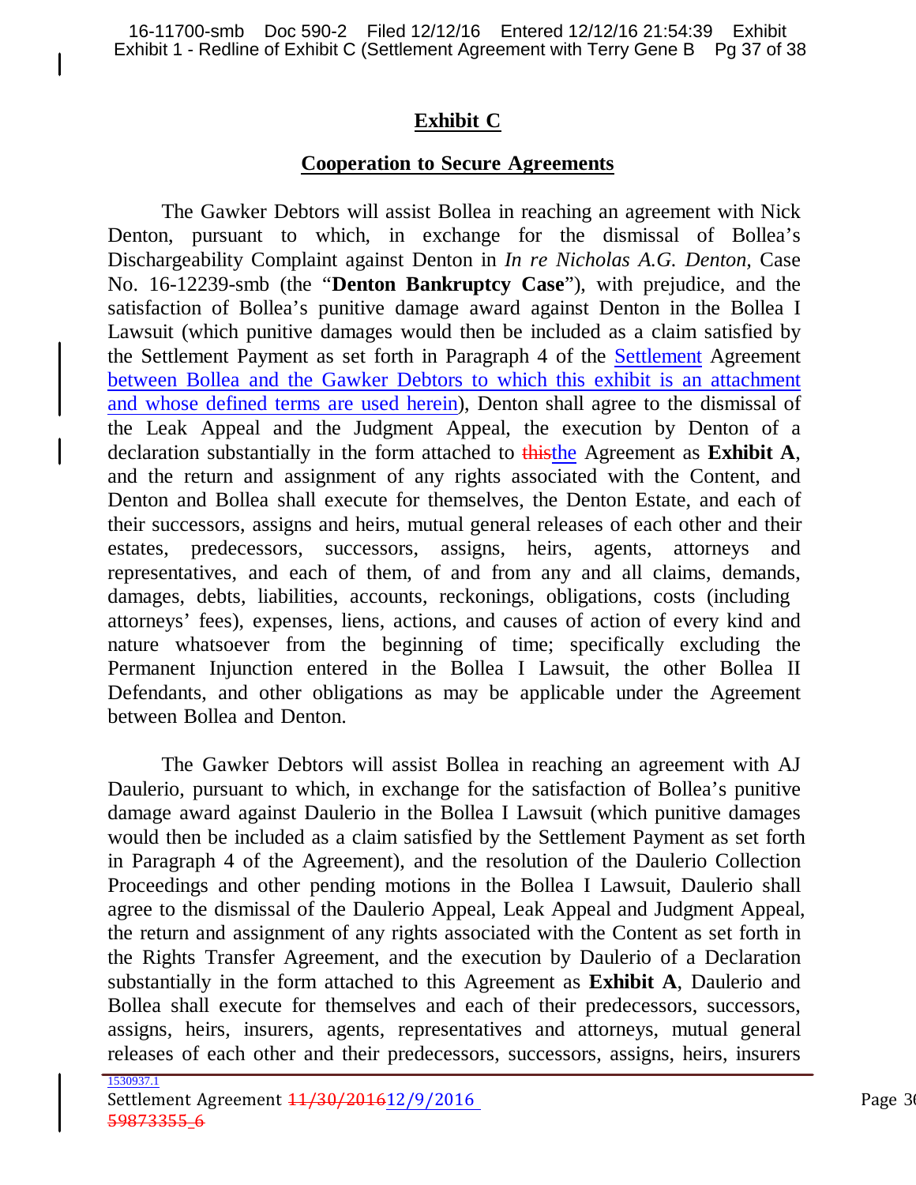## Exhibit C

### Cooperation to Secure Agreements

The Gawker Debtors will assist Bollea in reaching an agreement with Nick Denton, pursuant to which, in exchange for the dismissal of Bollea's Dischargeability Complaint against Denton in *In re Nicholas A.G. Denton,* Case No. 16-12239-smb (the "**Denton Bankruptcy Case**"), with prejudice, and the satisfaction of Bollea's punitive damage award against Denton in the Bollea I Lawsuit (which punitive damages would then be included as a claim satisfied by the Settlement Payment as set forth in Paragraph 4 of the Settlement Agreement between Bollea and the Gawker Debtors to which this exhibit is an attachment and whose defined terms are used herein), Denton shall agree to the dismissal of the Leak Appeal and the Judgment Appeal, the execution by Denton of a declaration substantially in the form attached to ~~this~~the Agreement as **Exhibit A**, and the return and assignment of any rights associated with the Content, and Denton and Bollea shall execute for themselves, the Denton Estate, and each of their successors, assigns and heirs, mutual general releases of each other and their estates, predecessors, successors, assigns, heirs, agents, attorneys and representatives, and each of them, of and from any and all claims, demands, damages, debts, liabilities, accounts, reckonings, obligations, costs (including attorneys' fees), expenses, liens, actions, and causes of action of every kind and nature whatsoever from the beginning of time; specifically excluding the Permanent Injunction entered in the Bollea I Lawsuit, the other Bollea II Defendants, and other obligations as may be applicable under the Agreement between Bollea and Denton.

The Gawker Debtors will assist Bollea in reaching an agreement with AJ Daulerio, pursuant to which, in exchange for the satisfaction of Bollea's punitive damage award against Daulerio in the Bollea I Lawsuit (which punitive damages would then be included as a claim satisfied by the Settlement Payment as set forth in Paragraph 4 of the Agreement), and the resolution of the Daulerio Collection Proceedings and other pending motions in the Bollea I Lawsuit, Daulerio shall agree to the dismissal of the Daulerio Appeal, Leak Appeal and Judgment Appeal, the return and assignment of any rights associated with the Content as set forth in the Rights Transfer Agreement, and the execution by Daulerio of a Declaration substantially in the form attached to this Agreement as **Exhibit A**, Daulerio and Bollea shall execute for themselves and each of their predecessors, successors, assigns, heirs, insurers, agents, representatives and attorneys, mutual general releases of each other and their predecessors, successors, assigns, heirs, insurers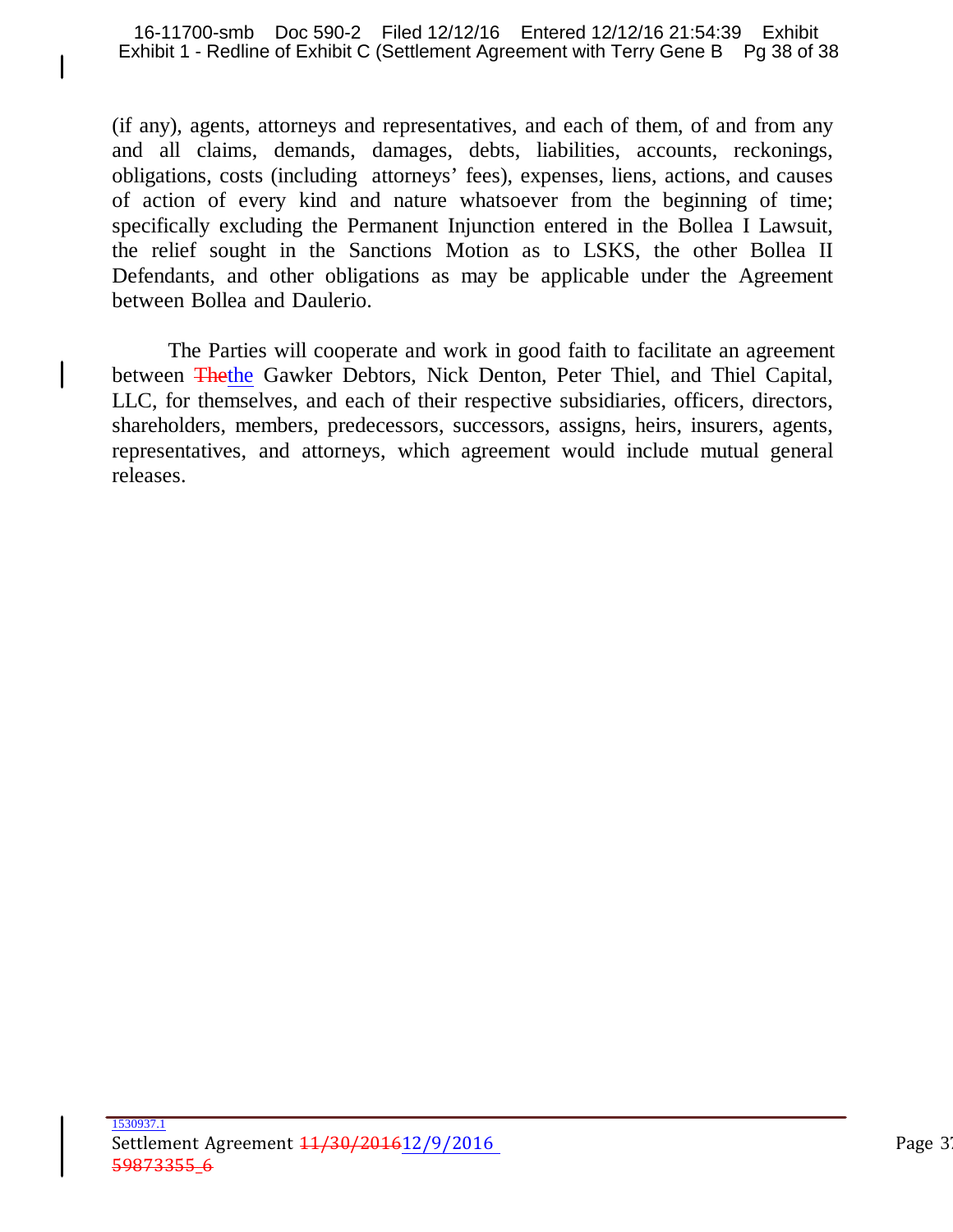(if any), agents, attorneys and representatives, and each of them, of and from any and all claims, demands, damages, debts, liabilities, accounts, reckonings, obligations, costs (including attorneys' fees), expenses, liens, actions, and causes of action of every kind and nature whatsoever from the beginning of time; specifically excluding the Permanent Injunction entered in the Bollea I Lawsuit, the relief sought in the Sanctions Motion as to LSKS, the other Bollea II Defendants, and other obligations as may be applicable under the Agreement between Bollea and Daulerio.

The Parties will cooperate and work in good faith to facilitate an agreement between ~~The~~the Gawker Debtors, Nick Denton, Peter Thiel, and Thiel Capital, LLC, for themselves, and each of their respective subsidiaries, officers, directors, shareholders, members, predecessors, successors, assigns, heirs, insurers, agents, representatives, and attorneys, which agreement would include mutual general releases.

1530937.1
Settlement Agreement ~~11/30/2016~~12/9/2016
~~59873355_6~~